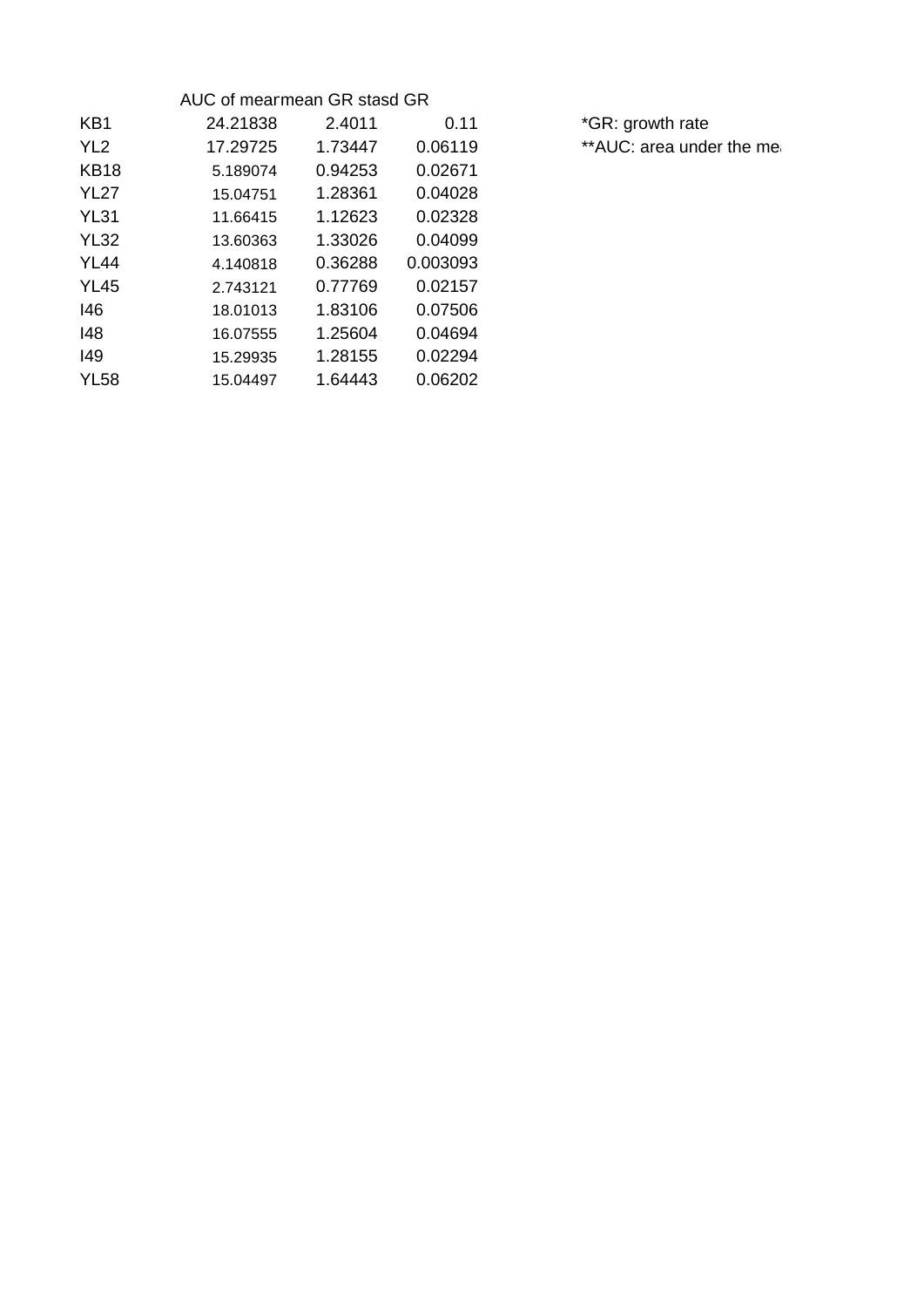|  | AUC of mearmean GR stasd GR |  |  |
|---|---|---|---|
| KB1 | 24.21838 | 2.4011 | 0.11 |
| YL2 | 17.29725 | 1.73447 | 0.06119 |
| KB18 | 5.189074 | 0.94253 | 0.02671 |
| YL27 | 15.04751 | 1.28361 | 0.04028 |
| YL31 | 11.66415 | 1.12623 | 0.02328 |
| YL32 | 13.60363 | 1.33026 | 0.04099 |
| YL44 | 4.140818 | 0.36288 | 0.003093 |
| YL45 | 2.743121 | 0.77769 | 0.02157 |
| I46 | 18.01013 | 1.83106 | 0.07506 |
| I48 | 16.07555 | 1.25604 | 0.04694 |
| I49 | 15.29935 | 1.28155 | 0.02294 |
| YL58 | 15.04497 | 1.64443 | 0.06202 |

*GR: growth rate

**AUC: area under the mea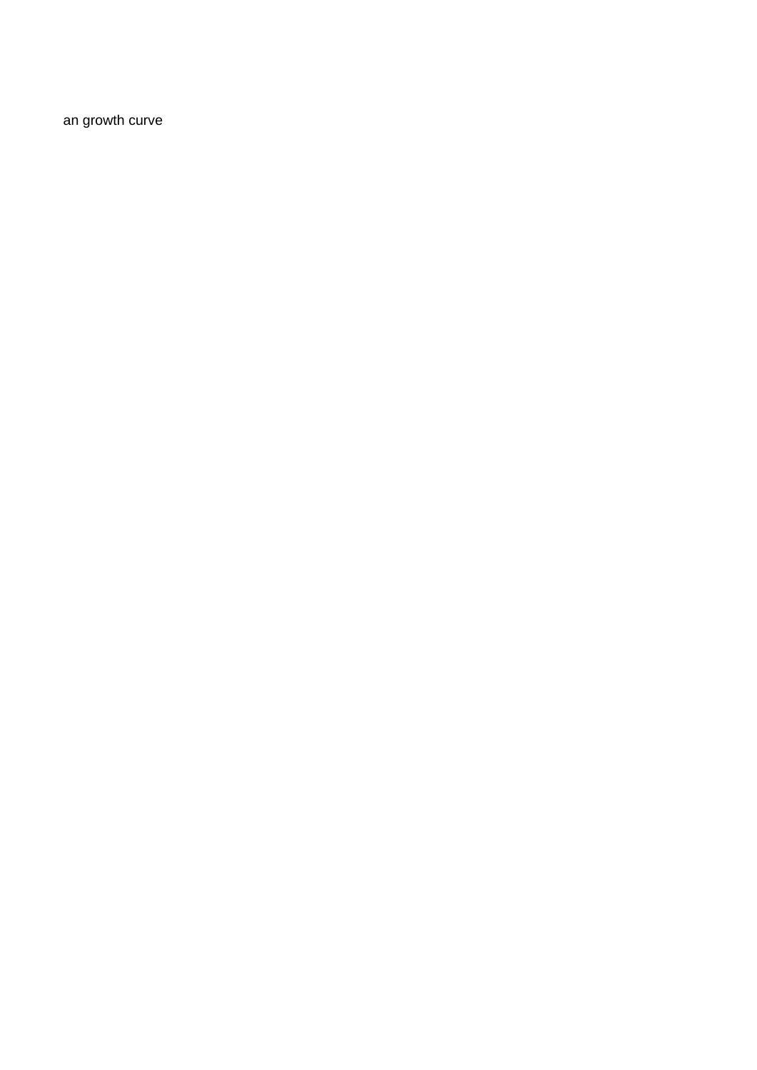an growth curve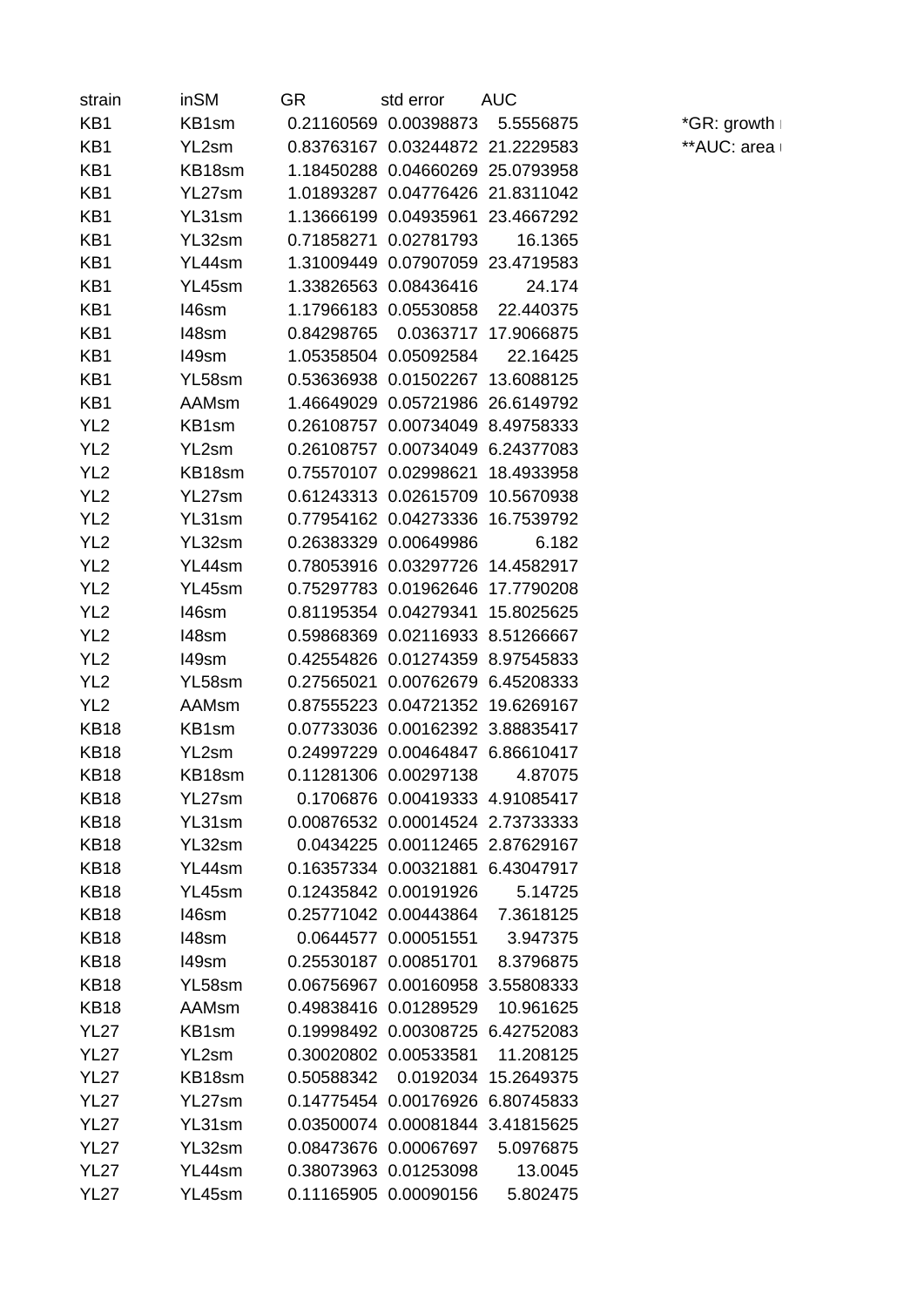| strain | inSM | GR | std error | AUC |
|---|---|---|---|---|
| KB1 | KB1sm | 0.21160569 | 0.00398873 | 5.5556875 |
| KB1 | YL2sm | 0.83763167 | 0.03244872 | 21.2229583 |
| KB1 | KB18sm | 1.18450288 | 0.04660269 | 25.0793958 |
| KB1 | YL27sm | 1.01893287 | 0.04776426 | 21.8311042 |
| KB1 | YL31sm | 1.13666199 | 0.04935961 | 23.4667292 |
| KB1 | YL32sm | 0.71858271 | 0.02781793 | 16.1365 |
| KB1 | YL44sm | 1.31009449 | 0.07907059 | 23.4719583 |
| KB1 | YL45sm | 1.33826563 | 0.08436416 | 24.174 |
| KB1 | I46sm | 1.17966183 | 0.05530858 | 22.440375 |
| KB1 | I48sm | 0.84298765 | 0.0363717 | 17.9066875 |
| KB1 | I49sm | 1.05358504 | 0.05092584 | 22.16425 |
| KB1 | YL58sm | 0.53636938 | 0.01502267 | 13.6088125 |
| KB1 | AAMsm | 1.46649029 | 0.05721986 | 26.6149792 |
| YL2 | KB1sm | 0.26108757 | 0.00734049 | 8.49758333 |
| YL2 | YL2sm | 0.26108757 | 0.00734049 | 6.24377083 |
| YL2 | KB18sm | 0.75570107 | 0.02998621 | 18.4933958 |
| YL2 | YL27sm | 0.61243313 | 0.02615709 | 10.5670938 |
| YL2 | YL31sm | 0.77954162 | 0.04273336 | 16.7539792 |
| YL2 | YL32sm | 0.26383329 | 0.00649986 | 6.182 |
| YL2 | YL44sm | 0.78053916 | 0.03297726 | 14.4582917 |
| YL2 | YL45sm | 0.75297783 | 0.01962646 | 17.7790208 |
| YL2 | I46sm | 0.81195354 | 0.04279341 | 15.8025625 |
| YL2 | I48sm | 0.59868369 | 0.02116933 | 8.51266667 |
| YL2 | I49sm | 0.42554826 | 0.01274359 | 8.97545833 |
| YL2 | YL58sm | 0.27565021 | 0.00762679 | 6.45208333 |
| YL2 | AAMsm | 0.87555223 | 0.04721352 | 19.6269167 |
| KB18 | KB1sm | 0.07733036 | 0.00162392 | 3.88835417 |
| KB18 | YL2sm | 0.24997229 | 0.00464847 | 6.86610417 |
| KB18 | KB18sm | 0.11281306 | 0.00297138 | 4.87075 |
| KB18 | YL27sm | 0.1706876 | 0.00419333 | 4.91085417 |
| KB18 | YL31sm | 0.00876532 | 0.00014524 | 2.73733333 |
| KB18 | YL32sm | 0.0434225 | 0.00112465 | 2.87629167 |
| KB18 | YL44sm | 0.16357334 | 0.00321881 | 6.43047917 |
| KB18 | YL45sm | 0.12435842 | 0.00191926 | 5.14725 |
| KB18 | I46sm | 0.25771042 | 0.00443864 | 7.3618125 |
| KB18 | I48sm | 0.0644577 | 0.00051551 | 3.947375 |
| KB18 | I49sm | 0.25530187 | 0.00851701 | 8.3796875 |
| KB18 | YL58sm | 0.06756967 | 0.00160958 | 3.55808333 |
| KB18 | AAMsm | 0.49838416 | 0.01289529 | 10.961625 |
| YL27 | KB1sm | 0.19998492 | 0.00308725 | 6.42752083 |
| YL27 | YL2sm | 0.30020802 | 0.00533581 | 11.208125 |
| YL27 | KB18sm | 0.50588342 | 0.0192034 | 15.2649375 |
| YL27 | YL27sm | 0.14775454 | 0.00176926 | 6.80745833 |
| YL27 | YL31sm | 0.03500074 | 0.00081844 | 3.41815625 |
| YL27 | YL32sm | 0.08473676 | 0.00067697 | 5.0976875 |
| YL27 | YL44sm | 0.38073963 | 0.01253098 | 13.0045 |
| YL27 | YL45sm | 0.11165905 | 0.00090156 | 5.802475 |

*GR: growth

**AUC: area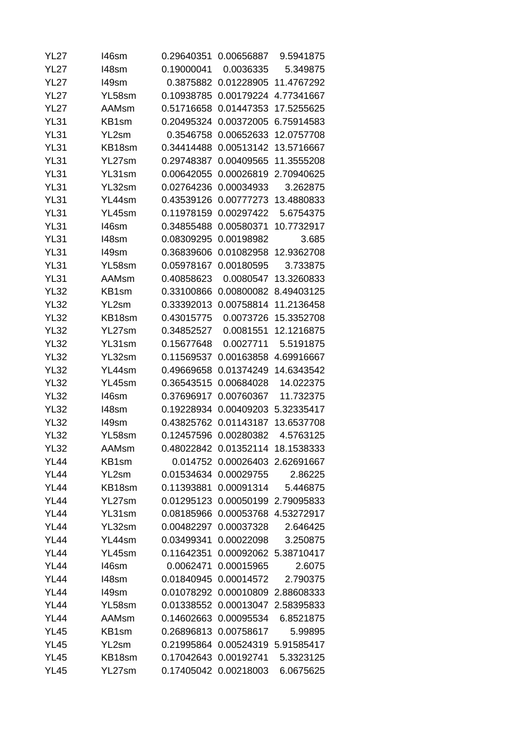| | | | | |
|---|---|---|---|---|
| YL27 | I46sm | 0.29640351 | 0.00656887 | 9.5941875 |
| YL27 | I48sm | 0.19000041 | 0.0036335 | 5.349875 |
| YL27 | I49sm | 0.3875882 | 0.01228905 | 11.4767292 |
| YL27 | YL58sm | 0.10938785 | 0.00179224 | 4.77341667 |
| YL27 | AAMsm | 0.51716658 | 0.01447353 | 17.5255625 |
| YL31 | KB1sm | 0.20495324 | 0.00372005 | 6.75914583 |
| YL31 | YL2sm | 0.3546758 | 0.00652633 | 12.0757708 |
| YL31 | KB18sm | 0.34414488 | 0.00513142 | 13.5716667 |
| YL31 | YL27sm | 0.29748387 | 0.00409565 | 11.3555208 |
| YL31 | YL31sm | 0.00642055 | 0.00026819 | 2.70940625 |
| YL31 | YL32sm | 0.02764236 | 0.00034933 | 3.262875 |
| YL31 | YL44sm | 0.43539126 | 0.00777273 | 13.4880833 |
| YL31 | YL45sm | 0.11978159 | 0.00297422 | 5.6754375 |
| YL31 | I46sm | 0.34855488 | 0.00580371 | 10.7732917 |
| YL31 | I48sm | 0.08309295 | 0.00198982 | 3.685 |
| YL31 | I49sm | 0.36839606 | 0.01082958 | 12.9362708 |
| YL31 | YL58sm | 0.05978167 | 0.00180595 | 3.733875 |
| YL31 | AAMsm | 0.40858623 | 0.0080547 | 13.3260833 |
| YL32 | KB1sm | 0.33100866 | 0.00800082 | 8.49403125 |
| YL32 | YL2sm | 0.33392013 | 0.00758814 | 11.2136458 |
| YL32 | KB18sm | 0.43015775 | 0.0073726 | 15.3352708 |
| YL32 | YL27sm | 0.34852527 | 0.0081551 | 12.1216875 |
| YL32 | YL31sm | 0.15677648 | 0.0027711 | 5.5191875 |
| YL32 | YL32sm | 0.11569537 | 0.00163858 | 4.69916667 |
| YL32 | YL44sm | 0.49669658 | 0.01374249 | 14.6343542 |
| YL32 | YL45sm | 0.36543515 | 0.00684028 | 14.022375 |
| YL32 | I46sm | 0.37696917 | 0.00760367 | 11.732375 |
| YL32 | I48sm | 0.19228934 | 0.00409203 | 5.32335417 |
| YL32 | I49sm | 0.43825762 | 0.01143187 | 13.6537708 |
| YL32 | YL58sm | 0.12457596 | 0.00280382 | 4.5763125 |
| YL32 | AAMsm | 0.48022842 | 0.01352114 | 18.1538333 |
| YL44 | KB1sm | 0.014752 | 0.00026403 | 2.62691667 |
| YL44 | YL2sm | 0.01534634 | 0.00029755 | 2.86225 |
| YL44 | KB18sm | 0.11393881 | 0.00091314 | 5.446875 |
| YL44 | YL27sm | 0.01295123 | 0.00050199 | 2.79095833 |
| YL44 | YL31sm | 0.08185966 | 0.00053768 | 4.53272917 |
| YL44 | YL32sm | 0.00482297 | 0.00037328 | 2.646425 |
| YL44 | YL44sm | 0.03499341 | 0.00022098 | 3.250875 |
| YL44 | YL45sm | 0.11642351 | 0.00092062 | 5.38710417 |
| YL44 | I46sm | 0.0062471 | 0.00015965 | 2.6075 |
| YL44 | I48sm | 0.01840945 | 0.00014572 | 2.790375 |
| YL44 | I49sm | 0.01078292 | 0.00010809 | 2.88608333 |
| YL44 | YL58sm | 0.01338552 | 0.00013047 | 2.58395833 |
| YL44 | AAMsm | 0.14602663 | 0.00095534 | 6.8521875 |
| YL45 | KB1sm | 0.26896813 | 0.00758617 | 5.99895 |
| YL45 | YL2sm | 0.21995864 | 0.00524319 | 5.91585417 |
| YL45 | KB18sm | 0.17042643 | 0.00192741 | 5.3323125 |
| YL45 | YL27sm | 0.17405042 | 0.00218003 | 6.0675625 |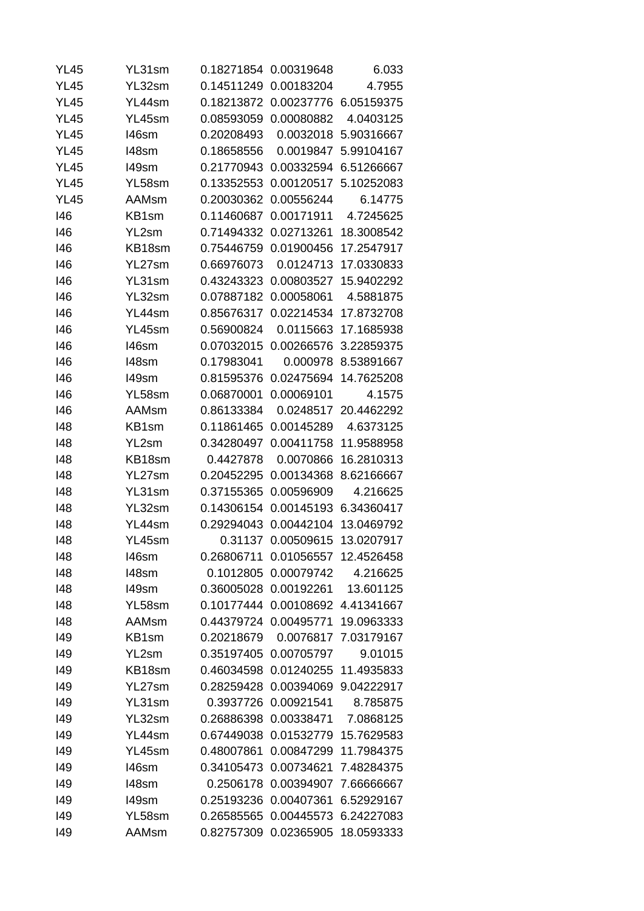| | | | | |
|---|---|---|---|---|
| YL45 | YL31sm | 0.18271854 | 0.00319648 | 6.033 |
| YL45 | YL32sm | 0.14511249 | 0.00183204 | 4.7955 |
| YL45 | YL44sm | 0.18213872 | 0.00237776 | 6.05159375 |
| YL45 | YL45sm | 0.08593059 | 0.00080882 | 4.0403125 |
| YL45 | I46sm | 0.20208493 | 0.0032018 | 5.90316667 |
| YL45 | I48sm | 0.18658556 | 0.0019847 | 5.99104167 |
| YL45 | I49sm | 0.21770943 | 0.00332594 | 6.51266667 |
| YL45 | YL58sm | 0.13352553 | 0.00120517 | 5.10252083 |
| YL45 | AAMsm | 0.20030362 | 0.00556244 | 6.14775 |
| I46 | KB1sm | 0.11460687 | 0.00171911 | 4.7245625 |
| I46 | YL2sm | 0.71494332 | 0.02713261 | 18.3008542 |
| I46 | KB18sm | 0.75446759 | 0.01900456 | 17.2547917 |
| I46 | YL27sm | 0.66976073 | 0.0124713 | 17.0330833 |
| I46 | YL31sm | 0.43243323 | 0.00803527 | 15.9402292 |
| I46 | YL32sm | 0.07887182 | 0.00058061 | 4.5881875 |
| I46 | YL44sm | 0.85676317 | 0.02214534 | 17.8732708 |
| I46 | YL45sm | 0.56900824 | 0.0115663 | 17.1685938 |
| I46 | I46sm | 0.07032015 | 0.00266576 | 3.22859375 |
| I46 | I48sm | 0.17983041 | 0.000978 | 8.53891667 |
| I46 | I49sm | 0.81595376 | 0.02475694 | 14.7625208 |
| I46 | YL58sm | 0.06870001 | 0.00069101 | 4.1575 |
| I46 | AAMsm | 0.86133384 | 0.0248517 | 20.4462292 |
| I48 | KB1sm | 0.11861465 | 0.00145289 | 4.6373125 |
| I48 | YL2sm | 0.34280497 | 0.00411758 | 11.9588958 |
| I48 | KB18sm | 0.4427878 | 0.0070866 | 16.2810313 |
| I48 | YL27sm | 0.20452295 | 0.00134368 | 8.62166667 |
| I48 | YL31sm | 0.37155365 | 0.00596909 | 4.216625 |
| I48 | YL32sm | 0.14306154 | 0.00145193 | 6.34360417 |
| I48 | YL44sm | 0.29294043 | 0.00442104 | 13.0469792 |
| I48 | YL45sm | 0.31137 | 0.00509615 | 13.0207917 |
| I48 | I46sm | 0.26806711 | 0.01056557 | 12.4526458 |
| I48 | I48sm | 0.1012805 | 0.00079742 | 4.216625 |
| I48 | I49sm | 0.36005028 | 0.00192261 | 13.601125 |
| I48 | YL58sm | 0.10177444 | 0.00108692 | 4.41341667 |
| I48 | AAMsm | 0.44379724 | 0.00495771 | 19.0963333 |
| I49 | KB1sm | 0.20218679 | 0.0076817 | 7.03179167 |
| I49 | YL2sm | 0.35197405 | 0.00705797 | 9.01015 |
| I49 | KB18sm | 0.46034598 | 0.01240255 | 11.4935833 |
| I49 | YL27sm | 0.28259428 | 0.00394069 | 9.04222917 |
| I49 | YL31sm | 0.3937726 | 0.00921541 | 8.785875 |
| I49 | YL32sm | 0.26886398 | 0.00338471 | 7.0868125 |
| I49 | YL44sm | 0.67449038 | 0.01532779 | 15.7629583 |
| I49 | YL45sm | 0.48007861 | 0.00847299 | 11.7984375 |
| I49 | I46sm | 0.34105473 | 0.00734621 | 7.48284375 |
| I49 | I48sm | 0.2506178 | 0.00394907 | 7.66666667 |
| I49 | I49sm | 0.25193236 | 0.00407361 | 6.52929167 |
| I49 | YL58sm | 0.26585565 | 0.00445573 | 6.24227083 |
| I49 | AAMsm | 0.82757309 | 0.02365905 | 18.0593333 |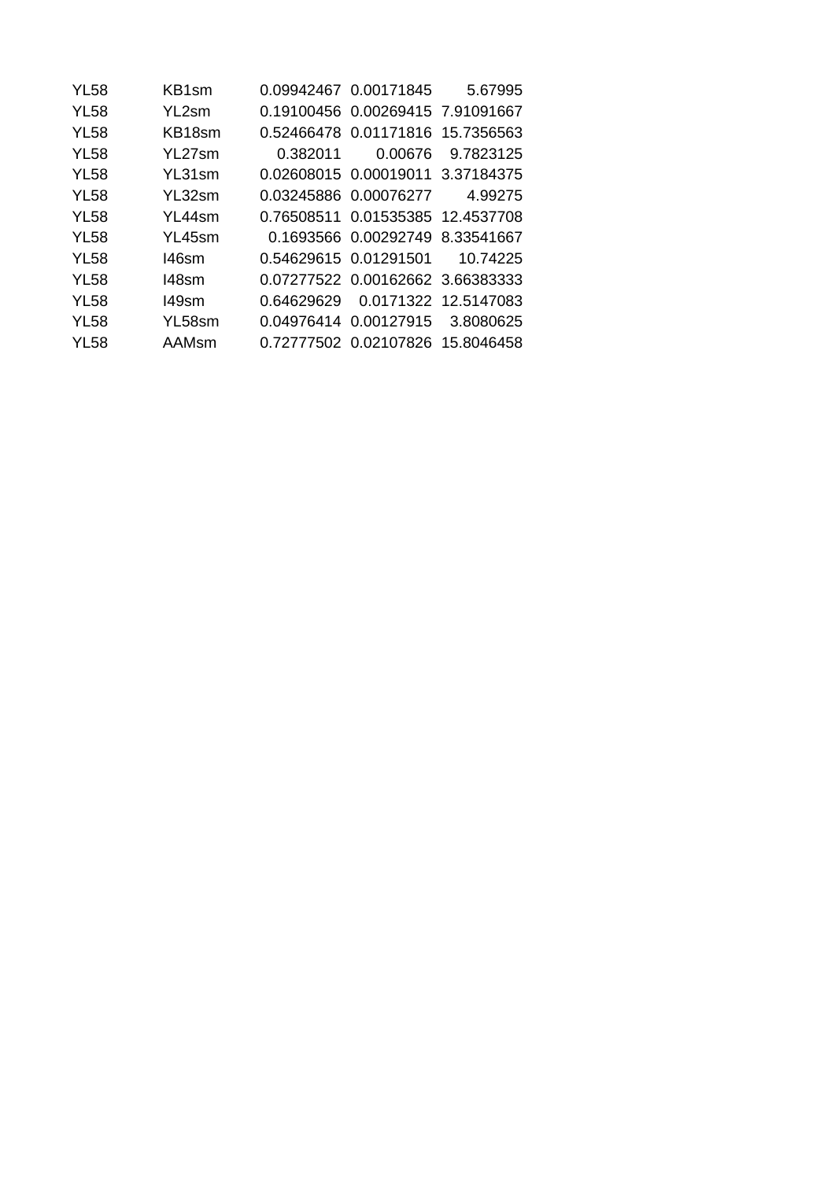| | | | | |
|---|---|---|---|---|
| YL58 | KB1sm | 0.09942467 | 0.00171845 | 5.67995 |
| YL58 | YL2sm | 0.19100456 | 0.00269415 | 7.91091667 |
| YL58 | KB18sm | 0.52466478 | 0.01171816 | 15.7356563 |
| YL58 | YL27sm | 0.382011 | 0.00676 | 9.7823125 |
| YL58 | YL31sm | 0.02608015 | 0.00019011 | 3.37184375 |
| YL58 | YL32sm | 0.03245886 | 0.00076277 | 4.99275 |
| YL58 | YL44sm | 0.76508511 | 0.01535385 | 12.4537708 |
| YL58 | YL45sm | 0.1693566 | 0.00292749 | 8.33541667 |
| YL58 | I46sm | 0.54629615 | 0.01291501 | 10.74225 |
| YL58 | I48sm | 0.07277522 | 0.00162662 | 3.66383333 |
| YL58 | I49sm | 0.64629629 | 0.0171322 | 12.5147083 |
| YL58 | YL58sm | 0.04976414 | 0.00127915 | 3.8080625 |
| YL58 | AAMsm | 0.72777502 | 0.02107826 | 15.8046458 |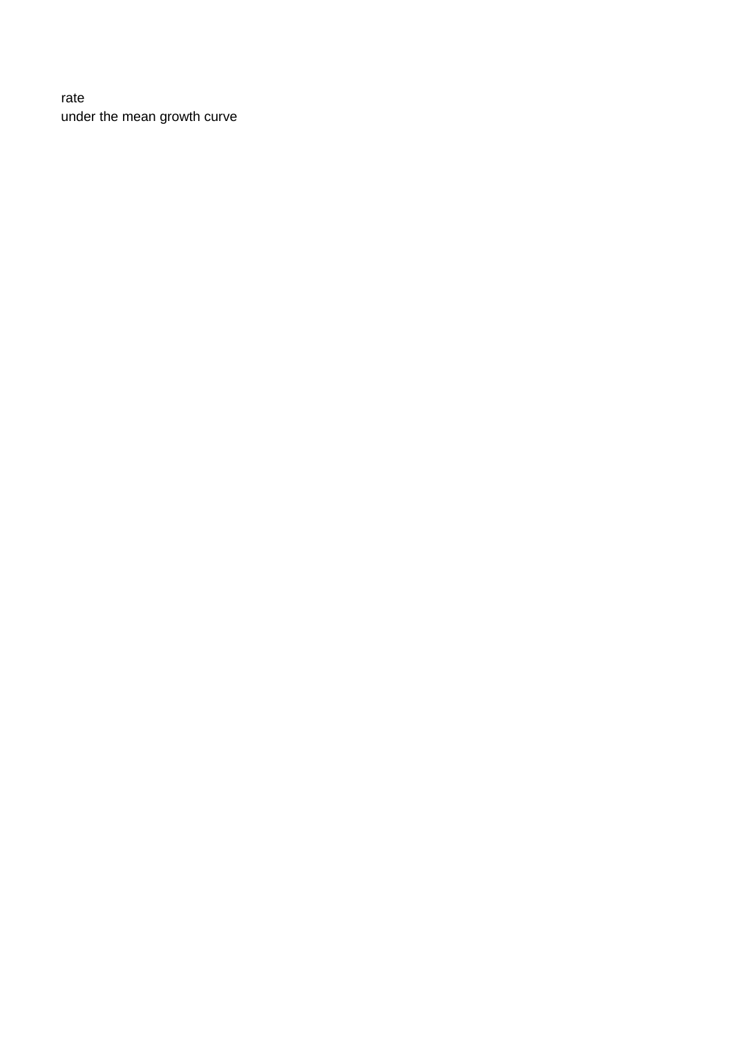rate
under the mean growth curve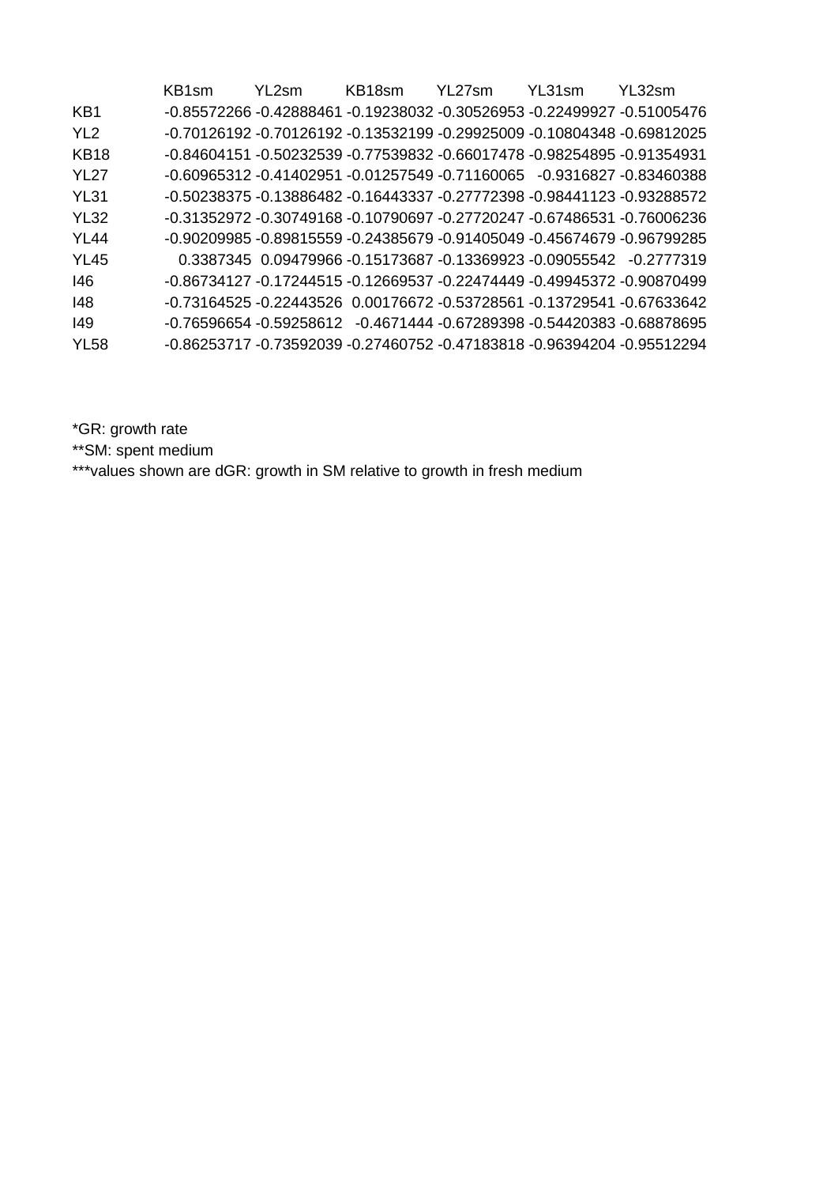| | KB1sm | YL2sm | KB18sm | YL27sm | YL31sm | YL32sm |
|---|---|---|---|---|---|---|
| KB1 | -0.85572266 | -0.42888461 | -0.19238032 | -0.30526953 | -0.22499927 | -0.51005476 |
| YL2 | -0.70126192 | -0.70126192 | -0.13532199 | -0.29925009 | -0.10804348 | -0.69812025 |
| KB18 | -0.84604151 | -0.50232539 | -0.77539832 | -0.66017478 | -0.98254895 | -0.91354931 |
| YL27 | -0.60965312 | -0.41402951 | -0.01257549 | -0.71160065 | -0.9316827 | -0.83460388 |
| YL31 | -0.50238375 | -0.13886482 | -0.16443337 | -0.27772398 | -0.98441123 | -0.93288572 |
| YL32 | -0.31352972 | -0.30749168 | -0.10790697 | -0.27720247 | -0.67486531 | -0.76006236 |
| YL44 | -0.90209985 | -0.89815559 | -0.24385679 | -0.91405049 | -0.45674679 | -0.96799285 |
| YL45 | 0.3387345 | 0.09479966 | -0.15173687 | -0.13369923 | -0.09055542 | -0.2777319 |
| I46 | -0.86734127 | -0.17244515 | -0.12669537 | -0.22474449 | -0.49945372 | -0.90870499 |
| I48 | -0.73164525 | -0.22443526 | 0.00176672 | -0.53728561 | -0.13729541 | -0.67633642 |
| I49 | -0.76596654 | -0.59258612 | -0.4671444 | -0.67289398 | -0.54420383 | -0.68878695 |
| YL58 | -0.86253717 | -0.73592039 | -0.27460752 | -0.47183818 | -0.96394204 | -0.95512294 |

*GR: growth rate

**SM: spent medium

***values shown are dGR: growth in SM relative to growth in fresh medium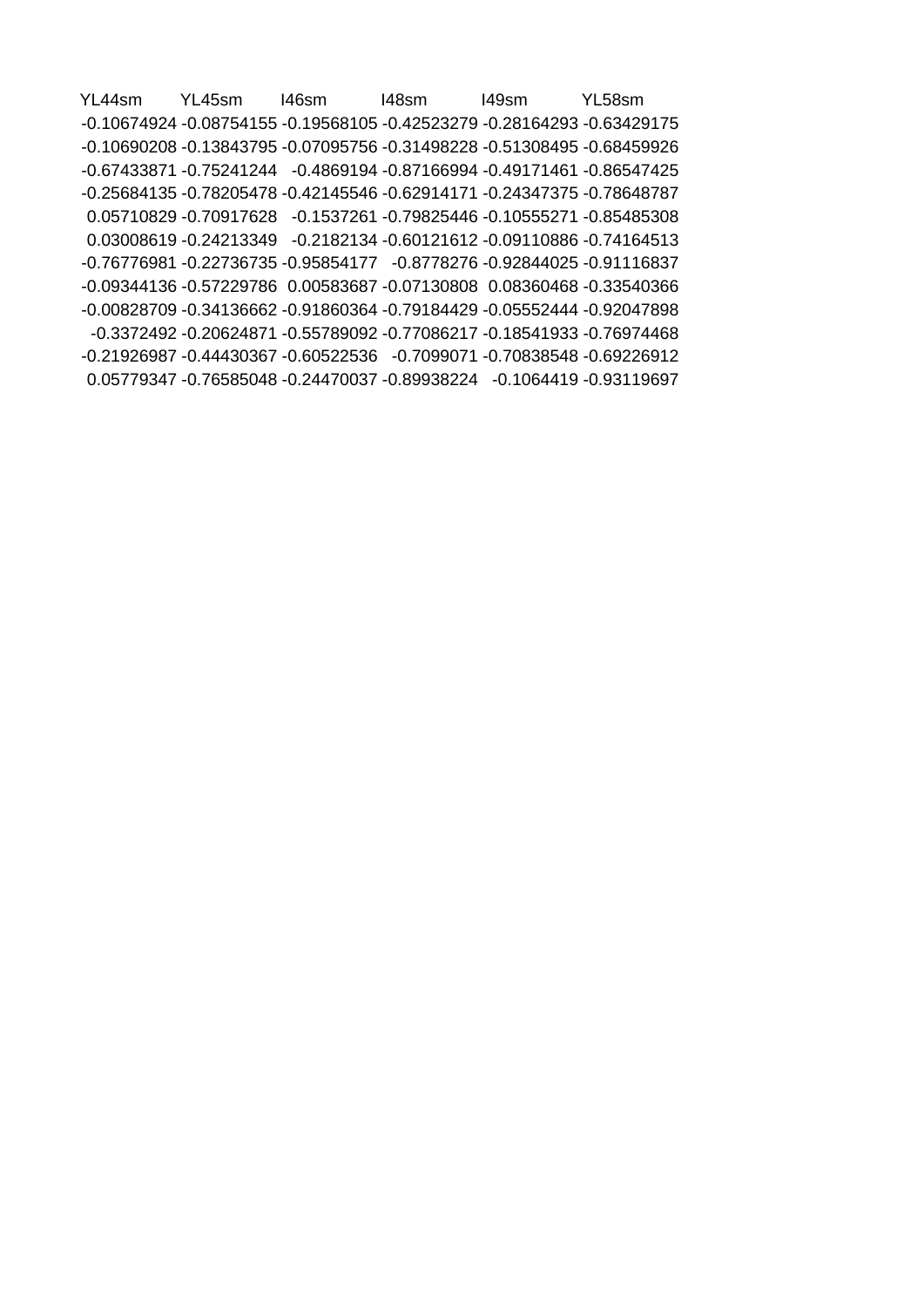| YL44sm | YL45sm | I46sm | I48sm | I49sm | YL58sm |
|---|---|---|---|---|---|
| -0.10674924 | -0.08754155 | -0.19568105 | -0.42523279 | -0.28164293 | -0.63429175 |
| -0.10690208 | -0.13843795 | -0.07095756 | -0.31498228 | -0.51308495 | -0.68459926 |
| -0.67433871 | -0.75241244 | -0.4869194 | -0.87166994 | -0.49171461 | -0.86547425 |
| -0.25684135 | -0.78205478 | -0.42145546 | -0.62914171 | -0.24347375 | -0.78648787 |
| 0.05710829 | -0.70917628 | -0.1537261 | -0.79825446 | -0.10555271 | -0.85485308 |
| 0.03008619 | -0.24213349 | -0.2182134 | -0.60121612 | -0.09110886 | -0.74164513 |
| -0.76776981 | -0.22736735 | -0.95854177 | -0.8778276 | -0.92844025 | -0.91116837 |
| -0.09344136 | -0.57229786 | 0.00583687 | -0.07130808 | 0.08360468 | -0.33540366 |
| -0.00828709 | -0.34136662 | -0.91860364 | -0.79184429 | -0.05552444 | -0.92047898 |
| -0.3372492 | -0.20624871 | -0.55789092 | -0.77086217 | -0.18541933 | -0.76974468 |
| -0.21926987 | -0.44430367 | -0.60522536 | -0.7099071 | -0.70838548 | -0.69226912 |
| 0.05779347 | -0.76585048 | -0.24470037 | -0.89938224 | -0.1064419 | -0.93119697 |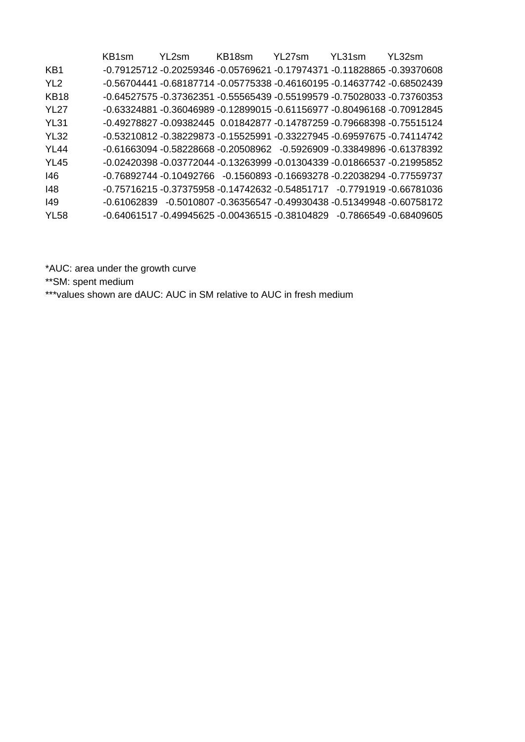| | KB1sm | YL2sm | KB18sm | YL27sm | YL31sm | YL32sm |
|---|---|---|---|---|---|---|
| KB1 | -0.79125712 | -0.20259346 | -0.05769621 | -0.17974371 | -0.11828865 | -0.39370608 |
| YL2 | -0.56704441 | -0.68187714 | -0.05775338 | -0.46160195 | -0.14637742 | -0.68502439 |
| KB18 | -0.64527575 | -0.37362351 | -0.55565439 | -0.55199579 | -0.75028033 | -0.73760353 |
| YL27 | -0.63324881 | -0.36046989 | -0.12899015 | -0.61156977 | -0.80496168 | -0.70912845 |
| YL31 | -0.49278827 | -0.09382445 | 0.01842877 | -0.14787259 | -0.79668398 | -0.75515124 |
| YL32 | -0.53210812 | -0.38229873 | -0.15525991 | -0.33227945 | -0.69597675 | -0.74114742 |
| YL44 | -0.61663094 | -0.58228668 | -0.20508962 | -0.5926909 | -0.33849896 | -0.61378392 |
| YL45 | -0.02420398 | -0.03772044 | -0.13263999 | -0.01304339 | -0.01866537 | -0.21995852 |
| I46 | -0.76892744 | -0.10492766 | -0.1560893 | -0.16693278 | -0.22038294 | -0.77559737 |
| I48 | -0.75716215 | -0.37375958 | -0.14742632 | -0.54851717 | -0.7791919 | -0.66781036 |
| I49 | -0.61062839 | -0.5010807 | -0.36356547 | -0.49930438 | -0.51349948 | -0.60758172 |
| YL58 | -0.64061517 | -0.49945625 | -0.00436515 | -0.38104829 | -0.7866549 | -0.68409605 |

*AUC: area under the growth curve

**SM: spent medium

***values shown are dAUC: AUC in SM relative to AUC in fresh medium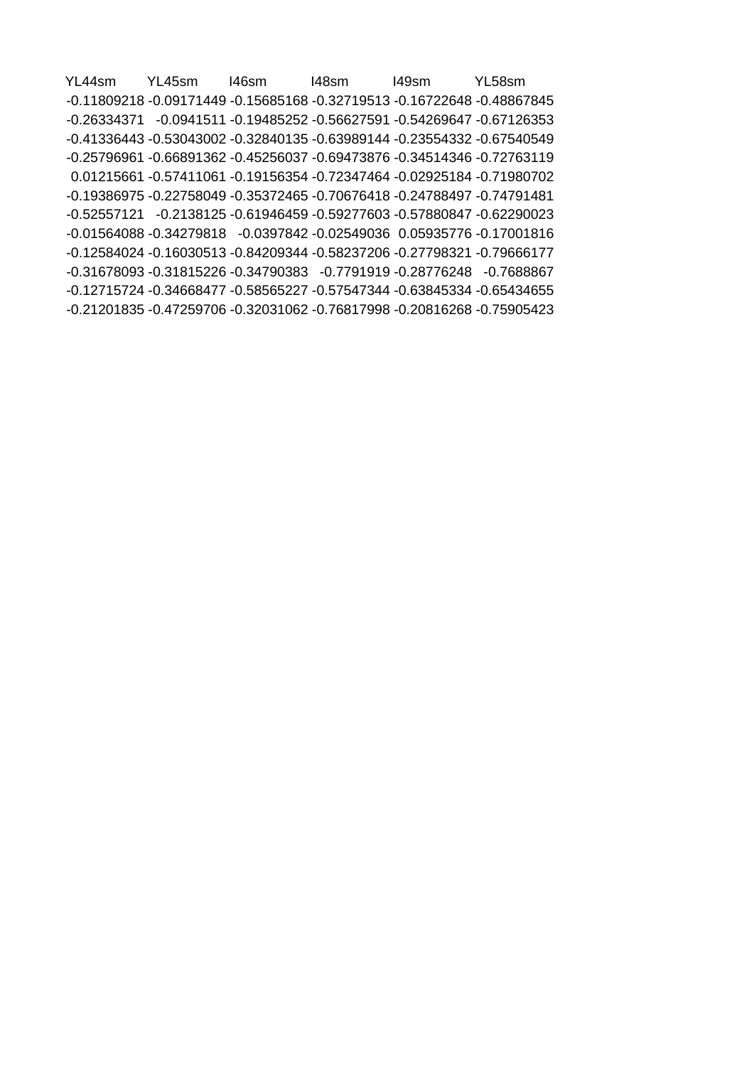| YL44sm | YL45sm | I46sm | I48sm | I49sm | YL58sm |
| --- | --- | --- | --- | --- | --- |
| -0.11809218 | -0.09171449 | -0.15685168 | -0.32719513 | -0.16722648 | -0.48867845 |
| -0.26334371 | -0.0941511 | -0.19485252 | -0.56627591 | -0.54269647 | -0.67126353 |
| -0.41336443 | -0.53043002 | -0.32840135 | -0.63989144 | -0.23554332 | -0.67540549 |
| -0.25796961 | -0.66891362 | -0.45256037 | -0.69473876 | -0.34514346 | -0.72763119 |
| 0.01215661 | -0.57411061 | -0.19156354 | -0.72347464 | -0.02925184 | -0.71980702 |
| -0.19386975 | -0.22758049 | -0.35372465 | -0.70676418 | -0.24788497 | -0.74791481 |
| -0.52557121 | -0.2138125 | -0.61946459 | -0.59277603 | -0.57880847 | -0.62290023 |
| -0.01564088 | -0.34279818 | -0.0397842 | -0.02549036 | 0.05935776 | -0.17001816 |
| -0.12584024 | -0.16030513 | -0.84209344 | -0.58237206 | -0.27798321 | -0.79666177 |
| -0.31678093 | -0.31815226 | -0.34790383 | -0.7791919 | -0.28776248 | -0.7688867 |
| -0.12715724 | -0.34668477 | -0.58565227 | -0.57547344 | -0.63845334 | -0.65434655 |
| -0.21201835 | -0.47259706 | -0.32031062 | -0.76817998 | -0.20816268 | -0.75905423 |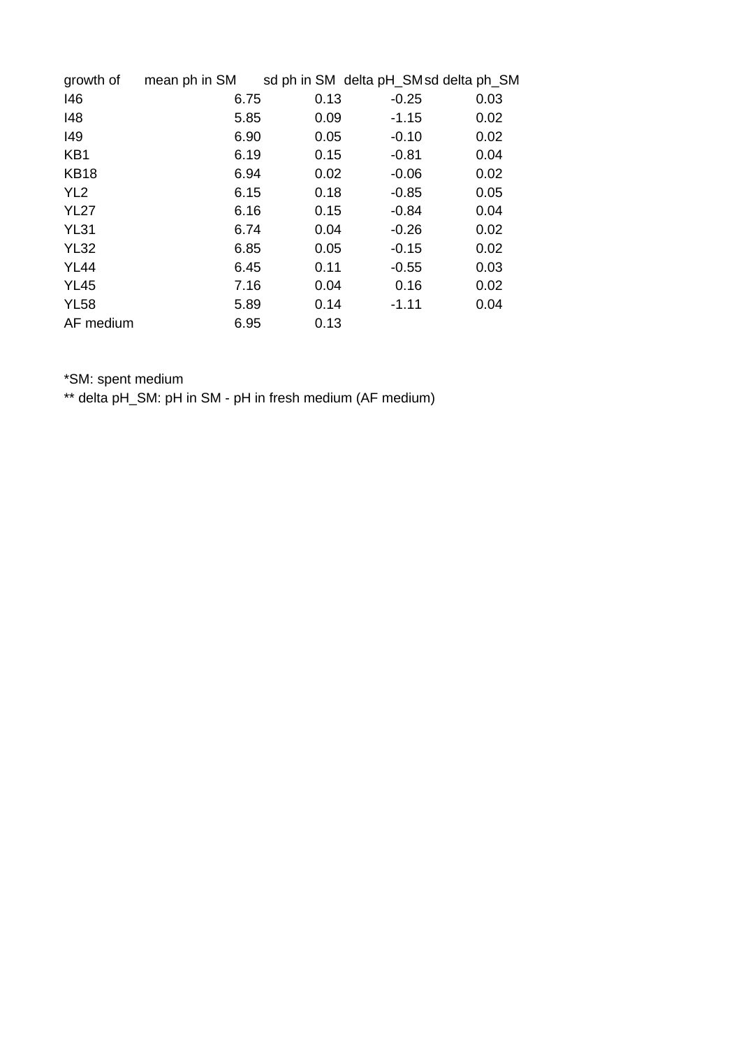| growth of | mean ph in SM | sd ph in SM | delta pH_SM | sd delta ph_SM |
|---|---|---|---|---|
| I46 | 6.75 | 0.13 | -0.25 | 0.03 |
| I48 | 5.85 | 0.09 | -1.15 | 0.02 |
| I49 | 6.90 | 0.05 | -0.10 | 0.02 |
| KB1 | 6.19 | 0.15 | -0.81 | 0.04 |
| KB18 | 6.94 | 0.02 | -0.06 | 0.02 |
| YL2 | 6.15 | 0.18 | -0.85 | 0.05 |
| YL27 | 6.16 | 0.15 | -0.84 | 0.04 |
| YL31 | 6.74 | 0.04 | -0.26 | 0.02 |
| YL32 | 6.85 | 0.05 | -0.15 | 0.02 |
| YL44 | 6.45 | 0.11 | -0.55 | 0.03 |
| YL45 | 7.16 | 0.04 | 0.16 | 0.02 |
| YL58 | 5.89 | 0.14 | -1.11 | 0.04 |
| AF medium | 6.95 | 0.13 | | |

*SM: spent medium

** delta pH_SM: pH in SM - pH in fresh medium (AF medium)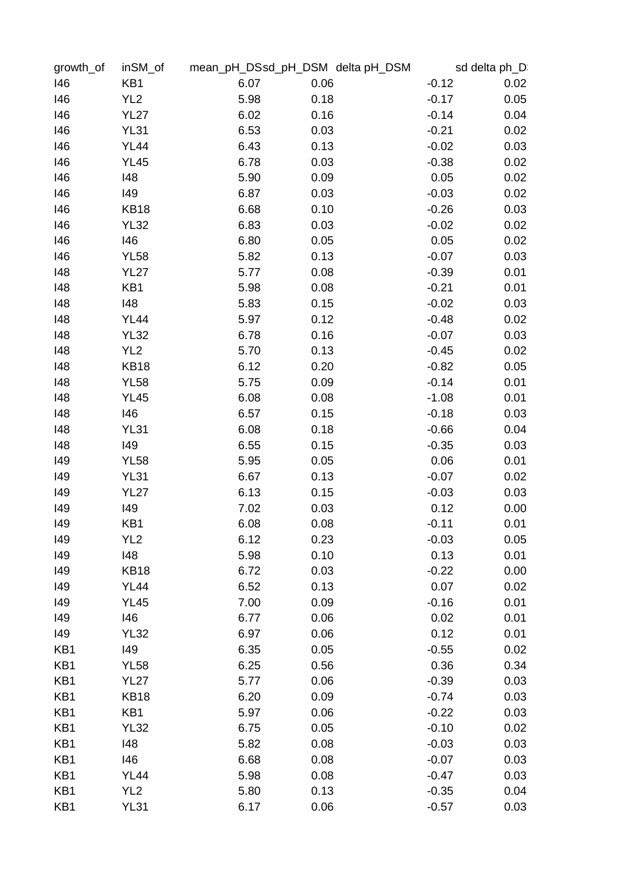| growth_of | inSM_of | mean_pH_DS | sd_pH_DSM | delta pH_DSM | sd delta ph_D |
|---|---|---|---|---|---|
| I46 | KB1 | 6.07 | 0.06 | -0.12 | 0.02 |
| I46 | YL2 | 5.98 | 0.18 | -0.17 | 0.05 |
| I46 | YL27 | 6.02 | 0.16 | -0.14 | 0.04 |
| I46 | YL31 | 6.53 | 0.03 | -0.21 | 0.02 |
| I46 | YL44 | 6.43 | 0.13 | -0.02 | 0.03 |
| I46 | YL45 | 6.78 | 0.03 | -0.38 | 0.02 |
| I46 | I48 | 5.90 | 0.09 | 0.05 | 0.02 |
| I46 | I49 | 6.87 | 0.03 | -0.03 | 0.02 |
| I46 | KB18 | 6.68 | 0.10 | -0.26 | 0.03 |
| I46 | YL32 | 6.83 | 0.03 | -0.02 | 0.02 |
| I46 | I46 | 6.80 | 0.05 | 0.05 | 0.02 |
| I46 | YL58 | 5.82 | 0.13 | -0.07 | 0.03 |
| I48 | YL27 | 5.77 | 0.08 | -0.39 | 0.01 |
| I48 | KB1 | 5.98 | 0.08 | -0.21 | 0.01 |
| I48 | I48 | 5.83 | 0.15 | -0.02 | 0.03 |
| I48 | YL44 | 5.97 | 0.12 | -0.48 | 0.02 |
| I48 | YL32 | 6.78 | 0.16 | -0.07 | 0.03 |
| I48 | YL2 | 5.70 | 0.13 | -0.45 | 0.02 |
| I48 | KB18 | 6.12 | 0.20 | -0.82 | 0.05 |
| I48 | YL58 | 5.75 | 0.09 | -0.14 | 0.01 |
| I48 | YL45 | 6.08 | 0.08 | -1.08 | 0.01 |
| I48 | I46 | 6.57 | 0.15 | -0.18 | 0.03 |
| I48 | YL31 | 6.08 | 0.18 | -0.66 | 0.04 |
| I48 | I49 | 6.55 | 0.15 | -0.35 | 0.03 |
| I49 | YL58 | 5.95 | 0.05 | 0.06 | 0.01 |
| I49 | YL31 | 6.67 | 0.13 | -0.07 | 0.02 |
| I49 | YL27 | 6.13 | 0.15 | -0.03 | 0.03 |
| I49 | I49 | 7.02 | 0.03 | 0.12 | 0.00 |
| I49 | KB1 | 6.08 | 0.08 | -0.11 | 0.01 |
| I49 | YL2 | 6.12 | 0.23 | -0.03 | 0.05 |
| I49 | I48 | 5.98 | 0.10 | 0.13 | 0.01 |
| I49 | KB18 | 6.72 | 0.03 | -0.22 | 0.00 |
| I49 | YL44 | 6.52 | 0.13 | 0.07 | 0.02 |
| I49 | YL45 | 7.00 | 0.09 | -0.16 | 0.01 |
| I49 | I46 | 6.77 | 0.06 | 0.02 | 0.01 |
| I49 | YL32 | 6.97 | 0.06 | 0.12 | 0.01 |
| KB1 | I49 | 6.35 | 0.05 | -0.55 | 0.02 |
| KB1 | YL58 | 6.25 | 0.56 | 0.36 | 0.34 |
| KB1 | YL27 | 5.77 | 0.06 | -0.39 | 0.03 |
| KB1 | KB18 | 6.20 | 0.09 | -0.74 | 0.03 |
| KB1 | KB1 | 5.97 | 0.06 | -0.22 | 0.03 |
| KB1 | YL32 | 6.75 | 0.05 | -0.10 | 0.02 |
| KB1 | I48 | 5.82 | 0.08 | -0.03 | 0.03 |
| KB1 | I46 | 6.68 | 0.08 | -0.07 | 0.03 |
| KB1 | YL44 | 5.98 | 0.08 | -0.47 | 0.03 |
| KB1 | YL2 | 5.80 | 0.13 | -0.35 | 0.04 |
| KB1 | YL31 | 6.17 | 0.06 | -0.57 | 0.03 |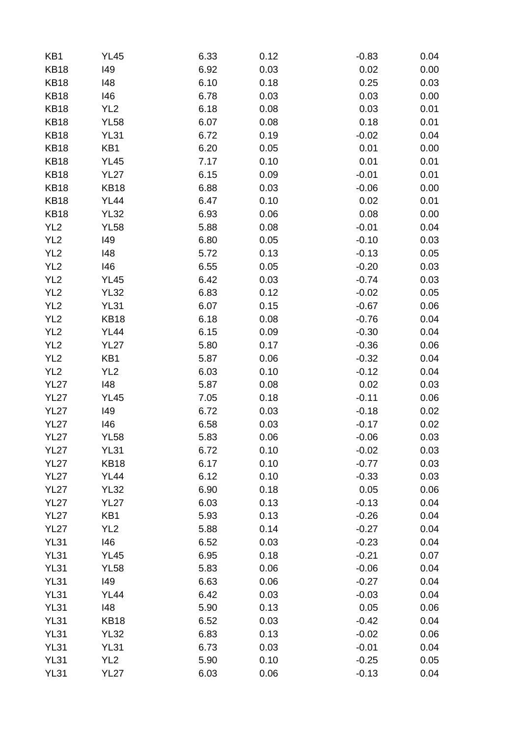| | | | | | |
|---|---|---|---|---|---|
| KB1 | YL45 | 6.33 | 0.12 | -0.83 | 0.04 |
| KB18 | I49 | 6.92 | 0.03 | 0.02 | 0.00 |
| KB18 | I48 | 6.10 | 0.18 | 0.25 | 0.03 |
| KB18 | I46 | 6.78 | 0.03 | 0.03 | 0.00 |
| KB18 | YL2 | 6.18 | 0.08 | 0.03 | 0.01 |
| KB18 | YL58 | 6.07 | 0.08 | 0.18 | 0.01 |
| KB18 | YL31 | 6.72 | 0.19 | -0.02 | 0.04 |
| KB18 | KB1 | 6.20 | 0.05 | 0.01 | 0.00 |
| KB18 | YL45 | 7.17 | 0.10 | 0.01 | 0.01 |
| KB18 | YL27 | 6.15 | 0.09 | -0.01 | 0.01 |
| KB18 | KB18 | 6.88 | 0.03 | -0.06 | 0.00 |
| KB18 | YL44 | 6.47 | 0.10 | 0.02 | 0.01 |
| KB18 | YL32 | 6.93 | 0.06 | 0.08 | 0.00 |
| YL2 | YL58 | 5.88 | 0.08 | -0.01 | 0.04 |
| YL2 | I49 | 6.80 | 0.05 | -0.10 | 0.03 |
| YL2 | I48 | 5.72 | 0.13 | -0.13 | 0.05 |
| YL2 | I46 | 6.55 | 0.05 | -0.20 | 0.03 |
| YL2 | YL45 | 6.42 | 0.03 | -0.74 | 0.03 |
| YL2 | YL32 | 6.83 | 0.12 | -0.02 | 0.05 |
| YL2 | YL31 | 6.07 | 0.15 | -0.67 | 0.06 |
| YL2 | KB18 | 6.18 | 0.08 | -0.76 | 0.04 |
| YL2 | YL44 | 6.15 | 0.09 | -0.30 | 0.04 |
| YL2 | YL27 | 5.80 | 0.17 | -0.36 | 0.06 |
| YL2 | KB1 | 5.87 | 0.06 | -0.32 | 0.04 |
| YL2 | YL2 | 6.03 | 0.10 | -0.12 | 0.04 |
| YL27 | I48 | 5.87 | 0.08 | 0.02 | 0.03 |
| YL27 | YL45 | 7.05 | 0.18 | -0.11 | 0.06 |
| YL27 | I49 | 6.72 | 0.03 | -0.18 | 0.02 |
| YL27 | I46 | 6.58 | 0.03 | -0.17 | 0.02 |
| YL27 | YL58 | 5.83 | 0.06 | -0.06 | 0.03 |
| YL27 | YL31 | 6.72 | 0.10 | -0.02 | 0.03 |
| YL27 | KB18 | 6.17 | 0.10 | -0.77 | 0.03 |
| YL27 | YL44 | 6.12 | 0.10 | -0.33 | 0.03 |
| YL27 | YL32 | 6.90 | 0.18 | 0.05 | 0.06 |
| YL27 | YL27 | 6.03 | 0.13 | -0.13 | 0.04 |
| YL27 | KB1 | 5.93 | 0.13 | -0.26 | 0.04 |
| YL27 | YL2 | 5.88 | 0.14 | -0.27 | 0.04 |
| YL31 | I46 | 6.52 | 0.03 | -0.23 | 0.04 |
| YL31 | YL45 | 6.95 | 0.18 | -0.21 | 0.07 |
| YL31 | YL58 | 5.83 | 0.06 | -0.06 | 0.04 |
| YL31 | I49 | 6.63 | 0.06 | -0.27 | 0.04 |
| YL31 | YL44 | 6.42 | 0.03 | -0.03 | 0.04 |
| YL31 | I48 | 5.90 | 0.13 | 0.05 | 0.06 |
| YL31 | KB18 | 6.52 | 0.03 | -0.42 | 0.04 |
| YL31 | YL32 | 6.83 | 0.13 | -0.02 | 0.06 |
| YL31 | YL31 | 6.73 | 0.03 | -0.01 | 0.04 |
| YL31 | YL2 | 5.90 | 0.10 | -0.25 | 0.05 |
| YL31 | YL27 | 6.03 | 0.06 | -0.13 | 0.04 |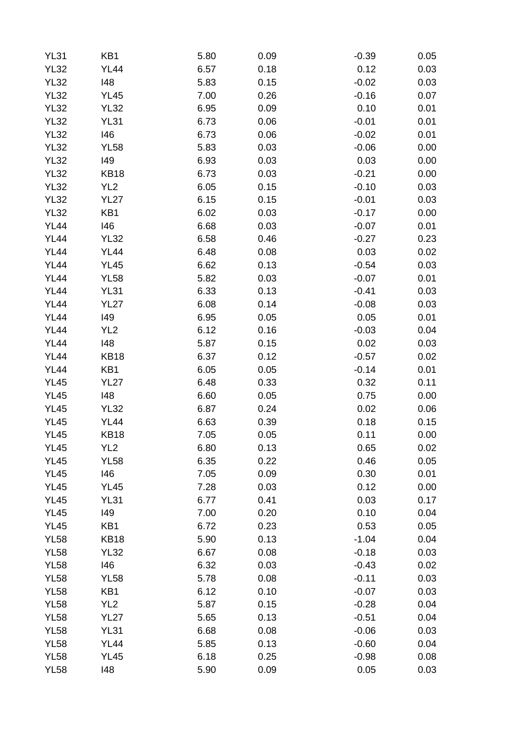| | | | | | |
|---|---|---|---|---|---|
| YL31 | KB1 | 5.80 | 0.09 | -0.39 | 0.05 |
| YL32 | YL44 | 6.57 | 0.18 | 0.12 | 0.03 |
| YL32 | I48 | 5.83 | 0.15 | -0.02 | 0.03 |
| YL32 | YL45 | 7.00 | 0.26 | -0.16 | 0.07 |
| YL32 | YL32 | 6.95 | 0.09 | 0.10 | 0.01 |
| YL32 | YL31 | 6.73 | 0.06 | -0.01 | 0.01 |
| YL32 | I46 | 6.73 | 0.06 | -0.02 | 0.01 |
| YL32 | YL58 | 5.83 | 0.03 | -0.06 | 0.00 |
| YL32 | I49 | 6.93 | 0.03 | 0.03 | 0.00 |
| YL32 | KB18 | 6.73 | 0.03 | -0.21 | 0.00 |
| YL32 | YL2 | 6.05 | 0.15 | -0.10 | 0.03 |
| YL32 | YL27 | 6.15 | 0.15 | -0.01 | 0.03 |
| YL32 | KB1 | 6.02 | 0.03 | -0.17 | 0.00 |
| YL44 | I46 | 6.68 | 0.03 | -0.07 | 0.01 |
| YL44 | YL32 | 6.58 | 0.46 | -0.27 | 0.23 |
| YL44 | YL44 | 6.48 | 0.08 | 0.03 | 0.02 |
| YL44 | YL45 | 6.62 | 0.13 | -0.54 | 0.03 |
| YL44 | YL58 | 5.82 | 0.03 | -0.07 | 0.01 |
| YL44 | YL31 | 6.33 | 0.13 | -0.41 | 0.03 |
| YL44 | YL27 | 6.08 | 0.14 | -0.08 | 0.03 |
| YL44 | I49 | 6.95 | 0.05 | 0.05 | 0.01 |
| YL44 | YL2 | 6.12 | 0.16 | -0.03 | 0.04 |
| YL44 | I48 | 5.87 | 0.15 | 0.02 | 0.03 |
| YL44 | KB18 | 6.37 | 0.12 | -0.57 | 0.02 |
| YL44 | KB1 | 6.05 | 0.05 | -0.14 | 0.01 |
| YL45 | YL27 | 6.48 | 0.33 | 0.32 | 0.11 |
| YL45 | I48 | 6.60 | 0.05 | 0.75 | 0.00 |
| YL45 | YL32 | 6.87 | 0.24 | 0.02 | 0.06 |
| YL45 | YL44 | 6.63 | 0.39 | 0.18 | 0.15 |
| YL45 | KB18 | 7.05 | 0.05 | 0.11 | 0.00 |
| YL45 | YL2 | 6.80 | 0.13 | 0.65 | 0.02 |
| YL45 | YL58 | 6.35 | 0.22 | 0.46 | 0.05 |
| YL45 | I46 | 7.05 | 0.09 | 0.30 | 0.01 |
| YL45 | YL45 | 7.28 | 0.03 | 0.12 | 0.00 |
| YL45 | YL31 | 6.77 | 0.41 | 0.03 | 0.17 |
| YL45 | I49 | 7.00 | 0.20 | 0.10 | 0.04 |
| YL45 | KB1 | 6.72 | 0.23 | 0.53 | 0.05 |
| YL58 | KB18 | 5.90 | 0.13 | -1.04 | 0.04 |
| YL58 | YL32 | 6.67 | 0.08 | -0.18 | 0.03 |
| YL58 | I46 | 6.32 | 0.03 | -0.43 | 0.02 |
| YL58 | YL58 | 5.78 | 0.08 | -0.11 | 0.03 |
| YL58 | KB1 | 6.12 | 0.10 | -0.07 | 0.03 |
| YL58 | YL2 | 5.87 | 0.15 | -0.28 | 0.04 |
| YL58 | YL27 | 5.65 | 0.13 | -0.51 | 0.04 |
| YL58 | YL31 | 6.68 | 0.08 | -0.06 | 0.03 |
| YL58 | YL44 | 5.85 | 0.13 | -0.60 | 0.04 |
| YL58 | YL45 | 6.18 | 0.25 | -0.98 | 0.08 |
| YL58 | I48 | 5.90 | 0.09 | 0.05 | 0.03 |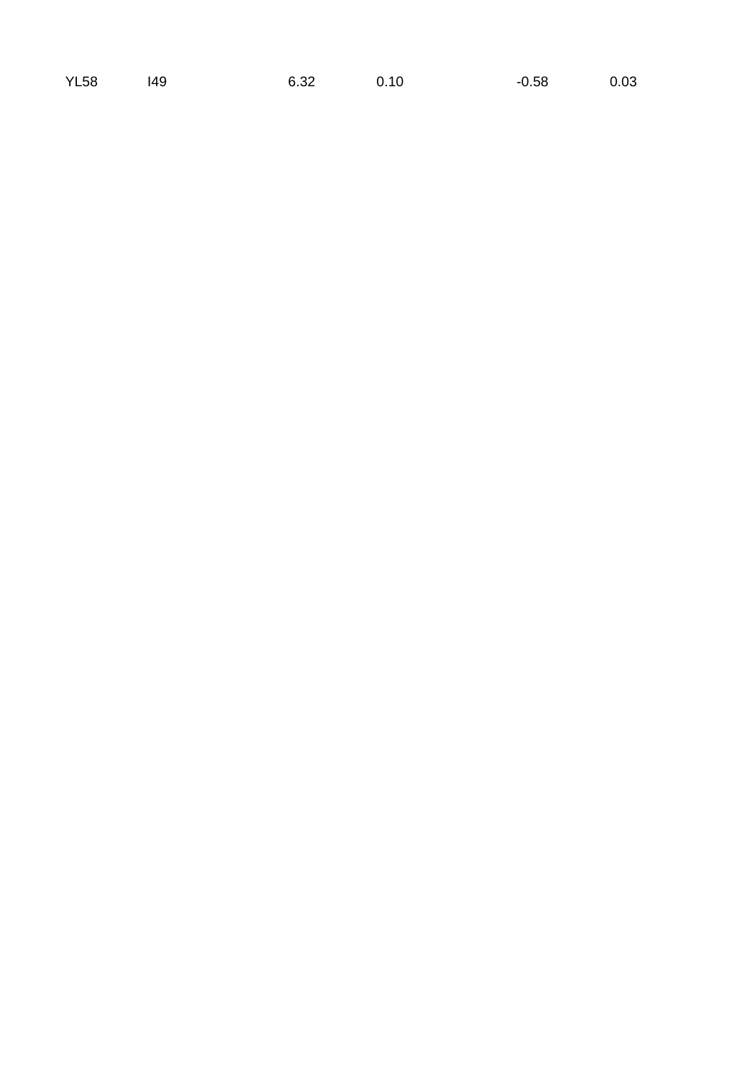| YL58 | I49 | 6.32 | 0.10 | -0.58 | 0.03 |
|---|---|---|---|---|---|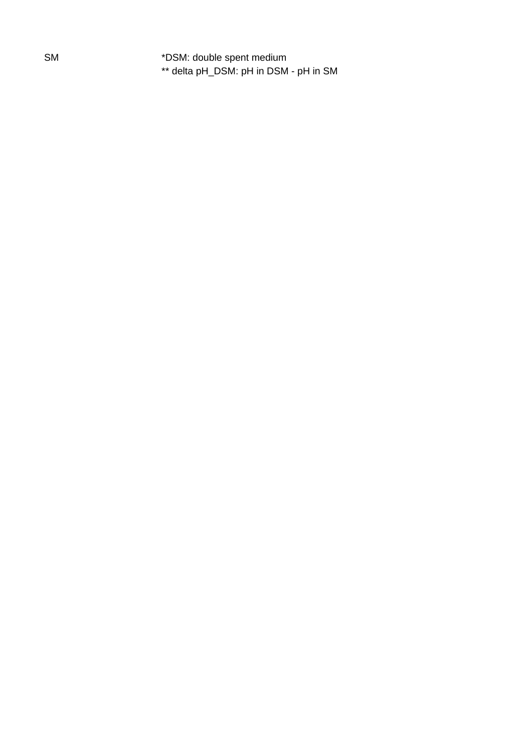SM

*DSM: double spent medium

** delta pH_DSM: pH in DSM - pH in SM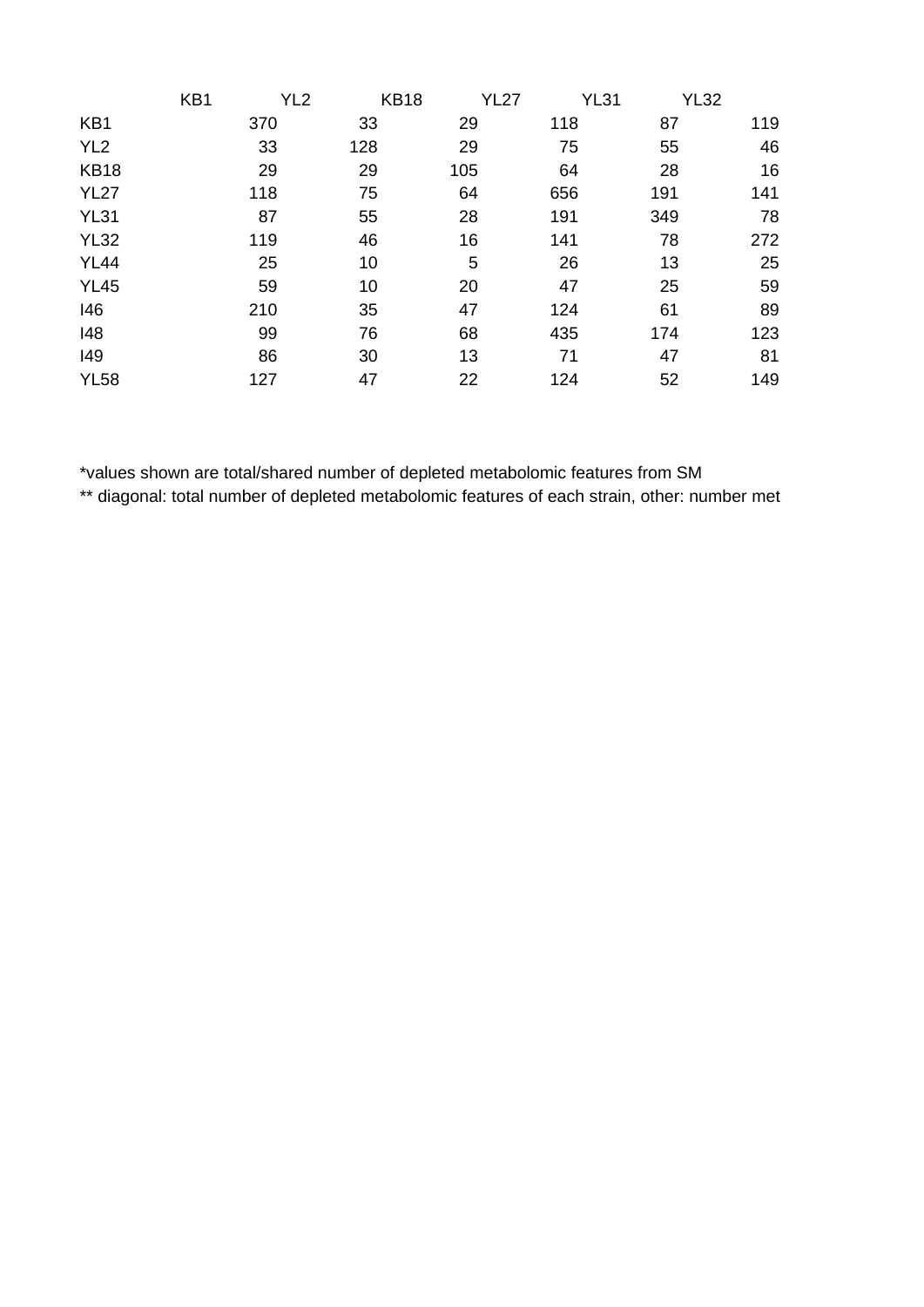| | KB1 | YL2 | KB18 | YL27 | YL31 | YL32 |
|---|---|---|---|---|---|---|
| KB1 | 370 | 33 | 29 | 118 | 87 | 119 |
| YL2 | 33 | 128 | 29 | 75 | 55 | 46 |
| KB18 | 29 | 29 | 105 | 64 | 28 | 16 |
| YL27 | 118 | 75 | 64 | 656 | 191 | 141 |
| YL31 | 87 | 55 | 28 | 191 | 349 | 78 |
| YL32 | 119 | 46 | 16 | 141 | 78 | 272 |
| YL44 | 25 | 10 | 5 | 26 | 13 | 25 |
| YL45 | 59 | 10 | 20 | 47 | 25 | 59 |
| I46 | 210 | 35 | 47 | 124 | 61 | 89 |
| I48 | 99 | 76 | 68 | 435 | 174 | 123 |
| I49 | 86 | 30 | 13 | 71 | 47 | 81 |
| YL58 | 127 | 47 | 22 | 124 | 52 | 149 |

*values shown are total/shared number of depleted metabolomic features from SM

** diagonal: total number of depleted metabolomic features of each strain, other: number met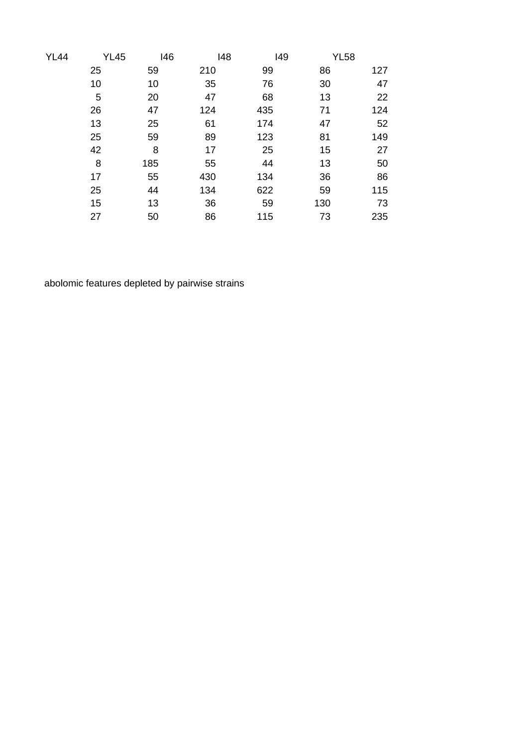| YL44 | YL45 | I46 | I48 | I49 | YL58 |
|---|---|---|---|---|---|
| 25 | 59 | 210 | 99 | 86 | 127 |
| 10 | 10 | 35 | 76 | 30 | 47 |
| 5 | 20 | 47 | 68 | 13 | 22 |
| 26 | 47 | 124 | 435 | 71 | 124 |
| 13 | 25 | 61 | 174 | 47 | 52 |
| 25 | 59 | 89 | 123 | 81 | 149 |
| 42 | 8 | 17 | 25 | 15 | 27 |
| 8 | 185 | 55 | 44 | 13 | 50 |
| 17 | 55 | 430 | 134 | 36 | 86 |
| 25 | 44 | 134 | 622 | 59 | 115 |
| 15 | 13 | 36 | 59 | 130 | 73 |
| 27 | 50 | 86 | 115 | 73 | 235 |

abolomic features depleted by pairwise strains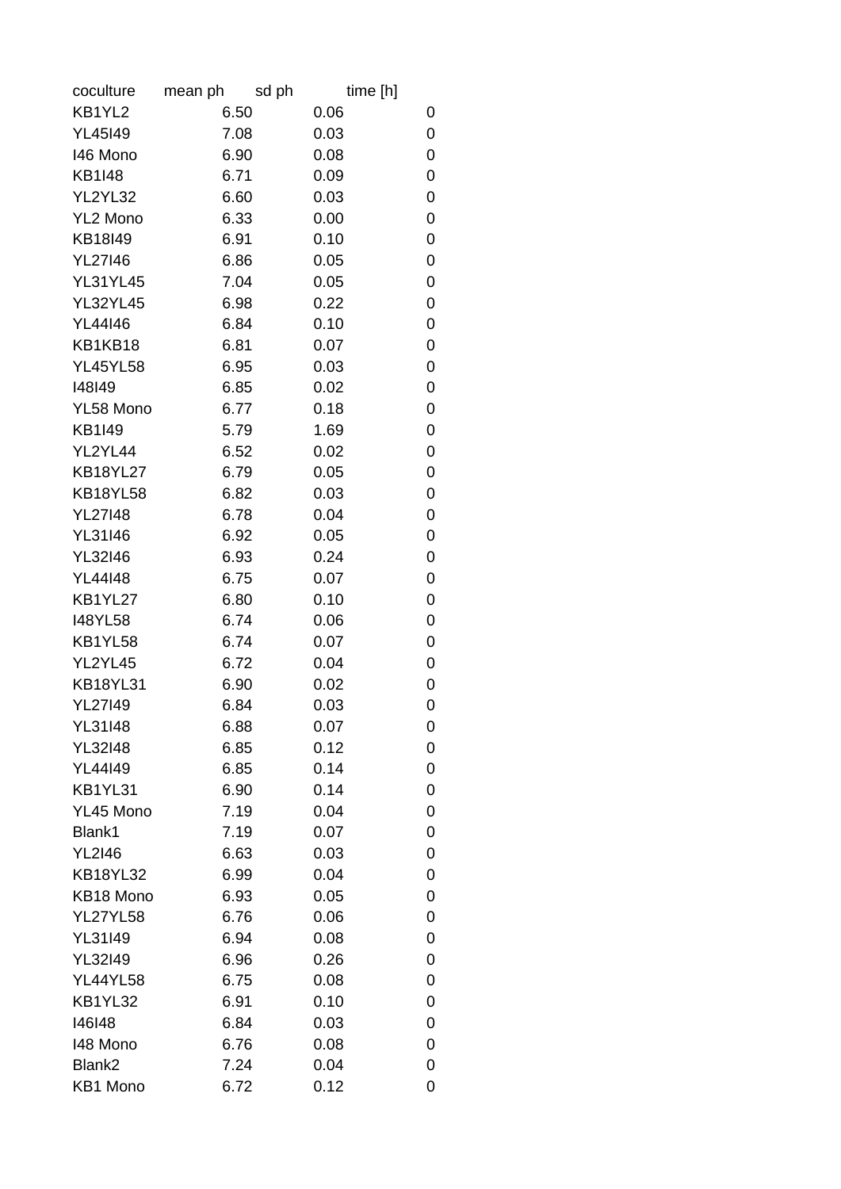| coculture | mean ph | sd ph | time [h] |
|---|---|---|---|
| KB1YL2 | 6.50 | 0.06 | 0 |
| YL45I49 | 7.08 | 0.03 | 0 |
| I46 Mono | 6.90 | 0.08 | 0 |
| KB1I48 | 6.71 | 0.09 | 0 |
| YL2YL32 | 6.60 | 0.03 | 0 |
| YL2 Mono | 6.33 | 0.00 | 0 |
| KB18I49 | 6.91 | 0.10 | 0 |
| YL27I46 | 6.86 | 0.05 | 0 |
| YL31YL45 | 7.04 | 0.05 | 0 |
| YL32YL45 | 6.98 | 0.22 | 0 |
| YL44I46 | 6.84 | 0.10 | 0 |
| KB1KB18 | 6.81 | 0.07 | 0 |
| YL45YL58 | 6.95 | 0.03 | 0 |
| I48I49 | 6.85 | 0.02 | 0 |
| YL58 Mono | 6.77 | 0.18 | 0 |
| KB1I49 | 5.79 | 1.69 | 0 |
| YL2YL44 | 6.52 | 0.02 | 0 |
| KB18YL27 | 6.79 | 0.05 | 0 |
| KB18YL58 | 6.82 | 0.03 | 0 |
| YL27I48 | 6.78 | 0.04 | 0 |
| YL31I46 | 6.92 | 0.05 | 0 |
| YL32I46 | 6.93 | 0.24 | 0 |
| YL44I48 | 6.75 | 0.07 | 0 |
| KB1YL27 | 6.80 | 0.10 | 0 |
| I48YL58 | 6.74 | 0.06 | 0 |
| KB1YL58 | 6.74 | 0.07 | 0 |
| YL2YL45 | 6.72 | 0.04 | 0 |
| KB18YL31 | 6.90 | 0.02 | 0 |
| YL27I49 | 6.84 | 0.03 | 0 |
| YL31I48 | 6.88 | 0.07 | 0 |
| YL32I48 | 6.85 | 0.12 | 0 |
| YL44I49 | 6.85 | 0.14 | 0 |
| KB1YL31 | 6.90 | 0.14 | 0 |
| YL45 Mono | 7.19 | 0.04 | 0 |
| Blank1 | 7.19 | 0.07 | 0 |
| YL2I46 | 6.63 | 0.03 | 0 |
| KB18YL32 | 6.99 | 0.04 | 0 |
| KB18 Mono | 6.93 | 0.05 | 0 |
| YL27YL58 | 6.76 | 0.06 | 0 |
| YL31I49 | 6.94 | 0.08 | 0 |
| YL32I49 | 6.96 | 0.26 | 0 |
| YL44YL58 | 6.75 | 0.08 | 0 |
| KB1YL32 | 6.91 | 0.10 | 0 |
| I46I48 | 6.84 | 0.03 | 0 |
| I48 Mono | 6.76 | 0.08 | 0 |
| Blank2 | 7.24 | 0.04 | 0 |
| KB1 Mono | 6.72 | 0.12 | 0 |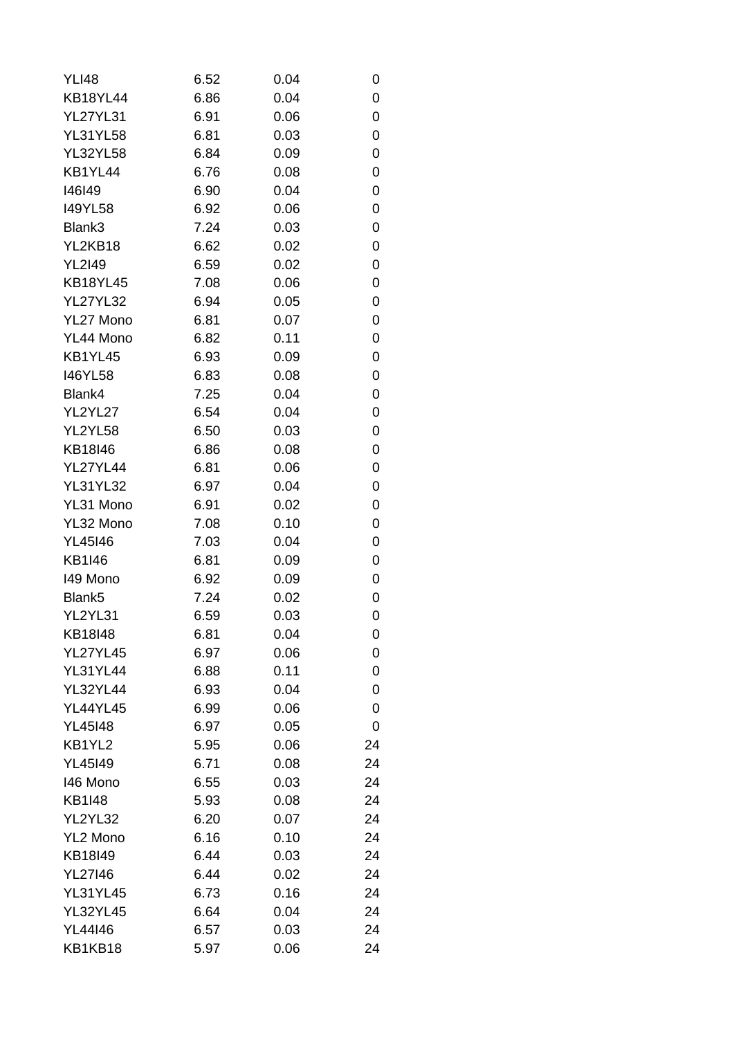| | | | |
|---|---|---|---|
| YLI48 | 6.52 | 0.04 | 0 |
| KB18YL44 | 6.86 | 0.04 | 0 |
| YL27YL31 | 6.91 | 0.06 | 0 |
| YL31YL58 | 6.81 | 0.03 | 0 |
| YL32YL58 | 6.84 | 0.09 | 0 |
| KB1YL44 | 6.76 | 0.08 | 0 |
| I46I49 | 6.90 | 0.04 | 0 |
| I49YL58 | 6.92 | 0.06 | 0 |
| Blank3 | 7.24 | 0.03 | 0 |
| YL2KB18 | 6.62 | 0.02 | 0 |
| YL2I49 | 6.59 | 0.02 | 0 |
| KB18YL45 | 7.08 | 0.06 | 0 |
| YL27YL32 | 6.94 | 0.05 | 0 |
| YL27 Mono | 6.81 | 0.07 | 0 |
| YL44 Mono | 6.82 | 0.11 | 0 |
| KB1YL45 | 6.93 | 0.09 | 0 |
| I46YL58 | 6.83 | 0.08 | 0 |
| Blank4 | 7.25 | 0.04 | 0 |
| YL2YL27 | 6.54 | 0.04 | 0 |
| YL2YL58 | 6.50 | 0.03 | 0 |
| KB18I46 | 6.86 | 0.08 | 0 |
| YL27YL44 | 6.81 | 0.06 | 0 |
| YL31YL32 | 6.97 | 0.04 | 0 |
| YL31 Mono | 6.91 | 0.02 | 0 |
| YL32 Mono | 7.08 | 0.10 | 0 |
| YL45I46 | 7.03 | 0.04 | 0 |
| KB1I46 | 6.81 | 0.09 | 0 |
| I49 Mono | 6.92 | 0.09 | 0 |
| Blank5 | 7.24 | 0.02 | 0 |
| YL2YL31 | 6.59 | 0.03 | 0 |
| KB18I48 | 6.81 | 0.04 | 0 |
| YL27YL45 | 6.97 | 0.06 | 0 |
| YL31YL44 | 6.88 | 0.11 | 0 |
| YL32YL44 | 6.93 | 0.04 | 0 |
| YL44YL45 | 6.99 | 0.06 | 0 |
| YL45I48 | 6.97 | 0.05 | 0 |
| KB1YL2 | 5.95 | 0.06 | 24 |
| YL45I49 | 6.71 | 0.08 | 24 |
| I46 Mono | 6.55 | 0.03 | 24 |
| KB1I48 | 5.93 | 0.08 | 24 |
| YL2YL32 | 6.20 | 0.07 | 24 |
| YL2 Mono | 6.16 | 0.10 | 24 |
| KB18I49 | 6.44 | 0.03 | 24 |
| YL27I46 | 6.44 | 0.02 | 24 |
| YL31YL45 | 6.73 | 0.16 | 24 |
| YL32YL45 | 6.64 | 0.04 | 24 |
| YL44I46 | 6.57 | 0.03 | 24 |
| KB1KB18 | 5.97 | 0.06 | 24 |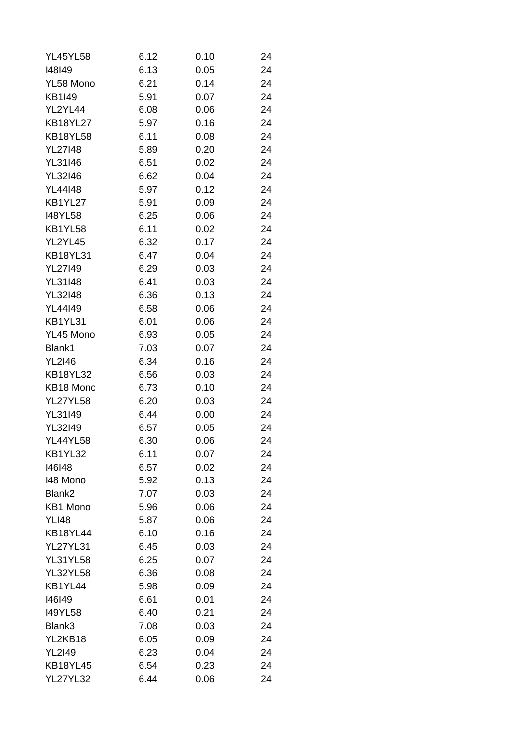| | | | |
|---|---|---|---|
| YL45YL58 | 6.12 | 0.10 | 24 |
| I48I49 | 6.13 | 0.05 | 24 |
| YL58 Mono | 6.21 | 0.14 | 24 |
| KB1I49 | 5.91 | 0.07 | 24 |
| YL2YL44 | 6.08 | 0.06 | 24 |
| KB18YL27 | 5.97 | 0.16 | 24 |
| KB18YL58 | 6.11 | 0.08 | 24 |
| YL27I48 | 5.89 | 0.20 | 24 |
| YL31I46 | 6.51 | 0.02 | 24 |
| YL32I46 | 6.62 | 0.04 | 24 |
| YL44I48 | 5.97 | 0.12 | 24 |
| KB1YL27 | 5.91 | 0.09 | 24 |
| I48YL58 | 6.25 | 0.06 | 24 |
| KB1YL58 | 6.11 | 0.02 | 24 |
| YL2YL45 | 6.32 | 0.17 | 24 |
| KB18YL31 | 6.47 | 0.04 | 24 |
| YL27I49 | 6.29 | 0.03 | 24 |
| YL31I48 | 6.41 | 0.03 | 24 |
| YL32I48 | 6.36 | 0.13 | 24 |
| YL44I49 | 6.58 | 0.06 | 24 |
| KB1YL31 | 6.01 | 0.06 | 24 |
| YL45 Mono | 6.93 | 0.05 | 24 |
| Blank1 | 7.03 | 0.07 | 24 |
| YL2I46 | 6.34 | 0.16 | 24 |
| KB18YL32 | 6.56 | 0.03 | 24 |
| KB18 Mono | 6.73 | 0.10 | 24 |
| YL27YL58 | 6.20 | 0.03 | 24 |
| YL31I49 | 6.44 | 0.00 | 24 |
| YL32I49 | 6.57 | 0.05 | 24 |
| YL44YL58 | 6.30 | 0.06 | 24 |
| KB1YL32 | 6.11 | 0.07 | 24 |
| I46I48 | 6.57 | 0.02 | 24 |
| I48 Mono | 5.92 | 0.13 | 24 |
| Blank2 | 7.07 | 0.03 | 24 |
| KB1 Mono | 5.96 | 0.06 | 24 |
| YLI48 | 5.87 | 0.06 | 24 |
| KB18YL44 | 6.10 | 0.16 | 24 |
| YL27YL31 | 6.45 | 0.03 | 24 |
| YL31YL58 | 6.25 | 0.07 | 24 |
| YL32YL58 | 6.36 | 0.08 | 24 |
| KB1YL44 | 5.98 | 0.09 | 24 |
| I46I49 | 6.61 | 0.01 | 24 |
| I49YL58 | 6.40 | 0.21 | 24 |
| Blank3 | 7.08 | 0.03 | 24 |
| YL2KB18 | 6.05 | 0.09 | 24 |
| YL2I49 | 6.23 | 0.04 | 24 |
| KB18YL45 | 6.54 | 0.23 | 24 |
| YL27YL32 | 6.44 | 0.06 | 24 |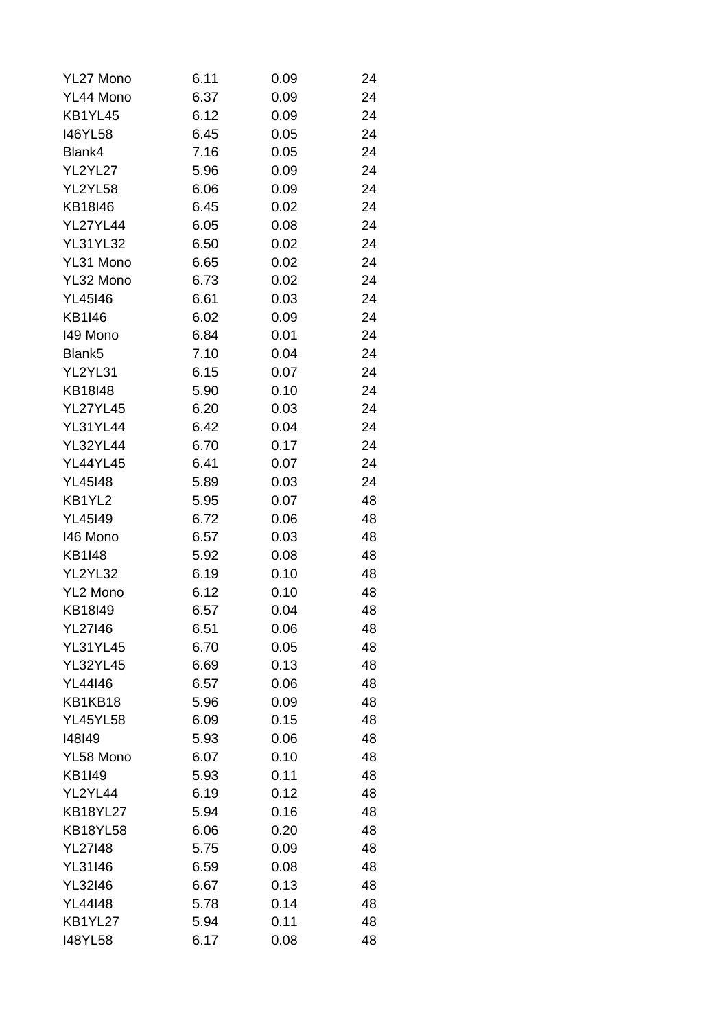| | | | |
|---|---|---|---|
| YL27 Mono | 6.11 | 0.09 | 24 |
| YL44 Mono | 6.37 | 0.09 | 24 |
| KB1YL45 | 6.12 | 0.09 | 24 |
| I46YL58 | 6.45 | 0.05 | 24 |
| Blank4 | 7.16 | 0.05 | 24 |
| YL2YL27 | 5.96 | 0.09 | 24 |
| YL2YL58 | 6.06 | 0.09 | 24 |
| KB18I46 | 6.45 | 0.02 | 24 |
| YL27YL44 | 6.05 | 0.08 | 24 |
| YL31YL32 | 6.50 | 0.02 | 24 |
| YL31 Mono | 6.65 | 0.02 | 24 |
| YL32 Mono | 6.73 | 0.02 | 24 |
| YL45I46 | 6.61 | 0.03 | 24 |
| KB1I46 | 6.02 | 0.09 | 24 |
| I49 Mono | 6.84 | 0.01 | 24 |
| Blank5 | 7.10 | 0.04 | 24 |
| YL2YL31 | 6.15 | 0.07 | 24 |
| KB18I48 | 5.90 | 0.10 | 24 |
| YL27YL45 | 6.20 | 0.03 | 24 |
| YL31YL44 | 6.42 | 0.04 | 24 |
| YL32YL44 | 6.70 | 0.17 | 24 |
| YL44YL45 | 6.41 | 0.07 | 24 |
| YL45I48 | 5.89 | 0.03 | 24 |
| KB1YL2 | 5.95 | 0.07 | 48 |
| YL45I49 | 6.72 | 0.06 | 48 |
| I46 Mono | 6.57 | 0.03 | 48 |
| KB1I48 | 5.92 | 0.08 | 48 |
| YL2YL32 | 6.19 | 0.10 | 48 |
| YL2 Mono | 6.12 | 0.10 | 48 |
| KB18I49 | 6.57 | 0.04 | 48 |
| YL27I46 | 6.51 | 0.06 | 48 |
| YL31YL45 | 6.70 | 0.05 | 48 |
| YL32YL45 | 6.69 | 0.13 | 48 |
| YL44I46 | 6.57 | 0.06 | 48 |
| KB1KB18 | 5.96 | 0.09 | 48 |
| YL45YL58 | 6.09 | 0.15 | 48 |
| I48I49 | 5.93 | 0.06 | 48 |
| YL58 Mono | 6.07 | 0.10 | 48 |
| KB1I49 | 5.93 | 0.11 | 48 |
| YL2YL44 | 6.19 | 0.12 | 48 |
| KB18YL27 | 5.94 | 0.16 | 48 |
| KB18YL58 | 6.06 | 0.20 | 48 |
| YL27I48 | 5.75 | 0.09 | 48 |
| YL31I46 | 6.59 | 0.08 | 48 |
| YL32I46 | 6.67 | 0.13 | 48 |
| YL44I48 | 5.78 | 0.14 | 48 |
| KB1YL27 | 5.94 | 0.11 | 48 |
| I48YL58 | 6.17 | 0.08 | 48 |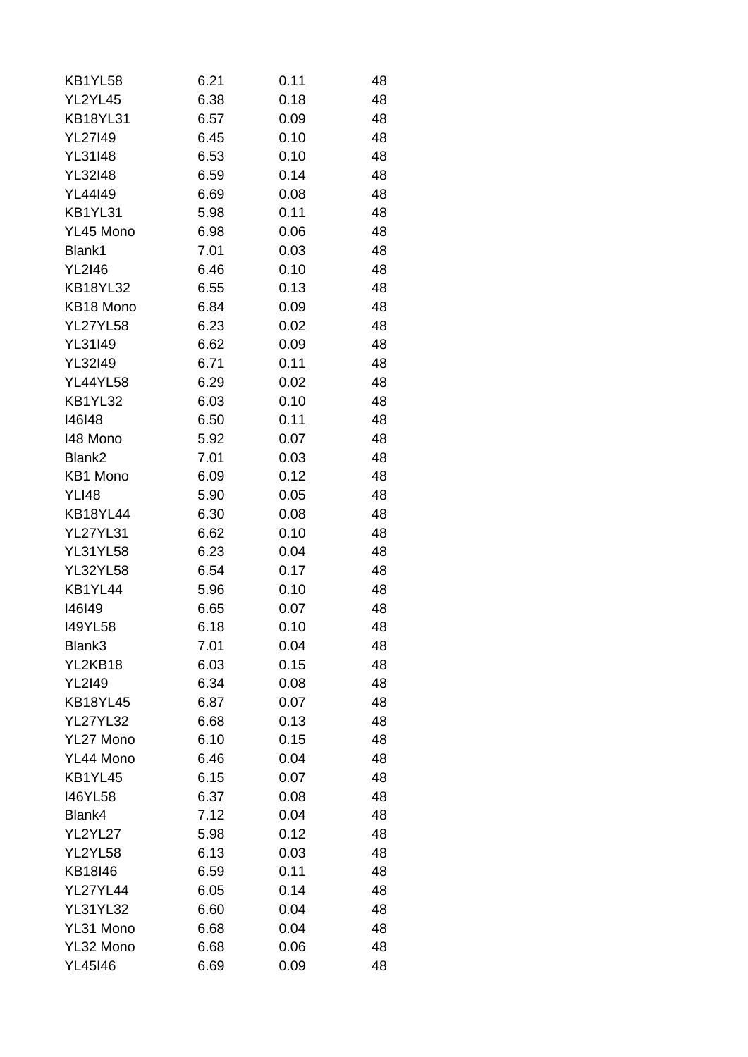| | | | |
|---|---|---|---|
| KB1YL58 | 6.21 | 0.11 | 48 |
| YL2YL45 | 6.38 | 0.18 | 48 |
| KB18YL31 | 6.57 | 0.09 | 48 |
| YL27I49 | 6.45 | 0.10 | 48 |
| YL31I48 | 6.53 | 0.10 | 48 |
| YL32I48 | 6.59 | 0.14 | 48 |
| YL44I49 | 6.69 | 0.08 | 48 |
| KB1YL31 | 5.98 | 0.11 | 48 |
| YL45 Mono | 6.98 | 0.06 | 48 |
| Blank1 | 7.01 | 0.03 | 48 |
| YL2I46 | 6.46 | 0.10 | 48 |
| KB18YL32 | 6.55 | 0.13 | 48 |
| KB18 Mono | 6.84 | 0.09 | 48 |
| YL27YL58 | 6.23 | 0.02 | 48 |
| YL31I49 | 6.62 | 0.09 | 48 |
| YL32I49 | 6.71 | 0.11 | 48 |
| YL44YL58 | 6.29 | 0.02 | 48 |
| KB1YL32 | 6.03 | 0.10 | 48 |
| I46I48 | 6.50 | 0.11 | 48 |
| I48 Mono | 5.92 | 0.07 | 48 |
| Blank2 | 7.01 | 0.03 | 48 |
| KB1 Mono | 6.09 | 0.12 | 48 |
| YLI48 | 5.90 | 0.05 | 48 |
| KB18YL44 | 6.30 | 0.08 | 48 |
| YL27YL31 | 6.62 | 0.10 | 48 |
| YL31YL58 | 6.23 | 0.04 | 48 |
| YL32YL58 | 6.54 | 0.17 | 48 |
| KB1YL44 | 5.96 | 0.10 | 48 |
| I46I49 | 6.65 | 0.07 | 48 |
| I49YL58 | 6.18 | 0.10 | 48 |
| Blank3 | 7.01 | 0.04 | 48 |
| YL2KB18 | 6.03 | 0.15 | 48 |
| YL2I49 | 6.34 | 0.08 | 48 |
| KB18YL45 | 6.87 | 0.07 | 48 |
| YL27YL32 | 6.68 | 0.13 | 48 |
| YL27 Mono | 6.10 | 0.15 | 48 |
| YL44 Mono | 6.46 | 0.04 | 48 |
| KB1YL45 | 6.15 | 0.07 | 48 |
| I46YL58 | 6.37 | 0.08 | 48 |
| Blank4 | 7.12 | 0.04 | 48 |
| YL2YL27 | 5.98 | 0.12 | 48 |
| YL2YL58 | 6.13 | 0.03 | 48 |
| KB18I46 | 6.59 | 0.11 | 48 |
| YL27YL44 | 6.05 | 0.14 | 48 |
| YL31YL32 | 6.60 | 0.04 | 48 |
| YL31 Mono | 6.68 | 0.04 | 48 |
| YL32 Mono | 6.68 | 0.06 | 48 |
| YL45I46 | 6.69 | 0.09 | 48 |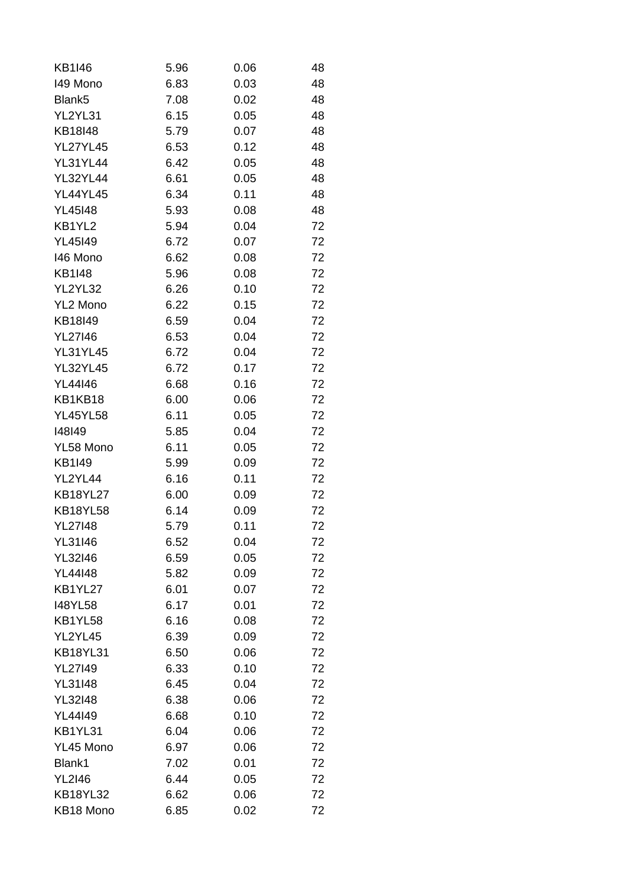| | | | |
|---|---|---|---|
| KB1I46 | 5.96 | 0.06 | 48 |
| I49 Mono | 6.83 | 0.03 | 48 |
| Blank5 | 7.08 | 0.02 | 48 |
| YL2YL31 | 6.15 | 0.05 | 48 |
| KB18I48 | 5.79 | 0.07 | 48 |
| YL27YL45 | 6.53 | 0.12 | 48 |
| YL31YL44 | 6.42 | 0.05 | 48 |
| YL32YL44 | 6.61 | 0.05 | 48 |
| YL44YL45 | 6.34 | 0.11 | 48 |
| YL45I48 | 5.93 | 0.08 | 48 |
| KB1YL2 | 5.94 | 0.04 | 72 |
| YL45I49 | 6.72 | 0.07 | 72 |
| I46 Mono | 6.62 | 0.08 | 72 |
| KB1I48 | 5.96 | 0.08 | 72 |
| YL2YL32 | 6.26 | 0.10 | 72 |
| YL2 Mono | 6.22 | 0.15 | 72 |
| KB18I49 | 6.59 | 0.04 | 72 |
| YL27I46 | 6.53 | 0.04 | 72 |
| YL31YL45 | 6.72 | 0.04 | 72 |
| YL32YL45 | 6.72 | 0.17 | 72 |
| YL44I46 | 6.68 | 0.16 | 72 |
| KB1KB18 | 6.00 | 0.06 | 72 |
| YL45YL58 | 6.11 | 0.05 | 72 |
| I48I49 | 5.85 | 0.04 | 72 |
| YL58 Mono | 6.11 | 0.05 | 72 |
| KB1I49 | 5.99 | 0.09 | 72 |
| YL2YL44 | 6.16 | 0.11 | 72 |
| KB18YL27 | 6.00 | 0.09 | 72 |
| KB18YL58 | 6.14 | 0.09 | 72 |
| YL27I48 | 5.79 | 0.11 | 72 |
| YL31I46 | 6.52 | 0.04 | 72 |
| YL32I46 | 6.59 | 0.05 | 72 |
| YL44I48 | 5.82 | 0.09 | 72 |
| KB1YL27 | 6.01 | 0.07 | 72 |
| I48YL58 | 6.17 | 0.01 | 72 |
| KB1YL58 | 6.16 | 0.08 | 72 |
| YL2YL45 | 6.39 | 0.09 | 72 |
| KB18YL31 | 6.50 | 0.06 | 72 |
| YL27I49 | 6.33 | 0.10 | 72 |
| YL31I48 | 6.45 | 0.04 | 72 |
| YL32I48 | 6.38 | 0.06 | 72 |
| YL44I49 | 6.68 | 0.10 | 72 |
| KB1YL31 | 6.04 | 0.06 | 72 |
| YL45 Mono | 6.97 | 0.06 | 72 |
| Blank1 | 7.02 | 0.01 | 72 |
| YL2I46 | 6.44 | 0.05 | 72 |
| KB18YL32 | 6.62 | 0.06 | 72 |
| KB18 Mono | 6.85 | 0.02 | 72 |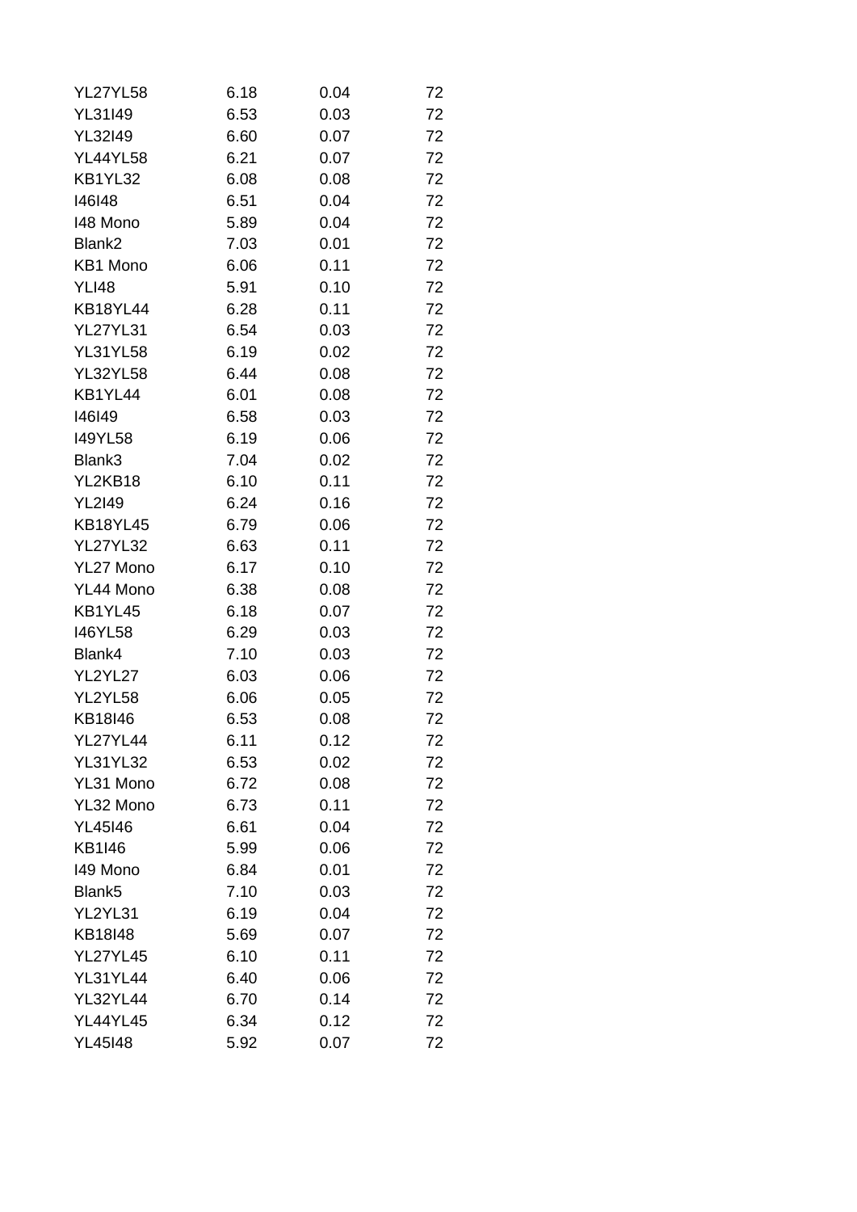| | | | |
|---|---|---|---|
| YL27YL58 | 6.18 | 0.04 | 72 |
| YL31I49 | 6.53 | 0.03 | 72 |
| YL32I49 | 6.60 | 0.07 | 72 |
| YL44YL58 | 6.21 | 0.07 | 72 |
| KB1YL32 | 6.08 | 0.08 | 72 |
| I46I48 | 6.51 | 0.04 | 72 |
| I48 Mono | 5.89 | 0.04 | 72 |
| Blank2 | 7.03 | 0.01 | 72 |
| KB1 Mono | 6.06 | 0.11 | 72 |
| YLI48 | 5.91 | 0.10 | 72 |
| KB18YL44 | 6.28 | 0.11 | 72 |
| YL27YL31 | 6.54 | 0.03 | 72 |
| YL31YL58 | 6.19 | 0.02 | 72 |
| YL32YL58 | 6.44 | 0.08 | 72 |
| KB1YL44 | 6.01 | 0.08 | 72 |
| I46I49 | 6.58 | 0.03 | 72 |
| I49YL58 | 6.19 | 0.06 | 72 |
| Blank3 | 7.04 | 0.02 | 72 |
| YL2KB18 | 6.10 | 0.11 | 72 |
| YL2I49 | 6.24 | 0.16 | 72 |
| KB18YL45 | 6.79 | 0.06 | 72 |
| YL27YL32 | 6.63 | 0.11 | 72 |
| YL27 Mono | 6.17 | 0.10 | 72 |
| YL44 Mono | 6.38 | 0.08 | 72 |
| KB1YL45 | 6.18 | 0.07 | 72 |
| I46YL58 | 6.29 | 0.03 | 72 |
| Blank4 | 7.10 | 0.03 | 72 |
| YL2YL27 | 6.03 | 0.06 | 72 |
| YL2YL58 | 6.06 | 0.05 | 72 |
| KB18I46 | 6.53 | 0.08 | 72 |
| YL27YL44 | 6.11 | 0.12 | 72 |
| YL31YL32 | 6.53 | 0.02 | 72 |
| YL31 Mono | 6.72 | 0.08 | 72 |
| YL32 Mono | 6.73 | 0.11 | 72 |
| YL45I46 | 6.61 | 0.04 | 72 |
| KB1I46 | 5.99 | 0.06 | 72 |
| I49 Mono | 6.84 | 0.01 | 72 |
| Blank5 | 7.10 | 0.03 | 72 |
| YL2YL31 | 6.19 | 0.04 | 72 |
| KB18I48 | 5.69 | 0.07 | 72 |
| YL27YL45 | 6.10 | 0.11 | 72 |
| YL31YL44 | 6.40 | 0.06 | 72 |
| YL32YL44 | 6.70 | 0.14 | 72 |
| YL44YL45 | 6.34 | 0.12 | 72 |
| YL45I48 | 5.92 | 0.07 | 72 |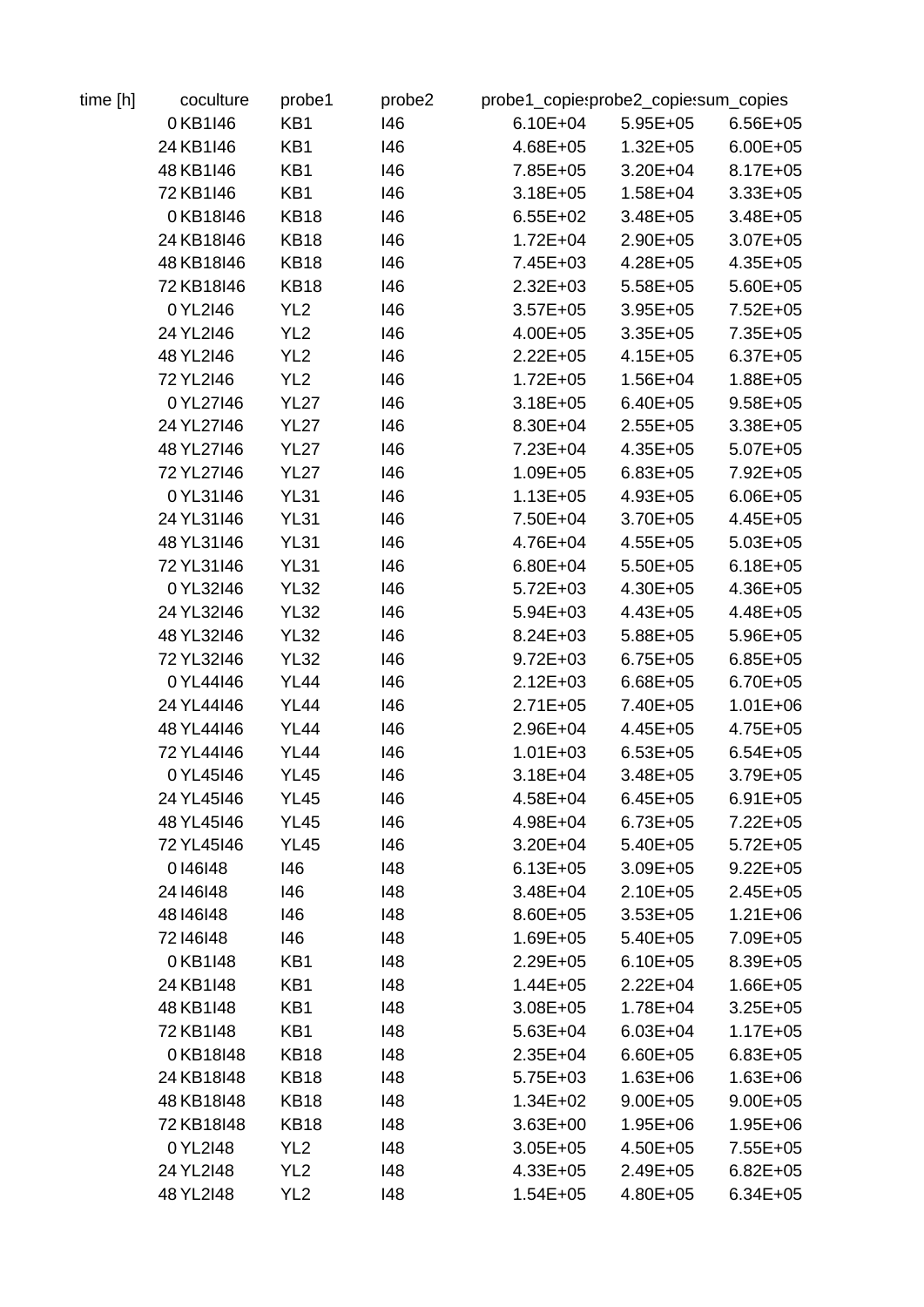| time [h] | coculture | probe1 | probe2 | probe1_copies | probe2_copies | sum_copies |
|---|---|---|---|---|---|---|
| 0 | KB1I46 | KB1 | I46 | 6.10E+04 | 5.95E+05 | 6.56E+05 |
| 24 | KB1I46 | KB1 | I46 | 4.68E+05 | 1.32E+05 | 6.00E+05 |
| 48 | KB1I46 | KB1 | I46 | 7.85E+05 | 3.20E+04 | 8.17E+05 |
| 72 | KB1I46 | KB1 | I46 | 3.18E+05 | 1.58E+04 | 3.33E+05 |
| 0 | KB18I46 | KB18 | I46 | 6.55E+02 | 3.48E+05 | 3.48E+05 |
| 24 | KB18I46 | KB18 | I46 | 1.72E+04 | 2.90E+05 | 3.07E+05 |
| 48 | KB18I46 | KB18 | I46 | 7.45E+03 | 4.28E+05 | 4.35E+05 |
| 72 | KB18I46 | KB18 | I46 | 2.32E+03 | 5.58E+05 | 5.60E+05 |
| 0 | YL2I46 | YL2 | I46 | 3.57E+05 | 3.95E+05 | 7.52E+05 |
| 24 | YL2I46 | YL2 | I46 | 4.00E+05 | 3.35E+05 | 7.35E+05 |
| 48 | YL2I46 | YL2 | I46 | 2.22E+05 | 4.15E+05 | 6.37E+05 |
| 72 | YL2I46 | YL2 | I46 | 1.72E+05 | 1.56E+04 | 1.88E+05 |
| 0 | YL27I46 | YL27 | I46 | 3.18E+05 | 6.40E+05 | 9.58E+05 |
| 24 | YL27I46 | YL27 | I46 | 8.30E+04 | 2.55E+05 | 3.38E+05 |
| 48 | YL27I46 | YL27 | I46 | 7.23E+04 | 4.35E+05 | 5.07E+05 |
| 72 | YL27I46 | YL27 | I46 | 1.09E+05 | 6.83E+05 | 7.92E+05 |
| 0 | YL31I46 | YL31 | I46 | 1.13E+05 | 4.93E+05 | 6.06E+05 |
| 24 | YL31I46 | YL31 | I46 | 7.50E+04 | 3.70E+05 | 4.45E+05 |
| 48 | YL31I46 | YL31 | I46 | 4.76E+04 | 4.55E+05 | 5.03E+05 |
| 72 | YL31I46 | YL31 | I46 | 6.80E+04 | 5.50E+05 | 6.18E+05 |
| 0 | YL32I46 | YL32 | I46 | 5.72E+03 | 4.30E+05 | 4.36E+05 |
| 24 | YL32I46 | YL32 | I46 | 5.94E+03 | 4.43E+05 | 4.48E+05 |
| 48 | YL32I46 | YL32 | I46 | 8.24E+03 | 5.88E+05 | 5.96E+05 |
| 72 | YL32I46 | YL32 | I46 | 9.72E+03 | 6.75E+05 | 6.85E+05 |
| 0 | YL44I46 | YL44 | I46 | 2.12E+03 | 6.68E+05 | 6.70E+05 |
| 24 | YL44I46 | YL44 | I46 | 2.71E+05 | 7.40E+05 | 1.01E+06 |
| 48 | YL44I46 | YL44 | I46 | 2.96E+04 | 4.45E+05 | 4.75E+05 |
| 72 | YL44I46 | YL44 | I46 | 1.01E+03 | 6.53E+05 | 6.54E+05 |
| 0 | YL45I46 | YL45 | I46 | 3.18E+04 | 3.48E+05 | 3.79E+05 |
| 24 | YL45I46 | YL45 | I46 | 4.58E+04 | 6.45E+05 | 6.91E+05 |
| 48 | YL45I46 | YL45 | I46 | 4.98E+04 | 6.73E+05 | 7.22E+05 |
| 72 | YL45I46 | YL45 | I46 | 3.20E+04 | 5.40E+05 | 5.72E+05 |
| 0 | I46I48 | I46 | I48 | 6.13E+05 | 3.09E+05 | 9.22E+05 |
| 24 | I46I48 | I46 | I48 | 3.48E+04 | 2.10E+05 | 2.45E+05 |
| 48 | I46I48 | I46 | I48 | 8.60E+05 | 3.53E+05 | 1.21E+06 |
| 72 | I46I48 | I46 | I48 | 1.69E+05 | 5.40E+05 | 7.09E+05 |
| 0 | KB1I48 | KB1 | I48 | 2.29E+05 | 6.10E+05 | 8.39E+05 |
| 24 | KB1I48 | KB1 | I48 | 1.44E+05 | 2.22E+04 | 1.66E+05 |
| 48 | KB1I48 | KB1 | I48 | 3.08E+05 | 1.78E+04 | 3.25E+05 |
| 72 | KB1I48 | KB1 | I48 | 5.63E+04 | 6.03E+04 | 1.17E+05 |
| 0 | KB18I48 | KB18 | I48 | 2.35E+04 | 6.60E+05 | 6.83E+05 |
| 24 | KB18I48 | KB18 | I48 | 5.75E+03 | 1.63E+06 | 1.63E+06 |
| 48 | KB18I48 | KB18 | I48 | 1.34E+02 | 9.00E+05 | 9.00E+05 |
| 72 | KB18I48 | KB18 | I48 | 3.63E+00 | 1.95E+06 | 1.95E+06 |
| 0 | YL2I48 | YL2 | I48 | 3.05E+05 | 4.50E+05 | 7.55E+05 |
| 24 | YL2I48 | YL2 | I48 | 4.33E+05 | 2.49E+05 | 6.82E+05 |
| 48 | YL2I48 | YL2 | I48 | 1.54E+05 | 4.80E+05 | 6.34E+05 |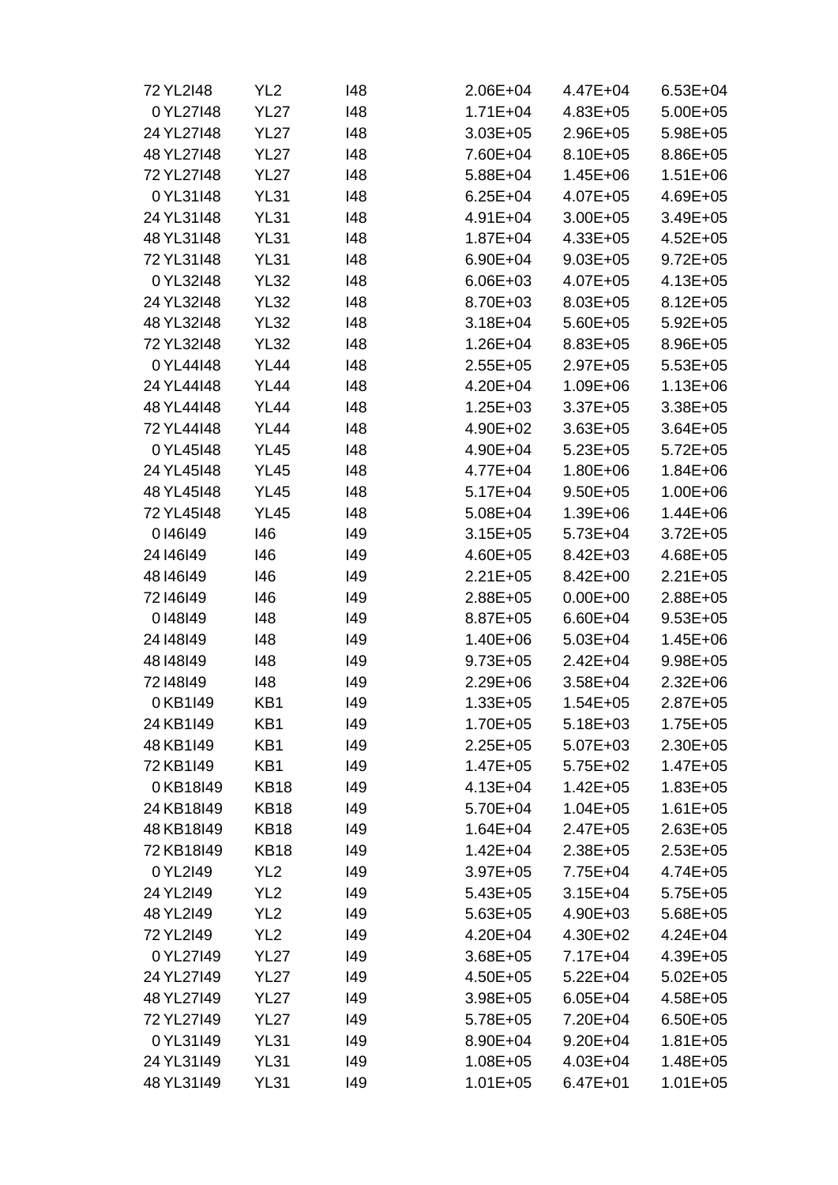|  |  |  |  |  |  |
|---|---|---|---|---|---|
| 72 YL2I48 | YL2 | I48 | 2.06E+04 | 4.47E+04 | 6.53E+04 |
| 0 YL27I48 | YL27 | I48 | 1.71E+04 | 4.83E+05 | 5.00E+05 |
| 24 YL27I48 | YL27 | I48 | 3.03E+05 | 2.96E+05 | 5.98E+05 |
| 48 YL27I48 | YL27 | I48 | 7.60E+04 | 8.10E+05 | 8.86E+05 |
| 72 YL27I48 | YL27 | I48 | 5.88E+04 | 1.45E+06 | 1.51E+06 |
| 0 YL31I48 | YL31 | I48 | 6.25E+04 | 4.07E+05 | 4.69E+05 |
| 24 YL31I48 | YL31 | I48 | 4.91E+04 | 3.00E+05 | 3.49E+05 |
| 48 YL31I48 | YL31 | I48 | 1.87E+04 | 4.33E+05 | 4.52E+05 |
| 72 YL31I48 | YL31 | I48 | 6.90E+04 | 9.03E+05 | 9.72E+05 |
| 0 YL32I48 | YL32 | I48 | 6.06E+03 | 4.07E+05 | 4.13E+05 |
| 24 YL32I48 | YL32 | I48 | 8.70E+03 | 8.03E+05 | 8.12E+05 |
| 48 YL32I48 | YL32 | I48 | 3.18E+04 | 5.60E+05 | 5.92E+05 |
| 72 YL32I48 | YL32 | I48 | 1.26E+04 | 8.83E+05 | 8.96E+05 |
| 0 YL44I48 | YL44 | I48 | 2.55E+05 | 2.97E+05 | 5.53E+05 |
| 24 YL44I48 | YL44 | I48 | 4.20E+04 | 1.09E+06 | 1.13E+06 |
| 48 YL44I48 | YL44 | I48 | 1.25E+03 | 3.37E+05 | 3.38E+05 |
| 72 YL44I48 | YL44 | I48 | 4.90E+02 | 3.63E+05 | 3.64E+05 |
| 0 YL45I48 | YL45 | I48 | 4.90E+04 | 5.23E+05 | 5.72E+05 |
| 24 YL45I48 | YL45 | I48 | 4.77E+04 | 1.80E+06 | 1.84E+06 |
| 48 YL45I48 | YL45 | I48 | 5.17E+04 | 9.50E+05 | 1.00E+06 |
| 72 YL45I48 | YL45 | I48 | 5.08E+04 | 1.39E+06 | 1.44E+06 |
| 0 I46I49 | I46 | I49 | 3.15E+05 | 5.73E+04 | 3.72E+05 |
| 24 I46I49 | I46 | I49 | 4.60E+05 | 8.42E+03 | 4.68E+05 |
| 48 I46I49 | I46 | I49 | 2.21E+05 | 8.42E+00 | 2.21E+05 |
| 72 I46I49 | I46 | I49 | 2.88E+05 | 0.00E+00 | 2.88E+05 |
| 0 I48I49 | I48 | I49 | 8.87E+05 | 6.60E+04 | 9.53E+05 |
| 24 I48I49 | I48 | I49 | 1.40E+06 | 5.03E+04 | 1.45E+06 |
| 48 I48I49 | I48 | I49 | 9.73E+05 | 2.42E+04 | 9.98E+05 |
| 72 I48I49 | I48 | I49 | 2.29E+06 | 3.58E+04 | 2.32E+06 |
| 0 KB1I49 | KB1 | I49 | 1.33E+05 | 1.54E+05 | 2.87E+05 |
| 24 KB1I49 | KB1 | I49 | 1.70E+05 | 5.18E+03 | 1.75E+05 |
| 48 KB1I49 | KB1 | I49 | 2.25E+05 | 5.07E+03 | 2.30E+05 |
| 72 KB1I49 | KB1 | I49 | 1.47E+05 | 5.75E+02 | 1.47E+05 |
| 0 KB18I49 | KB18 | I49 | 4.13E+04 | 1.42E+05 | 1.83E+05 |
| 24 KB18I49 | KB18 | I49 | 5.70E+04 | 1.04E+05 | 1.61E+05 |
| 48 KB18I49 | KB18 | I49 | 1.64E+04 | 2.47E+05 | 2.63E+05 |
| 72 KB18I49 | KB18 | I49 | 1.42E+04 | 2.38E+05 | 2.53E+05 |
| 0 YL2I49 | YL2 | I49 | 3.97E+05 | 7.75E+04 | 4.74E+05 |
| 24 YL2I49 | YL2 | I49 | 5.43E+05 | 3.15E+04 | 5.75E+05 |
| 48 YL2I49 | YL2 | I49 | 5.63E+05 | 4.90E+03 | 5.68E+05 |
| 72 YL2I49 | YL2 | I49 | 4.20E+04 | 4.30E+02 | 4.24E+04 |
| 0 YL27I49 | YL27 | I49 | 3.68E+05 | 7.17E+04 | 4.39E+05 |
| 24 YL27I49 | YL27 | I49 | 4.50E+05 | 5.22E+04 | 5.02E+05 |
| 48 YL27I49 | YL27 | I49 | 3.98E+05 | 6.05E+04 | 4.58E+05 |
| 72 YL27I49 | YL27 | I49 | 5.78E+05 | 7.20E+04 | 6.50E+05 |
| 0 YL31I49 | YL31 | I49 | 8.90E+04 | 9.20E+04 | 1.81E+05 |
| 24 YL31I49 | YL31 | I49 | 1.08E+05 | 4.03E+04 | 1.48E+05 |
| 48 YL31I49 | YL31 | I49 | 1.01E+05 | 6.47E+01 | 1.01E+05 |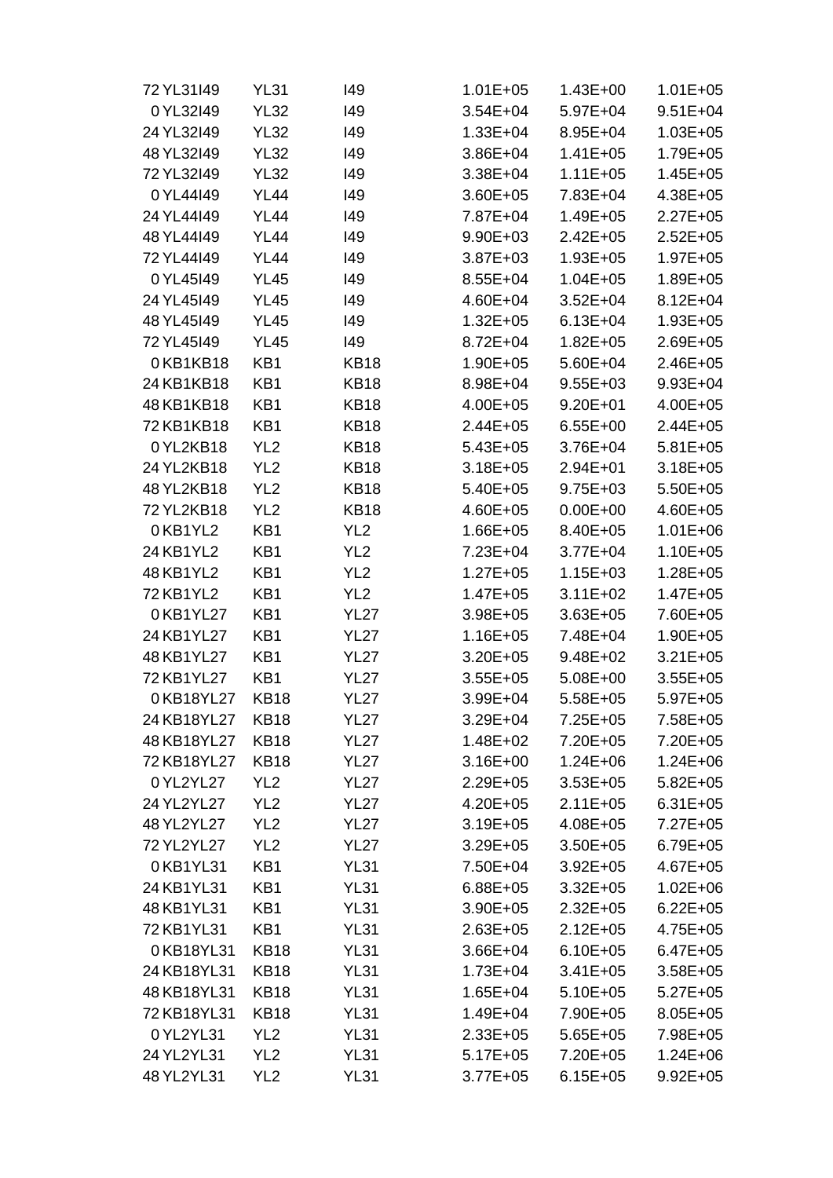| | | | | | |
|---|---|---|---|---|---|
| 72 YL31I49 | YL31 | I49 | 1.01E+05 | 1.43E+00 | 1.01E+05 |
| 0 YL32I49 | YL32 | I49 | 3.54E+04 | 5.97E+04 | 9.51E+04 |
| 24 YL32I49 | YL32 | I49 | 1.33E+04 | 8.95E+04 | 1.03E+05 |
| 48 YL32I49 | YL32 | I49 | 3.86E+04 | 1.41E+05 | 1.79E+05 |
| 72 YL32I49 | YL32 | I49 | 3.38E+04 | 1.11E+05 | 1.45E+05 |
| 0 YL44I49 | YL44 | I49 | 3.60E+05 | 7.83E+04 | 4.38E+05 |
| 24 YL44I49 | YL44 | I49 | 7.87E+04 | 1.49E+05 | 2.27E+05 |
| 48 YL44I49 | YL44 | I49 | 9.90E+03 | 2.42E+05 | 2.52E+05 |
| 72 YL44I49 | YL44 | I49 | 3.87E+03 | 1.93E+05 | 1.97E+05 |
| 0 YL45I49 | YL45 | I49 | 8.55E+04 | 1.04E+05 | 1.89E+05 |
| 24 YL45I49 | YL45 | I49 | 4.60E+04 | 3.52E+04 | 8.12E+04 |
| 48 YL45I49 | YL45 | I49 | 1.32E+05 | 6.13E+04 | 1.93E+05 |
| 72 YL45I49 | YL45 | I49 | 8.72E+04 | 1.82E+05 | 2.69E+05 |
| 0 KB1KB18 | KB1 | KB18 | 1.90E+05 | 5.60E+04 | 2.46E+05 |
| 24 KB1KB18 | KB1 | KB18 | 8.98E+04 | 9.55E+03 | 9.93E+04 |
| 48 KB1KB18 | KB1 | KB18 | 4.00E+05 | 9.20E+01 | 4.00E+05 |
| 72 KB1KB18 | KB1 | KB18 | 2.44E+05 | 6.55E+00 | 2.44E+05 |
| 0 YL2KB18 | YL2 | KB18 | 5.43E+05 | 3.76E+04 | 5.81E+05 |
| 24 YL2KB18 | YL2 | KB18 | 3.18E+05 | 2.94E+01 | 3.18E+05 |
| 48 YL2KB18 | YL2 | KB18 | 5.40E+05 | 9.75E+03 | 5.50E+05 |
| 72 YL2KB18 | YL2 | KB18 | 4.60E+05 | 0.00E+00 | 4.60E+05 |
| 0 KB1YL2 | KB1 | YL2 | 1.66E+05 | 8.40E+05 | 1.01E+06 |
| 24 KB1YL2 | KB1 | YL2 | 7.23E+04 | 3.77E+04 | 1.10E+05 |
| 48 KB1YL2 | KB1 | YL2 | 1.27E+05 | 1.15E+03 | 1.28E+05 |
| 72 KB1YL2 | KB1 | YL2 | 1.47E+05 | 3.11E+02 | 1.47E+05 |
| 0 KB1YL27 | KB1 | YL27 | 3.98E+05 | 3.63E+05 | 7.60E+05 |
| 24 KB1YL27 | KB1 | YL27 | 1.16E+05 | 7.48E+04 | 1.90E+05 |
| 48 KB1YL27 | KB1 | YL27 | 3.20E+05 | 9.48E+02 | 3.21E+05 |
| 72 KB1YL27 | KB1 | YL27 | 3.55E+05 | 5.08E+00 | 3.55E+05 |
| 0 KB18YL27 | KB18 | YL27 | 3.99E+04 | 5.58E+05 | 5.97E+05 |
| 24 KB18YL27 | KB18 | YL27 | 3.29E+04 | 7.25E+05 | 7.58E+05 |
| 48 KB18YL27 | KB18 | YL27 | 1.48E+02 | 7.20E+05 | 7.20E+05 |
| 72 KB18YL27 | KB18 | YL27 | 3.16E+00 | 1.24E+06 | 1.24E+06 |
| 0 YL2YL27 | YL2 | YL27 | 2.29E+05 | 3.53E+05 | 5.82E+05 |
| 24 YL2YL27 | YL2 | YL27 | 4.20E+05 | 2.11E+05 | 6.31E+05 |
| 48 YL2YL27 | YL2 | YL27 | 3.19E+05 | 4.08E+05 | 7.27E+05 |
| 72 YL2YL27 | YL2 | YL27 | 3.29E+05 | 3.50E+05 | 6.79E+05 |
| 0 KB1YL31 | KB1 | YL31 | 7.50E+04 | 3.92E+05 | 4.67E+05 |
| 24 KB1YL31 | KB1 | YL31 | 6.88E+05 | 3.32E+05 | 1.02E+06 |
| 48 KB1YL31 | KB1 | YL31 | 3.90E+05 | 2.32E+05 | 6.22E+05 |
| 72 KB1YL31 | KB1 | YL31 | 2.63E+05 | 2.12E+05 | 4.75E+05 |
| 0 KB18YL31 | KB18 | YL31 | 3.66E+04 | 6.10E+05 | 6.47E+05 |
| 24 KB18YL31 | KB18 | YL31 | 1.73E+04 | 3.41E+05 | 3.58E+05 |
| 48 KB18YL31 | KB18 | YL31 | 1.65E+04 | 5.10E+05 | 5.27E+05 |
| 72 KB18YL31 | KB18 | YL31 | 1.49E+04 | 7.90E+05 | 8.05E+05 |
| 0 YL2YL31 | YL2 | YL31 | 2.33E+05 | 5.65E+05 | 7.98E+05 |
| 24 YL2YL31 | YL2 | YL31 | 5.17E+05 | 7.20E+05 | 1.24E+06 |
| 48 YL2YL31 | YL2 | YL31 | 3.77E+05 | 6.15E+05 | 9.92E+05 |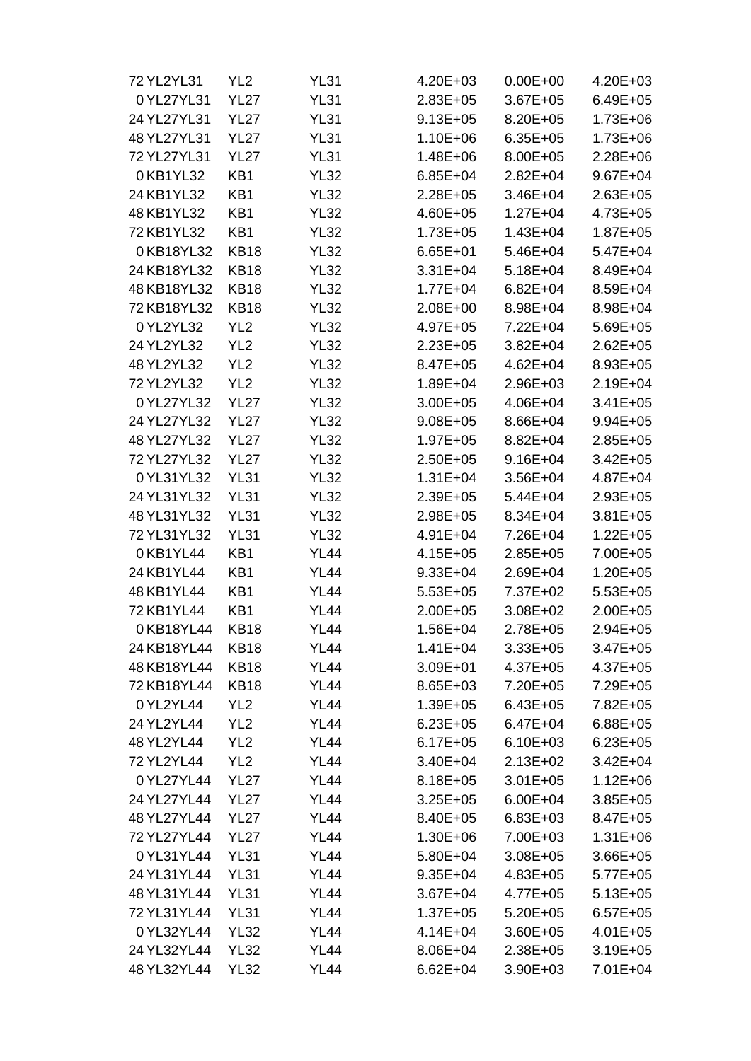| | | | | | |
|---|---|---|---|---|---|
| 72 | YL2YL31 | YL2 | YL31 | 4.20E+03 | 0.00E+00 | 4.20E+03 |
| 0 | YL27YL31 | YL27 | YL31 | 2.83E+05 | 3.67E+05 | 6.49E+05 |
| 24 | YL27YL31 | YL27 | YL31 | 9.13E+05 | 8.20E+05 | 1.73E+06 |
| 48 | YL27YL31 | YL27 | YL31 | 1.10E+06 | 6.35E+05 | 1.73E+06 |
| 72 | YL27YL31 | YL27 | YL31 | 1.48E+06 | 8.00E+05 | 2.28E+06 |
| 0 | KB1YL32 | KB1 | YL32 | 6.85E+04 | 2.82E+04 | 9.67E+04 |
| 24 | KB1YL32 | KB1 | YL32 | 2.28E+05 | 3.46E+04 | 2.63E+05 |
| 48 | KB1YL32 | KB1 | YL32 | 4.60E+05 | 1.27E+04 | 4.73E+05 |
| 72 | KB1YL32 | KB1 | YL32 | 1.73E+05 | 1.43E+04 | 1.87E+05 |
| 0 | KB18YL32 | KB18 | YL32 | 6.65E+01 | 5.46E+04 | 5.47E+04 |
| 24 | KB18YL32 | KB18 | YL32 | 3.31E+04 | 5.18E+04 | 8.49E+04 |
| 48 | KB18YL32 | KB18 | YL32 | 1.77E+04 | 6.82E+04 | 8.59E+04 |
| 72 | KB18YL32 | KB18 | YL32 | 2.08E+00 | 8.98E+04 | 8.98E+04 |
| 0 | YL2YL32 | YL2 | YL32 | 4.97E+05 | 7.22E+04 | 5.69E+05 |
| 24 | YL2YL32 | YL2 | YL32 | 2.23E+05 | 3.82E+04 | 2.62E+05 |
| 48 | YL2YL32 | YL2 | YL32 | 8.47E+05 | 4.62E+04 | 8.93E+05 |
| 72 | YL2YL32 | YL2 | YL32 | 1.89E+04 | 2.96E+03 | 2.19E+04 |
| 0 | YL27YL32 | YL27 | YL32 | 3.00E+05 | 4.06E+04 | 3.41E+05 |
| 24 | YL27YL32 | YL27 | YL32 | 9.08E+05 | 8.66E+04 | 9.94E+05 |
| 48 | YL27YL32 | YL27 | YL32 | 1.97E+05 | 8.82E+04 | 2.85E+05 |
| 72 | YL27YL32 | YL27 | YL32 | 2.50E+05 | 9.16E+04 | 3.42E+05 |
| 0 | YL31YL32 | YL31 | YL32 | 1.31E+04 | 3.56E+04 | 4.87E+04 |
| 24 | YL31YL32 | YL31 | YL32 | 2.39E+05 | 5.44E+04 | 2.93E+05 |
| 48 | YL31YL32 | YL31 | YL32 | 2.98E+05 | 8.34E+04 | 3.81E+05 |
| 72 | YL31YL32 | YL31 | YL32 | 4.91E+04 | 7.26E+04 | 1.22E+05 |
| 0 | KB1YL44 | KB1 | YL44 | 4.15E+05 | 2.85E+05 | 7.00E+05 |
| 24 | KB1YL44 | KB1 | YL44 | 9.33E+04 | 2.69E+04 | 1.20E+05 |
| 48 | KB1YL44 | KB1 | YL44 | 5.53E+05 | 7.37E+02 | 5.53E+05 |
| 72 | KB1YL44 | KB1 | YL44 | 2.00E+05 | 3.08E+02 | 2.00E+05 |
| 0 | KB18YL44 | KB18 | YL44 | 1.56E+04 | 2.78E+05 | 2.94E+05 |
| 24 | KB18YL44 | KB18 | YL44 | 1.41E+04 | 3.33E+05 | 3.47E+05 |
| 48 | KB18YL44 | KB18 | YL44 | 3.09E+01 | 4.37E+05 | 4.37E+05 |
| 72 | KB18YL44 | KB18 | YL44 | 8.65E+03 | 7.20E+05 | 7.29E+05 |
| 0 | YL2YL44 | YL2 | YL44 | 1.39E+05 | 6.43E+05 | 7.82E+05 |
| 24 | YL2YL44 | YL2 | YL44 | 6.23E+05 | 6.47E+04 | 6.88E+05 |
| 48 | YL2YL44 | YL2 | YL44 | 6.17E+05 | 6.10E+03 | 6.23E+05 |
| 72 | YL2YL44 | YL2 | YL44 | 3.40E+04 | 2.13E+02 | 3.42E+04 |
| 0 | YL27YL44 | YL27 | YL44 | 8.18E+05 | 3.01E+05 | 1.12E+06 |
| 24 | YL27YL44 | YL27 | YL44 | 3.25E+05 | 6.00E+04 | 3.85E+05 |
| 48 | YL27YL44 | YL27 | YL44 | 8.40E+05 | 6.83E+03 | 8.47E+05 |
| 72 | YL27YL44 | YL27 | YL44 | 1.30E+06 | 7.00E+03 | 1.31E+06 |
| 0 | YL31YL44 | YL31 | YL44 | 5.80E+04 | 3.08E+05 | 3.66E+05 |
| 24 | YL31YL44 | YL31 | YL44 | 9.35E+04 | 4.83E+05 | 5.77E+05 |
| 48 | YL31YL44 | YL31 | YL44 | 3.67E+04 | 4.77E+05 | 5.13E+05 |
| 72 | YL31YL44 | YL31 | YL44 | 1.37E+05 | 5.20E+05 | 6.57E+05 |
| 0 | YL32YL44 | YL32 | YL44 | 4.14E+04 | 3.60E+05 | 4.01E+05 |
| 24 | YL32YL44 | YL32 | YL44 | 8.06E+04 | 2.38E+05 | 3.19E+05 |
| 48 | YL32YL44 | YL32 | YL44 | 6.62E+04 | 3.90E+03 | 7.01E+04 |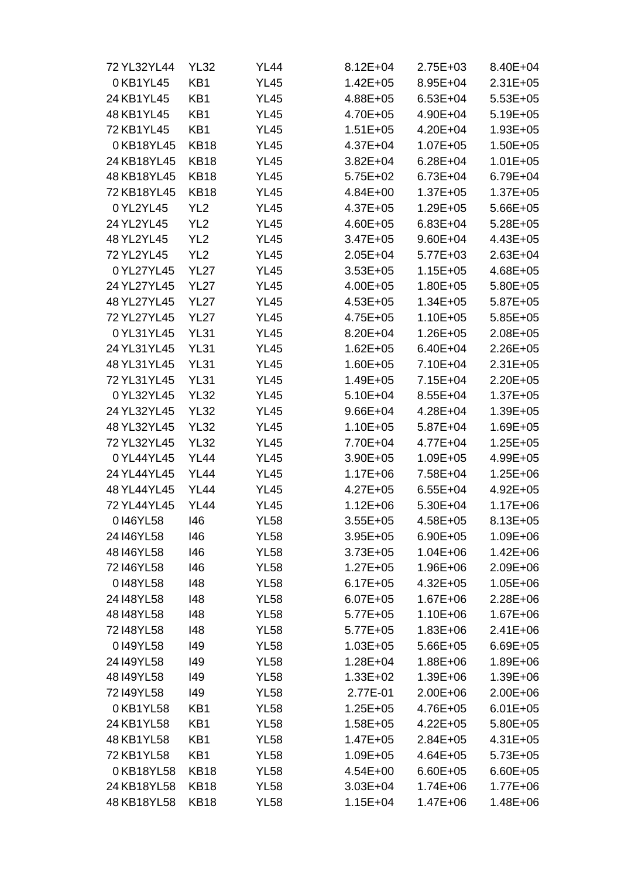| | | | | | |
|---|---|---|---|---|---|
| 72 YL32YL44 | YL32 | YL44 | 8.12E+04 | 2.75E+03 | 8.40E+04 |
| 0 KB1YL45 | KB1 | YL45 | 1.42E+05 | 8.95E+04 | 2.31E+05 |
| 24 KB1YL45 | KB1 | YL45 | 4.88E+05 | 6.53E+04 | 5.53E+05 |
| 48 KB1YL45 | KB1 | YL45 | 4.70E+05 | 4.90E+04 | 5.19E+05 |
| 72 KB1YL45 | KB1 | YL45 | 1.51E+05 | 4.20E+04 | 1.93E+05 |
| 0 KB18YL45 | KB18 | YL45 | 4.37E+04 | 1.07E+05 | 1.50E+05 |
| 24 KB18YL45 | KB18 | YL45 | 3.82E+04 | 6.28E+04 | 1.01E+05 |
| 48 KB18YL45 | KB18 | YL45 | 5.75E+02 | 6.73E+04 | 6.79E+04 |
| 72 KB18YL45 | KB18 | YL45 | 4.84E+00 | 1.37E+05 | 1.37E+05 |
| 0 YL2YL45 | YL2 | YL45 | 4.37E+05 | 1.29E+05 | 5.66E+05 |
| 24 YL2YL45 | YL2 | YL45 | 4.60E+05 | 6.83E+04 | 5.28E+05 |
| 48 YL2YL45 | YL2 | YL45 | 3.47E+05 | 9.60E+04 | 4.43E+05 |
| 72 YL2YL45 | YL2 | YL45 | 2.05E+04 | 5.77E+03 | 2.63E+04 |
| 0 YL27YL45 | YL27 | YL45 | 3.53E+05 | 1.15E+05 | 4.68E+05 |
| 24 YL27YL45 | YL27 | YL45 | 4.00E+05 | 1.80E+05 | 5.80E+05 |
| 48 YL27YL45 | YL27 | YL45 | 4.53E+05 | 1.34E+05 | 5.87E+05 |
| 72 YL27YL45 | YL27 | YL45 | 4.75E+05 | 1.10E+05 | 5.85E+05 |
| 0 YL31YL45 | YL31 | YL45 | 8.20E+04 | 1.26E+05 | 2.08E+05 |
| 24 YL31YL45 | YL31 | YL45 | 1.62E+05 | 6.40E+04 | 2.26E+05 |
| 48 YL31YL45 | YL31 | YL45 | 1.60E+05 | 7.10E+04 | 2.31E+05 |
| 72 YL31YL45 | YL31 | YL45 | 1.49E+05 | 7.15E+04 | 2.20E+05 |
| 0 YL32YL45 | YL32 | YL45 | 5.10E+04 | 8.55E+04 | 1.37E+05 |
| 24 YL32YL45 | YL32 | YL45 | 9.66E+04 | 4.28E+04 | 1.39E+05 |
| 48 YL32YL45 | YL32 | YL45 | 1.10E+05 | 5.87E+04 | 1.69E+05 |
| 72 YL32YL45 | YL32 | YL45 | 7.70E+04 | 4.77E+04 | 1.25E+05 |
| 0 YL44YL45 | YL44 | YL45 | 3.90E+05 | 1.09E+05 | 4.99E+05 |
| 24 YL44YL45 | YL44 | YL45 | 1.17E+06 | 7.58E+04 | 1.25E+06 |
| 48 YL44YL45 | YL44 | YL45 | 4.27E+05 | 6.55E+04 | 4.92E+05 |
| 72 YL44YL45 | YL44 | YL45 | 1.12E+06 | 5.30E+04 | 1.17E+06 |
| 0 I46YL58 | I46 | YL58 | 3.55E+05 | 4.58E+05 | 8.13E+05 |
| 24 I46YL58 | I46 | YL58 | 3.95E+05 | 6.90E+05 | 1.09E+06 |
| 48 I46YL58 | I46 | YL58 | 3.73E+05 | 1.04E+06 | 1.42E+06 |
| 72 I46YL58 | I46 | YL58 | 1.27E+05 | 1.96E+06 | 2.09E+06 |
| 0 I48YL58 | I48 | YL58 | 6.17E+05 | 4.32E+05 | 1.05E+06 |
| 24 I48YL58 | I48 | YL58 | 6.07E+05 | 1.67E+06 | 2.28E+06 |
| 48 I48YL58 | I48 | YL58 | 5.77E+05 | 1.10E+06 | 1.67E+06 |
| 72 I48YL58 | I48 | YL58 | 5.77E+05 | 1.83E+06 | 2.41E+06 |
| 0 I49YL58 | I49 | YL58 | 1.03E+05 | 5.66E+05 | 6.69E+05 |
| 24 I49YL58 | I49 | YL58 | 1.28E+04 | 1.88E+06 | 1.89E+06 |
| 48 I49YL58 | I49 | YL58 | 1.33E+02 | 1.39E+06 | 1.39E+06 |
| 72 I49YL58 | I49 | YL58 | 2.77E-01 | 2.00E+06 | 2.00E+06 |
| 0 KB1YL58 | KB1 | YL58 | 1.25E+05 | 4.76E+05 | 6.01E+05 |
| 24 KB1YL58 | KB1 | YL58 | 1.58E+05 | 4.22E+05 | 5.80E+05 |
| 48 KB1YL58 | KB1 | YL58 | 1.47E+05 | 2.84E+05 | 4.31E+05 |
| 72 KB1YL58 | KB1 | YL58 | 1.09E+05 | 4.64E+05 | 5.73E+05 |
| 0 KB18YL58 | KB18 | YL58 | 4.54E+00 | 6.60E+05 | 6.60E+05 |
| 24 KB18YL58 | KB18 | YL58 | 3.03E+04 | 1.74E+06 | 1.77E+06 |
| 48 KB18YL58 | KB18 | YL58 | 1.15E+04 | 1.47E+06 | 1.48E+06 |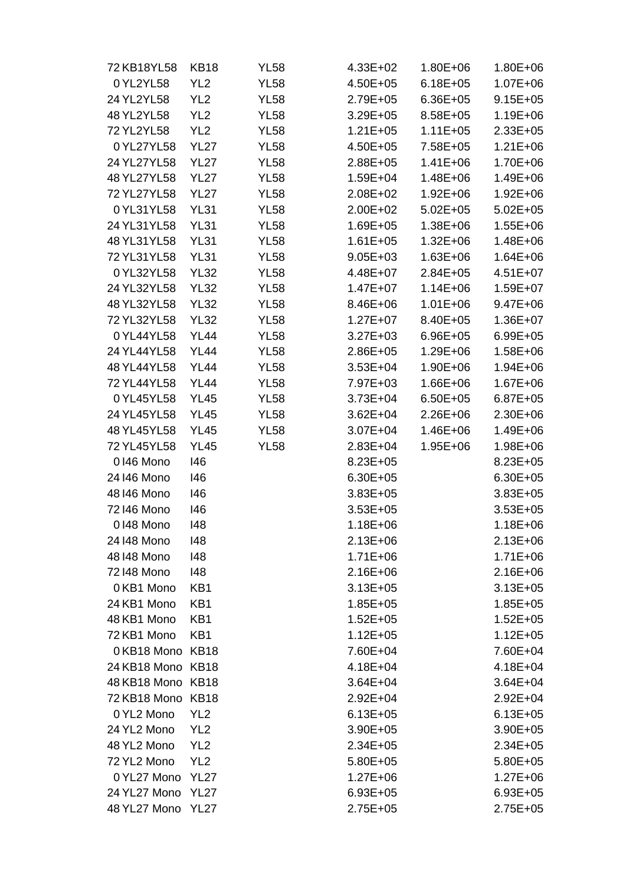| | | | | | | |
|---|---|---|---|---|---|---|
| 72 | KB18YL58 | KB18 | YL58 | 4.33E+02 | 1.80E+06 | 1.80E+06 |
| 0 | YL2YL58 | YL2 | YL58 | 4.50E+05 | 6.18E+05 | 1.07E+06 |
| 24 | YL2YL58 | YL2 | YL58 | 2.79E+05 | 6.36E+05 | 9.15E+05 |
| 48 | YL2YL58 | YL2 | YL58 | 3.29E+05 | 8.58E+05 | 1.19E+06 |
| 72 | YL2YL58 | YL2 | YL58 | 1.21E+05 | 1.11E+05 | 2.33E+05 |
| 0 | YL27YL58 | YL27 | YL58 | 4.50E+05 | 7.58E+05 | 1.21E+06 |
| 24 | YL27YL58 | YL27 | YL58 | 2.88E+05 | 1.41E+06 | 1.70E+06 |
| 48 | YL27YL58 | YL27 | YL58 | 1.59E+04 | 1.48E+06 | 1.49E+06 |
| 72 | YL27YL58 | YL27 | YL58 | 2.08E+02 | 1.92E+06 | 1.92E+06 |
| 0 | YL31YL58 | YL31 | YL58 | 2.00E+02 | 5.02E+05 | 5.02E+05 |
| 24 | YL31YL58 | YL31 | YL58 | 1.69E+05 | 1.38E+06 | 1.55E+06 |
| 48 | YL31YL58 | YL31 | YL58 | 1.61E+05 | 1.32E+06 | 1.48E+06 |
| 72 | YL31YL58 | YL31 | YL58 | 9.05E+03 | 1.63E+06 | 1.64E+06 |
| 0 | YL32YL58 | YL32 | YL58 | 4.48E+07 | 2.84E+05 | 4.51E+07 |
| 24 | YL32YL58 | YL32 | YL58 | 1.47E+07 | 1.14E+06 | 1.59E+07 |
| 48 | YL32YL58 | YL32 | YL58 | 8.46E+06 | 1.01E+06 | 9.47E+06 |
| 72 | YL32YL58 | YL32 | YL58 | 1.27E+07 | 8.40E+05 | 1.36E+07 |
| 0 | YL44YL58 | YL44 | YL58 | 3.27E+03 | 6.96E+05 | 6.99E+05 |
| 24 | YL44YL58 | YL44 | YL58 | 2.86E+05 | 1.29E+06 | 1.58E+06 |
| 48 | YL44YL58 | YL44 | YL58 | 3.53E+04 | 1.90E+06 | 1.94E+06 |
| 72 | YL44YL58 | YL44 | YL58 | 7.97E+03 | 1.66E+06 | 1.67E+06 |
| 0 | YL45YL58 | YL45 | YL58 | 3.73E+04 | 6.50E+05 | 6.87E+05 |
| 24 | YL45YL58 | YL45 | YL58 | 3.62E+04 | 2.26E+06 | 2.30E+06 |
| 48 | YL45YL58 | YL45 | YL58 | 3.07E+04 | 1.46E+06 | 1.49E+06 |
| 72 | YL45YL58 | YL45 | YL58 | 2.83E+04 | 1.95E+06 | 1.98E+06 |
| 0 | I46 Mono | I46 | | 8.23E+05 | | 8.23E+05 |
| 24 | I46 Mono | I46 | | 6.30E+05 | | 6.30E+05 |
| 48 | I46 Mono | I46 | | 3.83E+05 | | 3.83E+05 |
| 72 | I46 Mono | I46 | | 3.53E+05 | | 3.53E+05 |
| 0 | I48 Mono | I48 | | 1.18E+06 | | 1.18E+06 |
| 24 | I48 Mono | I48 | | 2.13E+06 | | 2.13E+06 |
| 48 | I48 Mono | I48 | | 1.71E+06 | | 1.71E+06 |
| 72 | I48 Mono | I48 | | 2.16E+06 | | 2.16E+06 |
| 0 | KB1 Mono | KB1 | | 3.13E+05 | | 3.13E+05 |
| 24 | KB1 Mono | KB1 | | 1.85E+05 | | 1.85E+05 |
| 48 | KB1 Mono | KB1 | | 1.52E+05 | | 1.52E+05 |
| 72 | KB1 Mono | KB1 | | 1.12E+05 | | 1.12E+05 |
| 0 | KB18 Mono | KB18 | | 7.60E+04 | | 7.60E+04 |
| 24 | KB18 Mono | KB18 | | 4.18E+04 | | 4.18E+04 |
| 48 | KB18 Mono | KB18 | | 3.64E+04 | | 3.64E+04 |
| 72 | KB18 Mono | KB18 | | 2.92E+04 | | 2.92E+04 |
| 0 | YL2 Mono | YL2 | | 6.13E+05 | | 6.13E+05 |
| 24 | YL2 Mono | YL2 | | 3.90E+05 | | 3.90E+05 |
| 48 | YL2 Mono | YL2 | | 2.34E+05 | | 2.34E+05 |
| 72 | YL2 Mono | YL2 | | 5.80E+05 | | 5.80E+05 |
| 0 | YL27 Mono | YL27 | | 1.27E+06 | | 1.27E+06 |
| 24 | YL27 Mono | YL27 | | 6.93E+05 | | 6.93E+05 |
| 48 | YL27 Mono | YL27 | | 2.75E+05 | | 2.75E+05 |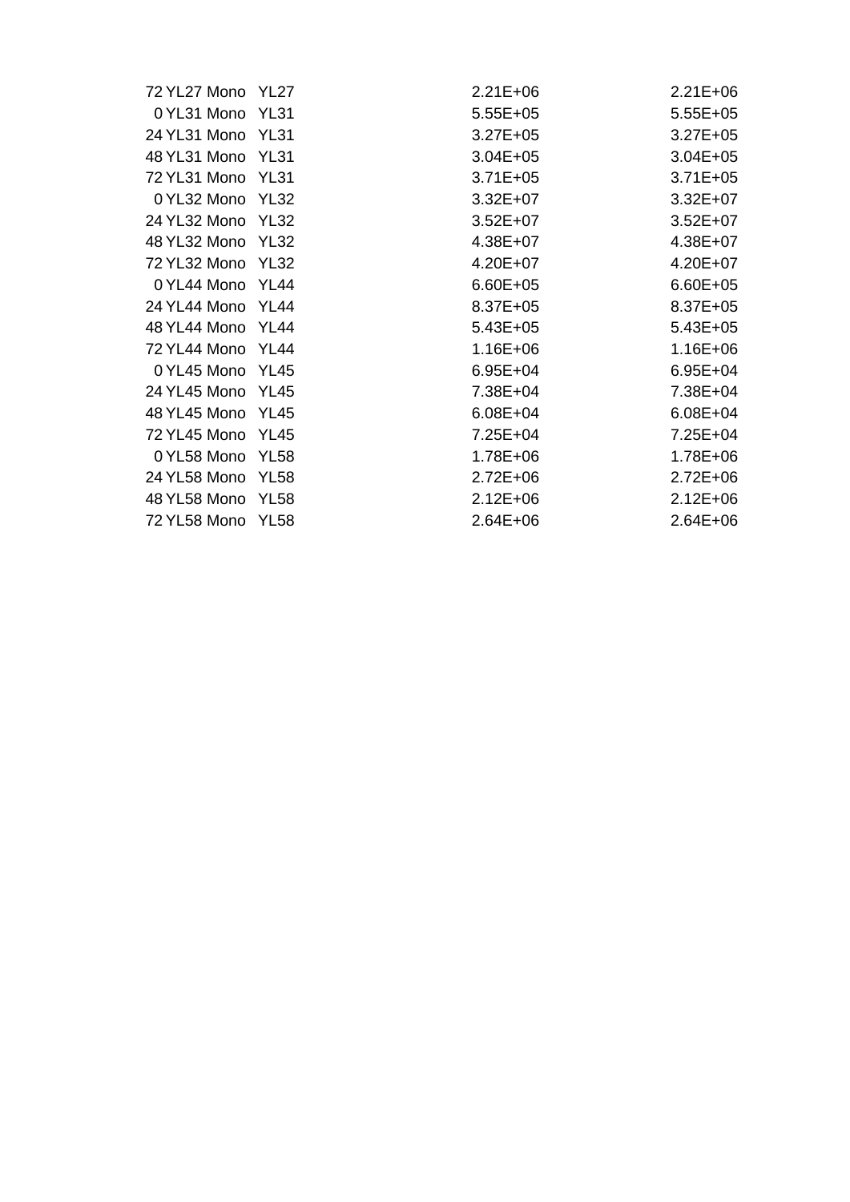| | | | | |
|---|---|---|---|---|
| 72 | YL27 Mono | YL27 | 2.21E+06 | 2.21E+06 |
| 0 | YL31 Mono | YL31 | 5.55E+05 | 5.55E+05 |
| 24 | YL31 Mono | YL31 | 3.27E+05 | 3.27E+05 |
| 48 | YL31 Mono | YL31 | 3.04E+05 | 3.04E+05 |
| 72 | YL31 Mono | YL31 | 3.71E+05 | 3.71E+05 |
| 0 | YL32 Mono | YL32 | 3.32E+07 | 3.32E+07 |
| 24 | YL32 Mono | YL32 | 3.52E+07 | 3.52E+07 |
| 48 | YL32 Mono | YL32 | 4.38E+07 | 4.38E+07 |
| 72 | YL32 Mono | YL32 | 4.20E+07 | 4.20E+07 |
| 0 | YL44 Mono | YL44 | 6.60E+05 | 6.60E+05 |
| 24 | YL44 Mono | YL44 | 8.37E+05 | 8.37E+05 |
| 48 | YL44 Mono | YL44 | 5.43E+05 | 5.43E+05 |
| 72 | YL44 Mono | YL44 | 1.16E+06 | 1.16E+06 |
| 0 | YL45 Mono | YL45 | 6.95E+04 | 6.95E+04 |
| 24 | YL45 Mono | YL45 | 7.38E+04 | 7.38E+04 |
| 48 | YL45 Mono | YL45 | 6.08E+04 | 6.08E+04 |
| 72 | YL45 Mono | YL45 | 7.25E+04 | 7.25E+04 |
| 0 | YL58 Mono | YL58 | 1.78E+06 | 1.78E+06 |
| 24 | YL58 Mono | YL58 | 2.72E+06 | 2.72E+06 |
| 48 | YL58 Mono | YL58 | 2.12E+06 | 2.12E+06 |
| 72 | YL58 Mono | YL58 | 2.64E+06 | 2.64E+06 |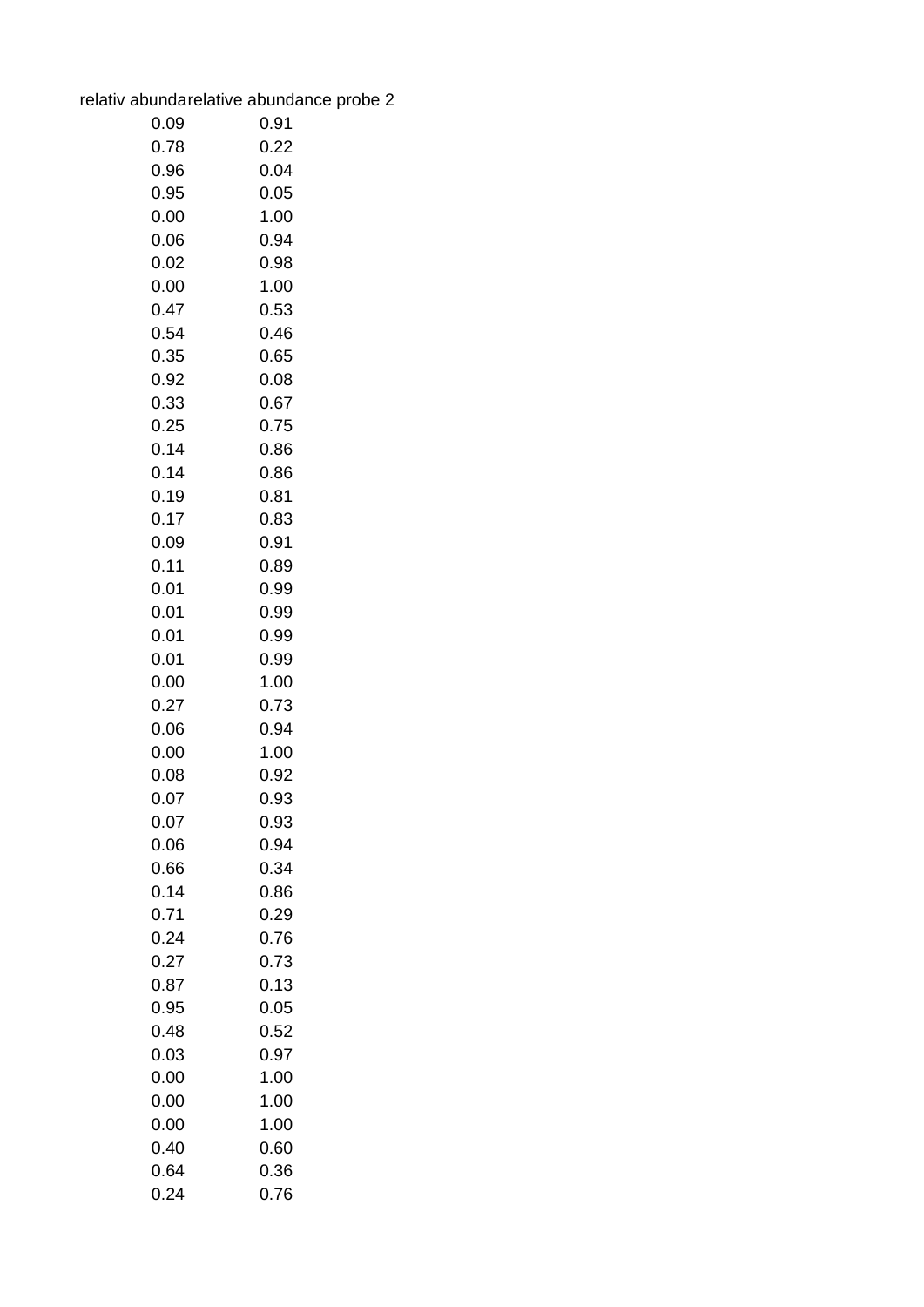| relativ abunda | relative abundance probe 2 |
| --- | --- |
| 0.09 | 0.91 |
| 0.78 | 0.22 |
| 0.96 | 0.04 |
| 0.95 | 0.05 |
| 0.00 | 1.00 |
| 0.06 | 0.94 |
| 0.02 | 0.98 |
| 0.00 | 1.00 |
| 0.47 | 0.53 |
| 0.54 | 0.46 |
| 0.35 | 0.65 |
| 0.92 | 0.08 |
| 0.33 | 0.67 |
| 0.25 | 0.75 |
| 0.14 | 0.86 |
| 0.14 | 0.86 |
| 0.19 | 0.81 |
| 0.17 | 0.83 |
| 0.09 | 0.91 |
| 0.11 | 0.89 |
| 0.01 | 0.99 |
| 0.01 | 0.99 |
| 0.01 | 0.99 |
| 0.01 | 0.99 |
| 0.00 | 1.00 |
| 0.27 | 0.73 |
| 0.06 | 0.94 |
| 0.00 | 1.00 |
| 0.08 | 0.92 |
| 0.07 | 0.93 |
| 0.07 | 0.93 |
| 0.06 | 0.94 |
| 0.66 | 0.34 |
| 0.14 | 0.86 |
| 0.71 | 0.29 |
| 0.24 | 0.76 |
| 0.27 | 0.73 |
| 0.87 | 0.13 |
| 0.95 | 0.05 |
| 0.48 | 0.52 |
| 0.03 | 0.97 |
| 0.00 | 1.00 |
| 0.00 | 1.00 |
| 0.00 | 1.00 |
| 0.40 | 0.60 |
| 0.64 | 0.36 |
| 0.24 | 0.76 |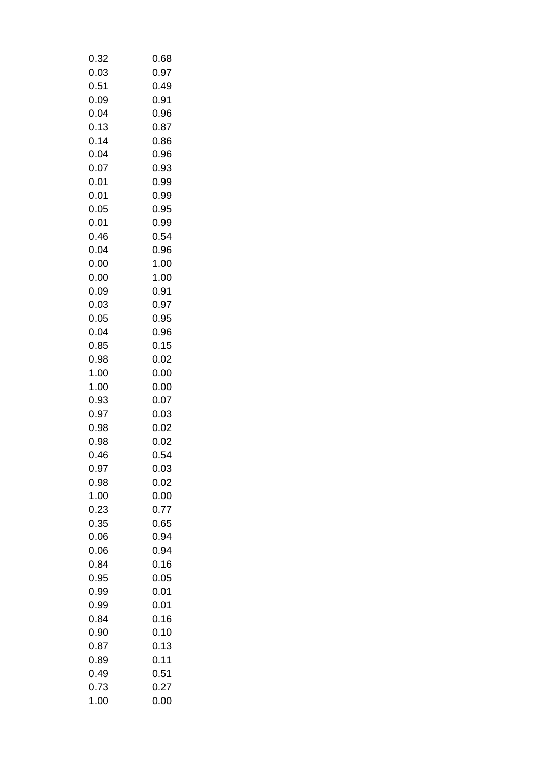| | |
|---|---|
| 0.32 | 0.68 |
| 0.03 | 0.97 |
| 0.51 | 0.49 |
| 0.09 | 0.91 |
| 0.04 | 0.96 |
| 0.13 | 0.87 |
| 0.14 | 0.86 |
| 0.04 | 0.96 |
| 0.07 | 0.93 |
| 0.01 | 0.99 |
| 0.01 | 0.99 |
| 0.05 | 0.95 |
| 0.01 | 0.99 |
| 0.46 | 0.54 |
| 0.04 | 0.96 |
| 0.00 | 1.00 |
| 0.00 | 1.00 |
| 0.09 | 0.91 |
| 0.03 | 0.97 |
| 0.05 | 0.95 |
| 0.04 | 0.96 |
| 0.85 | 0.15 |
| 0.98 | 0.02 |
| 1.00 | 0.00 |
| 1.00 | 0.00 |
| 0.93 | 0.07 |
| 0.97 | 0.03 |
| 0.98 | 0.02 |
| 0.98 | 0.02 |
| 0.46 | 0.54 |
| 0.97 | 0.03 |
| 0.98 | 0.02 |
| 1.00 | 0.00 |
| 0.23 | 0.77 |
| 0.35 | 0.65 |
| 0.06 | 0.94 |
| 0.06 | 0.94 |
| 0.84 | 0.16 |
| 0.95 | 0.05 |
| 0.99 | 0.01 |
| 0.99 | 0.01 |
| 0.84 | 0.16 |
| 0.90 | 0.10 |
| 0.87 | 0.13 |
| 0.89 | 0.11 |
| 0.49 | 0.51 |
| 0.73 | 0.27 |
| 1.00 | 0.00 |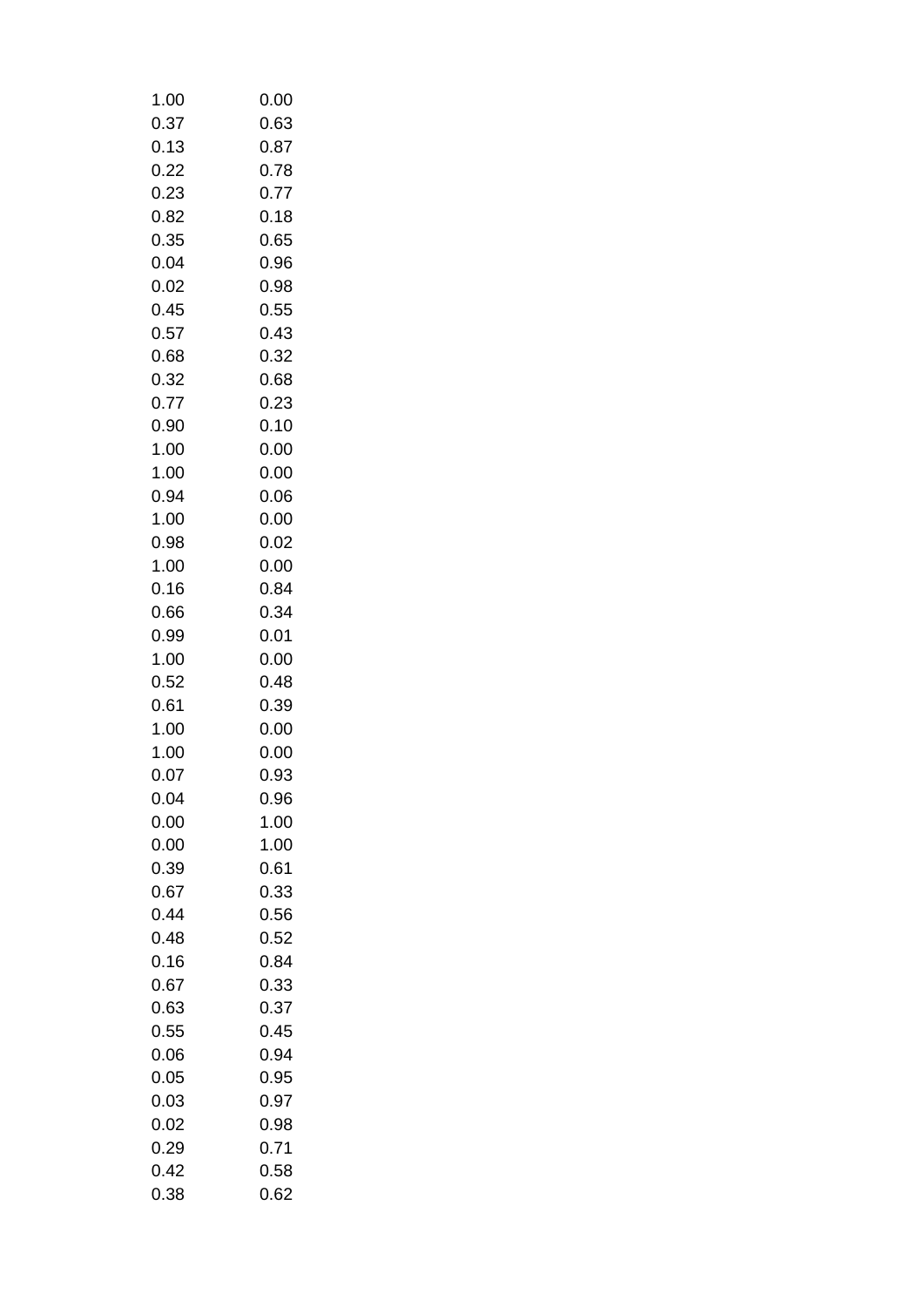| | |
|---|---|
| 1.00 | 0.00 |
| 0.37 | 0.63 |
| 0.13 | 0.87 |
| 0.22 | 0.78 |
| 0.23 | 0.77 |
| 0.82 | 0.18 |
| 0.35 | 0.65 |
| 0.04 | 0.96 |
| 0.02 | 0.98 |
| 0.45 | 0.55 |
| 0.57 | 0.43 |
| 0.68 | 0.32 |
| 0.32 | 0.68 |
| 0.77 | 0.23 |
| 0.90 | 0.10 |
| 1.00 | 0.00 |
| 1.00 | 0.00 |
| 0.94 | 0.06 |
| 1.00 | 0.00 |
| 0.98 | 0.02 |
| 1.00 | 0.00 |
| 0.16 | 0.84 |
| 0.66 | 0.34 |
| 0.99 | 0.01 |
| 1.00 | 0.00 |
| 0.52 | 0.48 |
| 0.61 | 0.39 |
| 1.00 | 0.00 |
| 1.00 | 0.00 |
| 0.07 | 0.93 |
| 0.04 | 0.96 |
| 0.00 | 1.00 |
| 0.00 | 1.00 |
| 0.39 | 0.61 |
| 0.67 | 0.33 |
| 0.44 | 0.56 |
| 0.48 | 0.52 |
| 0.16 | 0.84 |
| 0.67 | 0.33 |
| 0.63 | 0.37 |
| 0.55 | 0.45 |
| 0.06 | 0.94 |
| 0.05 | 0.95 |
| 0.03 | 0.97 |
| 0.02 | 0.98 |
| 0.29 | 0.71 |
| 0.42 | 0.58 |
| 0.38 | 0.62 |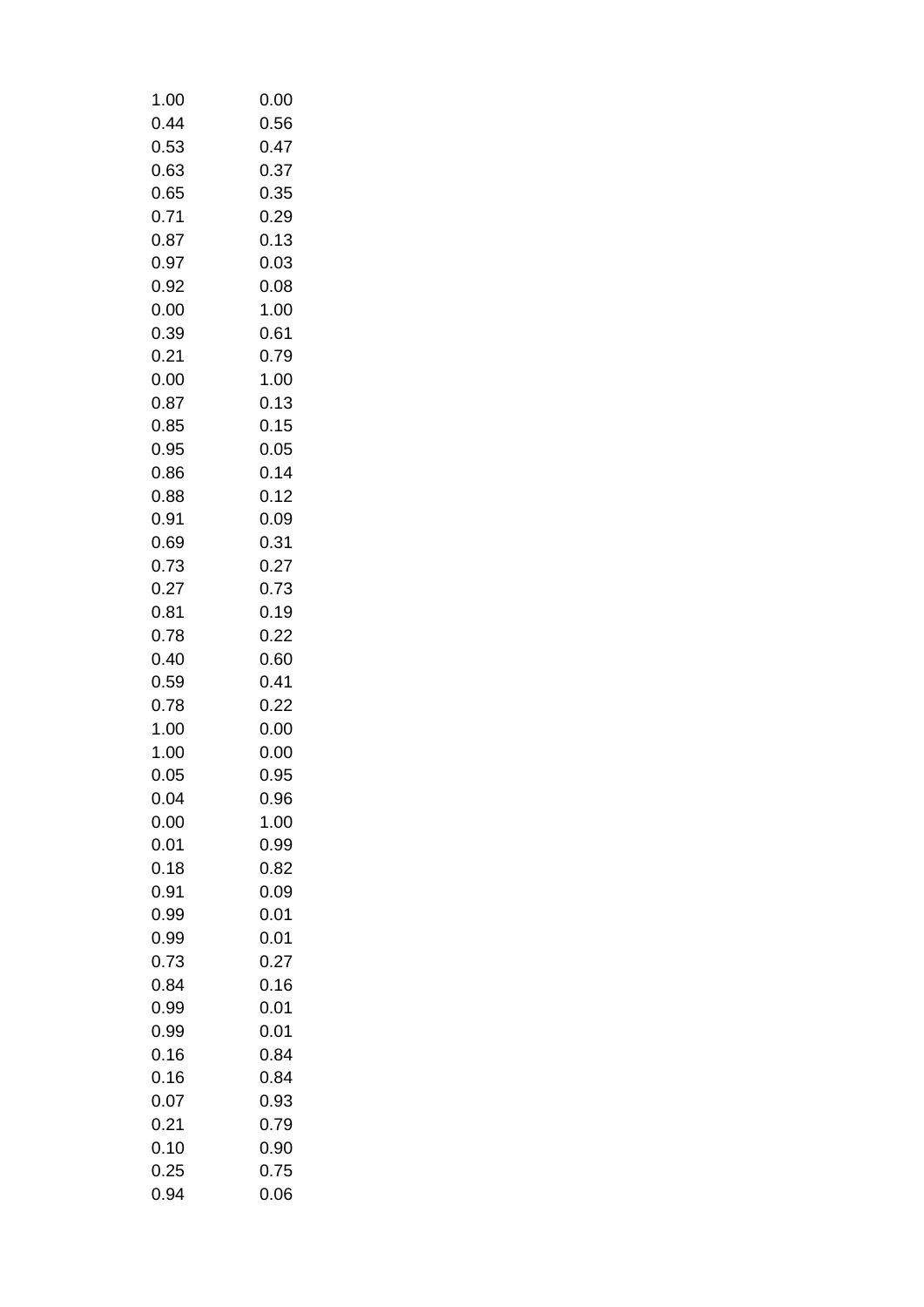| | |
|---|---|
| 1.00 | 0.00 |
| 0.44 | 0.56 |
| 0.53 | 0.47 |
| 0.63 | 0.37 |
| 0.65 | 0.35 |
| 0.71 | 0.29 |
| 0.87 | 0.13 |
| 0.97 | 0.03 |
| 0.92 | 0.08 |
| 0.00 | 1.00 |
| 0.39 | 0.61 |
| 0.21 | 0.79 |
| 0.00 | 1.00 |
| 0.87 | 0.13 |
| 0.85 | 0.15 |
| 0.95 | 0.05 |
| 0.86 | 0.14 |
| 0.88 | 0.12 |
| 0.91 | 0.09 |
| 0.69 | 0.31 |
| 0.73 | 0.27 |
| 0.27 | 0.73 |
| 0.81 | 0.19 |
| 0.78 | 0.22 |
| 0.40 | 0.60 |
| 0.59 | 0.41 |
| 0.78 | 0.22 |
| 1.00 | 0.00 |
| 1.00 | 0.00 |
| 0.05 | 0.95 |
| 0.04 | 0.96 |
| 0.00 | 1.00 |
| 0.01 | 0.99 |
| 0.18 | 0.82 |
| 0.91 | 0.09 |
| 0.99 | 0.01 |
| 0.99 | 0.01 |
| 0.73 | 0.27 |
| 0.84 | 0.16 |
| 0.99 | 0.01 |
| 0.99 | 0.01 |
| 0.16 | 0.84 |
| 0.16 | 0.84 |
| 0.07 | 0.93 |
| 0.21 | 0.79 |
| 0.10 | 0.90 |
| 0.25 | 0.75 |
| 0.94 | 0.06 |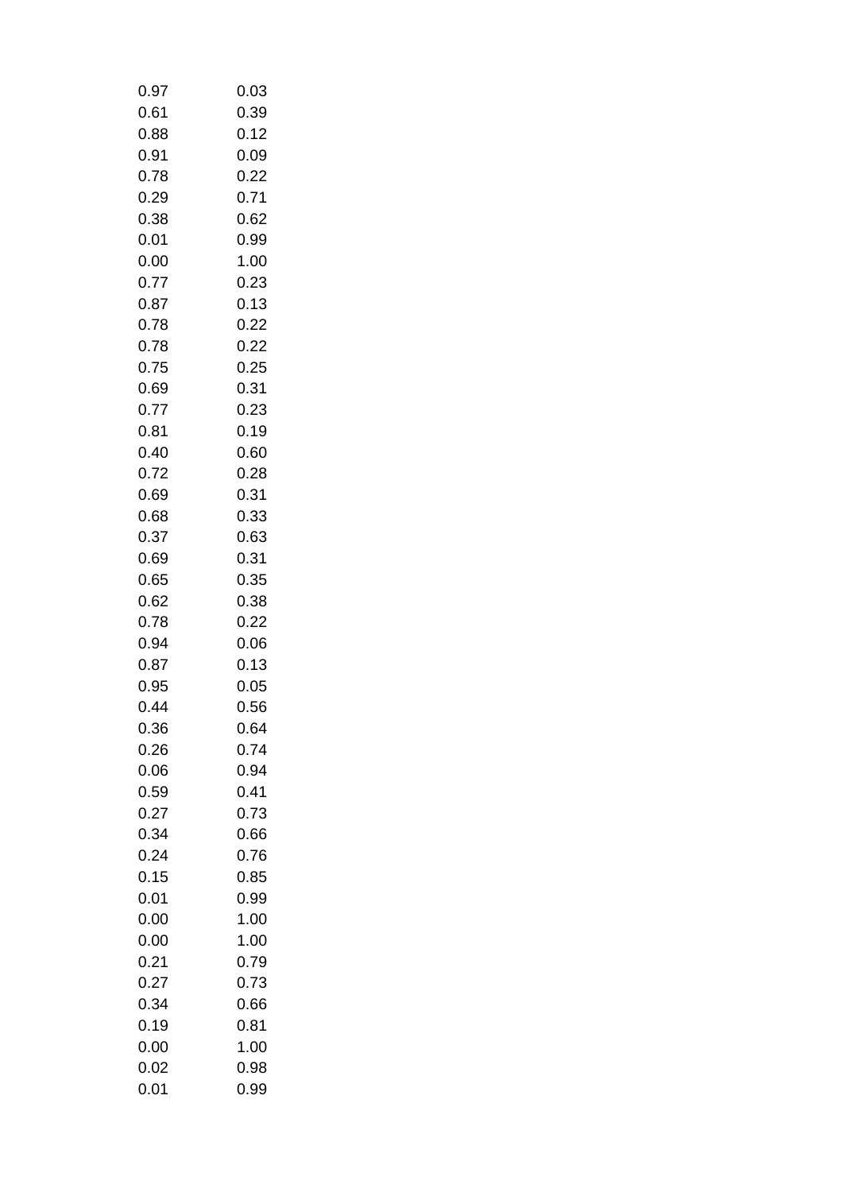| | |
|---|---|
| 0.97 | 0.03 |
| 0.61 | 0.39 |
| 0.88 | 0.12 |
| 0.91 | 0.09 |
| 0.78 | 0.22 |
| 0.29 | 0.71 |
| 0.38 | 0.62 |
| 0.01 | 0.99 |
| 0.00 | 1.00 |
| 0.77 | 0.23 |
| 0.87 | 0.13 |
| 0.78 | 0.22 |
| 0.78 | 0.22 |
| 0.75 | 0.25 |
| 0.69 | 0.31 |
| 0.77 | 0.23 |
| 0.81 | 0.19 |
| 0.40 | 0.60 |
| 0.72 | 0.28 |
| 0.69 | 0.31 |
| 0.68 | 0.33 |
| 0.37 | 0.63 |
| 0.69 | 0.31 |
| 0.65 | 0.35 |
| 0.62 | 0.38 |
| 0.78 | 0.22 |
| 0.94 | 0.06 |
| 0.87 | 0.13 |
| 0.95 | 0.05 |
| 0.44 | 0.56 |
| 0.36 | 0.64 |
| 0.26 | 0.74 |
| 0.06 | 0.94 |
| 0.59 | 0.41 |
| 0.27 | 0.73 |
| 0.34 | 0.66 |
| 0.24 | 0.76 |
| 0.15 | 0.85 |
| 0.01 | 0.99 |
| 0.00 | 1.00 |
| 0.00 | 1.00 |
| 0.21 | 0.79 |
| 0.27 | 0.73 |
| 0.34 | 0.66 |
| 0.19 | 0.81 |
| 0.00 | 1.00 |
| 0.02 | 0.98 |
| 0.01 | 0.99 |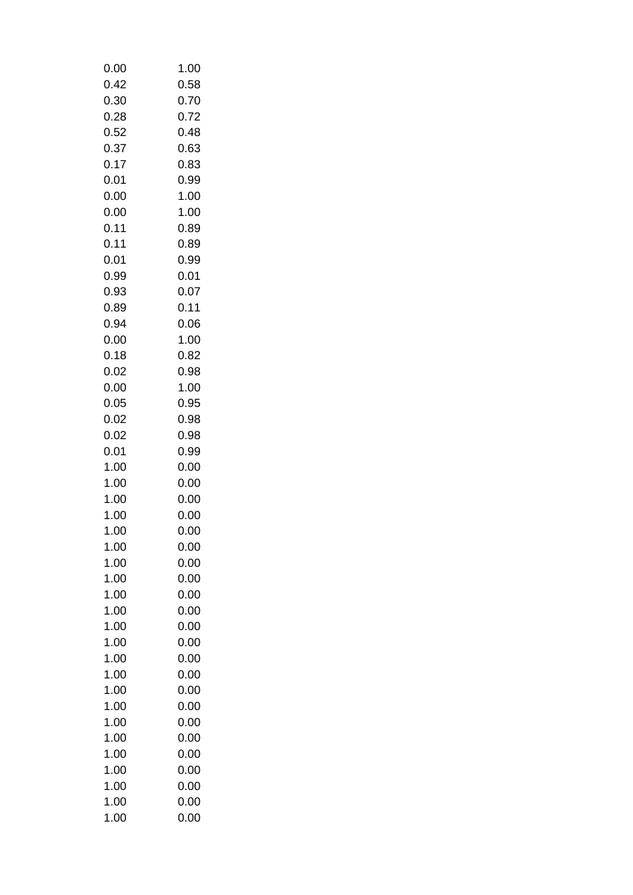| | |
|---|---|
| 0.00 | 1.00 |
| 0.42 | 0.58 |
| 0.30 | 0.70 |
| 0.28 | 0.72 |
| 0.52 | 0.48 |
| 0.37 | 0.63 |
| 0.17 | 0.83 |
| 0.01 | 0.99 |
| 0.00 | 1.00 |
| 0.00 | 1.00 |
| 0.11 | 0.89 |
| 0.11 | 0.89 |
| 0.01 | 0.99 |
| 0.99 | 0.01 |
| 0.93 | 0.07 |
| 0.89 | 0.11 |
| 0.94 | 0.06 |
| 0.00 | 1.00 |
| 0.18 | 0.82 |
| 0.02 | 0.98 |
| 0.00 | 1.00 |
| 0.05 | 0.95 |
| 0.02 | 0.98 |
| 0.02 | 0.98 |
| 0.01 | 0.99 |
| 1.00 | 0.00 |
| 1.00 | 0.00 |
| 1.00 | 0.00 |
| 1.00 | 0.00 |
| 1.00 | 0.00 |
| 1.00 | 0.00 |
| 1.00 | 0.00 |
| 1.00 | 0.00 |
| 1.00 | 0.00 |
| 1.00 | 0.00 |
| 1.00 | 0.00 |
| 1.00 | 0.00 |
| 1.00 | 0.00 |
| 1.00 | 0.00 |
| 1.00 | 0.00 |
| 1.00 | 0.00 |
| 1.00 | 0.00 |
| 1.00 | 0.00 |
| 1.00 | 0.00 |
| 1.00 | 0.00 |
| 1.00 | 0.00 |
| 1.00 | 0.00 |
| 1.00 | 0.00 |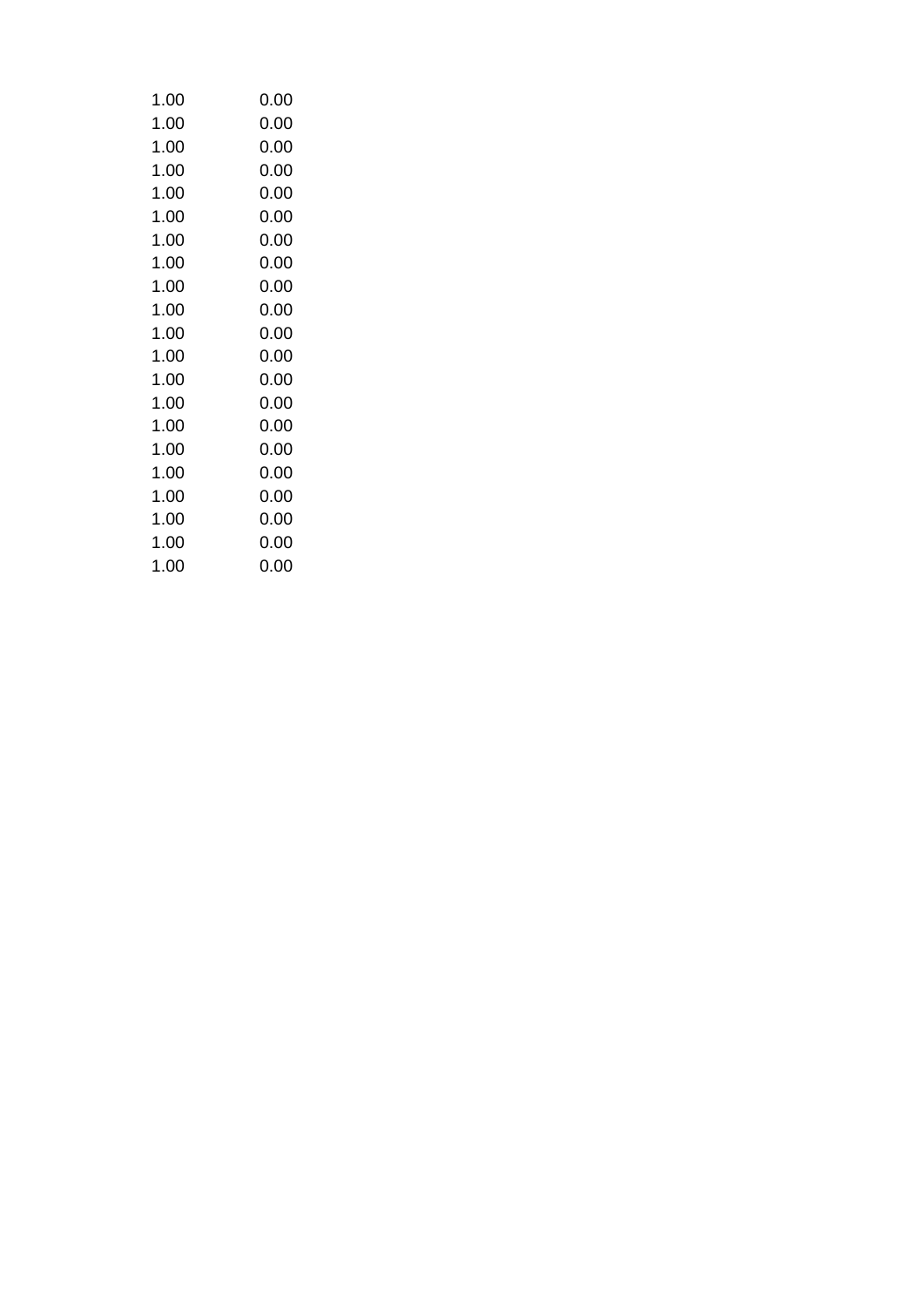| | |
|---|---|
| 1.00 | 0.00 |
| 1.00 | 0.00 |
| 1.00 | 0.00 |
| 1.00 | 0.00 |
| 1.00 | 0.00 |
| 1.00 | 0.00 |
| 1.00 | 0.00 |
| 1.00 | 0.00 |
| 1.00 | 0.00 |
| 1.00 | 0.00 |
| 1.00 | 0.00 |
| 1.00 | 0.00 |
| 1.00 | 0.00 |
| 1.00 | 0.00 |
| 1.00 | 0.00 |
| 1.00 | 0.00 |
| 1.00 | 0.00 |
| 1.00 | 0.00 |
| 1.00 | 0.00 |
| 1.00 | 0.00 |
| 1.00 | 0.00 |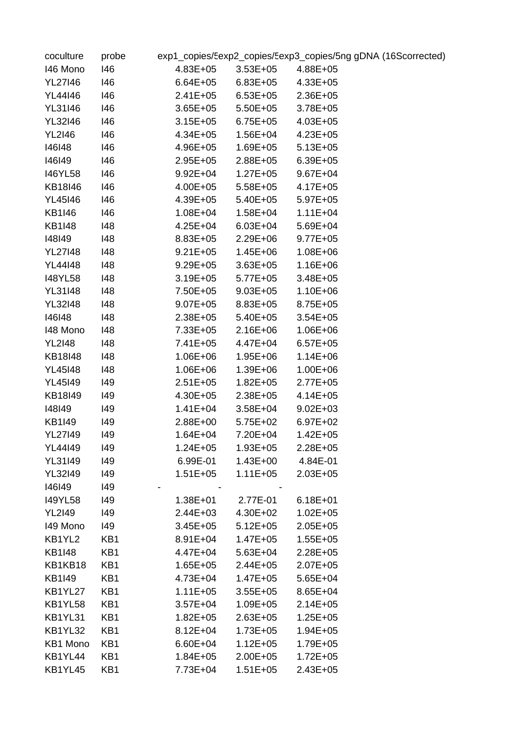| coculture | probe | exp1_copies/5 | exp2_copies/5 | exp3_copies/5ng gDNA (16Scorrected) |
|---|---|---|---|---|
| I46 Mono | I46 | 4.83E+05 | 3.53E+05 | 4.88E+05 |
| YL27I46 | I46 | 6.64E+05 | 6.83E+05 | 4.33E+05 |
| YL44I46 | I46 | 2.41E+05 | 6.53E+05 | 2.36E+05 |
| YL31I46 | I46 | 3.65E+05 | 5.50E+05 | 3.78E+05 |
| YL32I46 | I46 | 3.15E+05 | 6.75E+05 | 4.03E+05 |
| YL2I46 | I46 | 4.34E+05 | 1.56E+04 | 4.23E+05 |
| I46I48 | I46 | 4.96E+05 | 1.69E+05 | 5.13E+05 |
| I46I49 | I46 | 2.95E+05 | 2.88E+05 | 6.39E+05 |
| I46YL58 | I46 | 9.92E+04 | 1.27E+05 | 9.67E+04 |
| KB18I46 | I46 | 4.00E+05 | 5.58E+05 | 4.17E+05 |
| YL45I46 | I46 | 4.39E+05 | 5.40E+05 | 5.97E+05 |
| KB1I46 | I46 | 1.08E+04 | 1.58E+04 | 1.11E+04 |
| KB1I48 | I48 | 4.25E+04 | 6.03E+04 | 5.69E+04 |
| I48I49 | I48 | 8.83E+05 | 2.29E+06 | 9.77E+05 |
| YL27I48 | I48 | 9.21E+05 | 1.45E+06 | 1.08E+06 |
| YL44I48 | I48 | 9.29E+05 | 3.63E+05 | 1.16E+06 |
| I48YL58 | I48 | 3.19E+05 | 5.77E+05 | 3.48E+05 |
| YL31I48 | I48 | 7.50E+05 | 9.03E+05 | 1.10E+06 |
| YL32I48 | I48 | 9.07E+05 | 8.83E+05 | 8.75E+05 |
| I46I48 | I48 | 2.38E+05 | 5.40E+05 | 3.54E+05 |
| I48 Mono | I48 | 7.33E+05 | 2.16E+06 | 1.06E+06 |
| YL2I48 | I48 | 7.41E+05 | 4.47E+04 | 6.57E+05 |
| KB18I48 | I48 | 1.06E+06 | 1.95E+06 | 1.14E+06 |
| YL45I48 | I48 | 1.06E+06 | 1.39E+06 | 1.00E+06 |
| YL45I49 | I49 | 2.51E+05 | 1.82E+05 | 2.77E+05 |
| KB18I49 | I49 | 4.30E+05 | 2.38E+05 | 4.14E+05 |
| I48I49 | I49 | 1.41E+04 | 3.58E+04 | 9.02E+03 |
| KB1I49 | I49 | 2.88E+00 | 5.75E+02 | 6.97E+02 |
| YL27I49 | I49 | 1.64E+04 | 7.20E+04 | 1.42E+05 |
| YL44I49 | I49 | 1.24E+05 | 1.93E+05 | 2.28E+05 |
| YL31I49 | I49 | 6.99E-01 | 1.43E+00 | 4.84E-01 |
| YL32I49 | I49 | 1.51E+05 | 1.11E+05 | 2.03E+05 |
| I46I49 | I49 | - | - | - |
| I49YL58 | I49 | 1.38E+01 | 2.77E-01 | 6.18E+01 |
| YL2I49 | I49 | 2.44E+03 | 4.30E+02 | 1.02E+05 |
| I49 Mono | I49 | 3.45E+05 | 5.12E+05 | 2.05E+05 |
| KB1YL2 | KB1 | 8.91E+04 | 1.47E+05 | 1.55E+05 |
| KB1I48 | KB1 | 4.47E+04 | 5.63E+04 | 2.28E+05 |
| KB1KB18 | KB1 | 1.65E+05 | 2.44E+05 | 2.07E+05 |
| KB1I49 | KB1 | 4.73E+04 | 1.47E+05 | 5.65E+04 |
| KB1YL27 | KB1 | 1.11E+05 | 3.55E+05 | 8.65E+04 |
| KB1YL58 | KB1 | 3.57E+04 | 1.09E+05 | 2.14E+05 |
| KB1YL31 | KB1 | 1.82E+05 | 2.63E+05 | 1.25E+05 |
| KB1YL32 | KB1 | 8.12E+04 | 1.73E+05 | 1.94E+05 |
| KB1 Mono | KB1 | 6.60E+04 | 1.12E+05 | 1.79E+05 |
| KB1YL44 | KB1 | 1.84E+05 | 2.00E+05 | 1.72E+05 |
| KB1YL45 | KB1 | 7.73E+04 | 1.51E+05 | 2.43E+05 |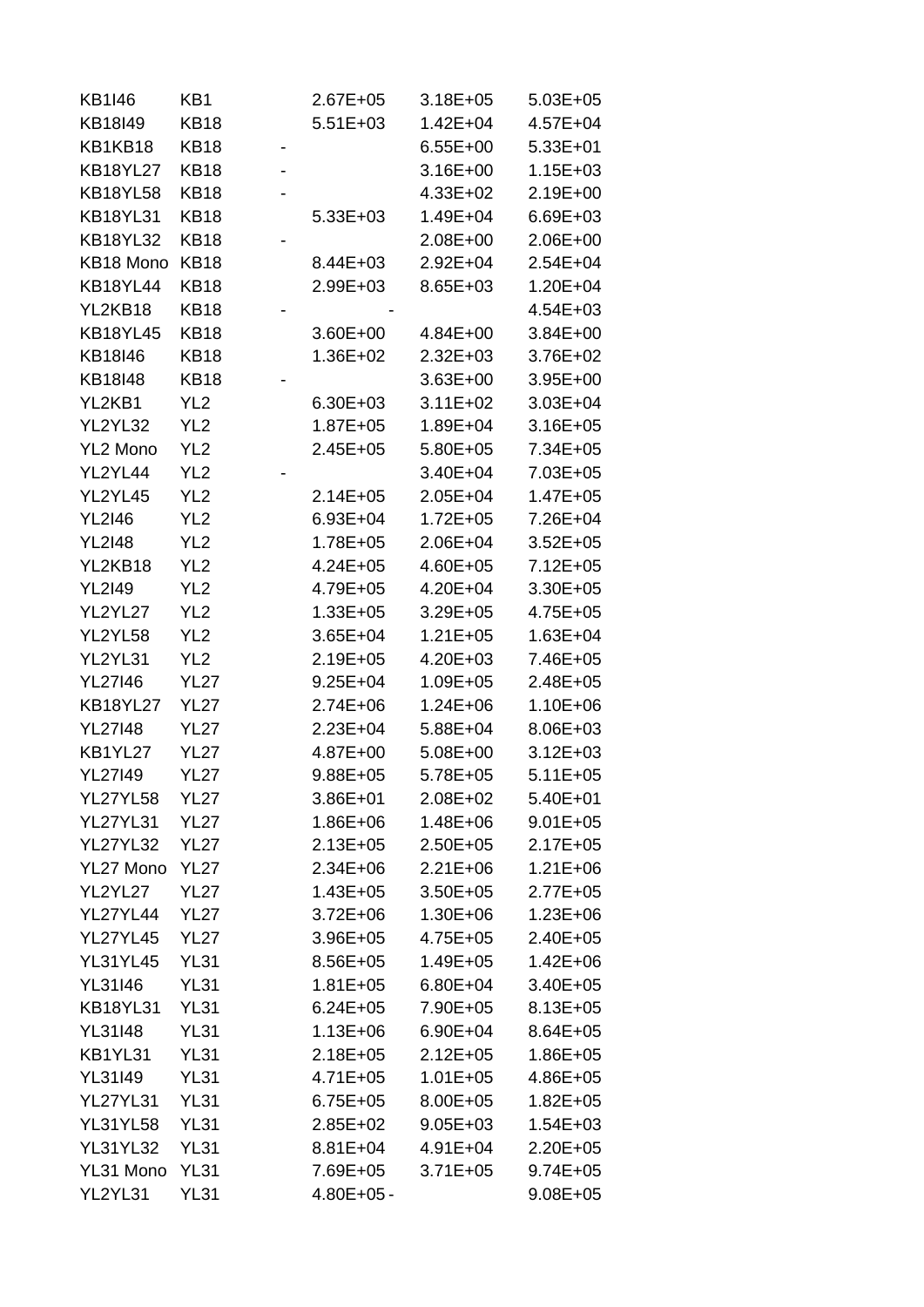| | | | | |
|---|---|---|---|---|
| KB1I46 | KB1 | 2.67E+05 | 3.18E+05 | 5.03E+05 |
| KB18I49 | KB18 | 5.51E+03 | 1.42E+04 | 4.57E+04 |
| KB1KB18 | KB18 | - | 6.55E+00 | 5.33E+01 |
| KB18YL27 | KB18 | - | 3.16E+00 | 1.15E+03 |
| KB18YL58 | KB18 | - | 4.33E+02 | 2.19E+00 |
| KB18YL31 | KB18 | 5.33E+03 | 1.49E+04 | 6.69E+03 |
| KB18YL32 | KB18 | - | 2.08E+00 | 2.06E+00 |
| KB18 Mono | KB18 | 8.44E+03 | 2.92E+04 | 2.54E+04 |
| KB18YL44 | KB18 | 2.99E+03 | 8.65E+03 | 1.20E+04 |
| YL2KB18 | KB18 | - | - | 4.54E+03 |
| KB18YL45 | KB18 | 3.60E+00 | 4.84E+00 | 3.84E+00 |
| KB18I46 | KB18 | 1.36E+02 | 2.32E+03 | 3.76E+02 |
| KB18I48 | KB18 | - | 3.63E+00 | 3.95E+00 |
| YL2KB1 | YL2 | 6.30E+03 | 3.11E+02 | 3.03E+04 |
| YL2YL32 | YL2 | 1.87E+05 | 1.89E+04 | 3.16E+05 |
| YL2 Mono | YL2 | 2.45E+05 | 5.80E+05 | 7.34E+05 |
| YL2YL44 | YL2 | - | 3.40E+04 | 7.03E+05 |
| YL2YL45 | YL2 | 2.14E+05 | 2.05E+04 | 1.47E+05 |
| YL2I46 | YL2 | 6.93E+04 | 1.72E+05 | 7.26E+04 |
| YL2I48 | YL2 | 1.78E+05 | 2.06E+04 | 3.52E+05 |
| YL2KB18 | YL2 | 4.24E+05 | 4.60E+05 | 7.12E+05 |
| YL2I49 | YL2 | 4.79E+05 | 4.20E+04 | 3.30E+05 |
| YL2YL27 | YL2 | 1.33E+05 | 3.29E+05 | 4.75E+05 |
| YL2YL58 | YL2 | 3.65E+04 | 1.21E+05 | 1.63E+04 |
| YL2YL31 | YL2 | 2.19E+05 | 4.20E+03 | 7.46E+05 |
| YL27I46 | YL27 | 9.25E+04 | 1.09E+05 | 2.48E+05 |
| KB18YL27 | YL27 | 2.74E+06 | 1.24E+06 | 1.10E+06 |
| YL27I48 | YL27 | 2.23E+04 | 5.88E+04 | 8.06E+03 |
| KB1YL27 | YL27 | 4.87E+00 | 5.08E+00 | 3.12E+03 |
| YL27I49 | YL27 | 9.88E+05 | 5.78E+05 | 5.11E+05 |
| YL27YL58 | YL27 | 3.86E+01 | 2.08E+02 | 5.40E+01 |
| YL27YL31 | YL27 | 1.86E+06 | 1.48E+06 | 9.01E+05 |
| YL27YL32 | YL27 | 2.13E+05 | 2.50E+05 | 2.17E+05 |
| YL27 Mono | YL27 | 2.34E+06 | 2.21E+06 | 1.21E+06 |
| YL2YL27 | YL27 | 1.43E+05 | 3.50E+05 | 2.77E+05 |
| YL27YL44 | YL27 | 3.72E+06 | 1.30E+06 | 1.23E+06 |
| YL27YL45 | YL27 | 3.96E+05 | 4.75E+05 | 2.40E+05 |
| YL31YL45 | YL31 | 8.56E+05 | 1.49E+05 | 1.42E+06 |
| YL31I46 | YL31 | 1.81E+05 | 6.80E+04 | 3.40E+05 |
| KB18YL31 | YL31 | 6.24E+05 | 7.90E+05 | 8.13E+05 |
| YL31I48 | YL31 | 1.13E+06 | 6.90E+04 | 8.64E+05 |
| KB1YL31 | YL31 | 2.18E+05 | 2.12E+05 | 1.86E+05 |
| YL31I49 | YL31 | 4.71E+05 | 1.01E+05 | 4.86E+05 |
| YL27YL31 | YL31 | 6.75E+05 | 8.00E+05 | 1.82E+05 |
| YL31YL58 | YL31 | 2.85E+02 | 9.05E+03 | 1.54E+03 |
| YL31YL32 | YL31 | 8.81E+04 | 4.91E+04 | 2.20E+05 |
| YL31 Mono | YL31 | 7.69E+05 | 3.71E+05 | 9.74E+05 |
| YL2YL31 | YL31 | 4.80E+05 | - | 9.08E+05 |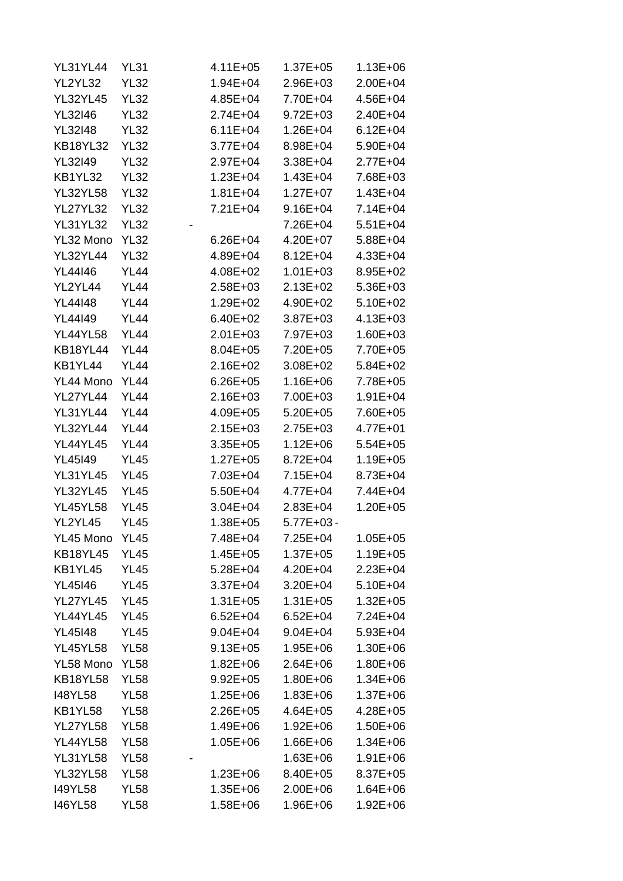| | | | | |
|---|---|---|---|---|
| YL31YL44 | YL31 | 4.11E+05 | 1.37E+05 | 1.13E+06 |
| YL2YL32 | YL32 | 1.94E+04 | 2.96E+03 | 2.00E+04 |
| YL32YL45 | YL32 | 4.85E+04 | 7.70E+04 | 4.56E+04 |
| YL32I46 | YL32 | 2.74E+04 | 9.72E+03 | 2.40E+04 |
| YL32I48 | YL32 | 6.11E+04 | 1.26E+04 | 6.12E+04 |
| KB18YL32 | YL32 | 3.77E+04 | 8.98E+04 | 5.90E+04 |
| YL32I49 | YL32 | 2.97E+04 | 3.38E+04 | 2.77E+04 |
| KB1YL32 | YL32 | 1.23E+04 | 1.43E+04 | 7.68E+03 |
| YL32YL58 | YL32 | 1.81E+04 | 1.27E+07 | 1.43E+04 |
| YL27YL32 | YL32 | 7.21E+04 | 9.16E+04 | 7.14E+04 |
| YL31YL32 | YL32 | - | 7.26E+04 | 5.51E+04 |
| YL32 Mono | YL32 | 6.26E+04 | 4.20E+07 | 5.88E+04 |
| YL32YL44 | YL32 | 4.89E+04 | 8.12E+04 | 4.33E+04 |
| YL44I46 | YL44 | 4.08E+02 | 1.01E+03 | 8.95E+02 |
| YL2YL44 | YL44 | 2.58E+03 | 2.13E+02 | 5.36E+03 |
| YL44I48 | YL44 | 1.29E+02 | 4.90E+02 | 5.10E+02 |
| YL44I49 | YL44 | 6.40E+02 | 3.87E+03 | 4.13E+03 |
| YL44YL58 | YL44 | 2.01E+03 | 7.97E+03 | 1.60E+03 |
| KB18YL44 | YL44 | 8.04E+05 | 7.20E+05 | 7.70E+05 |
| KB1YL44 | YL44 | 2.16E+02 | 3.08E+02 | 5.84E+02 |
| YL44 Mono | YL44 | 6.26E+05 | 1.16E+06 | 7.78E+05 |
| YL27YL44 | YL44 | 2.16E+03 | 7.00E+03 | 1.91E+04 |
| YL31YL44 | YL44 | 4.09E+05 | 5.20E+05 | 7.60E+05 |
| YL32YL44 | YL44 | 2.15E+03 | 2.75E+03 | 4.77E+01 |
| YL44YL45 | YL44 | 3.35E+05 | 1.12E+06 | 5.54E+05 |
| YL45I49 | YL45 | 1.27E+05 | 8.72E+04 | 1.19E+05 |
| YL31YL45 | YL45 | 7.03E+04 | 7.15E+04 | 8.73E+04 |
| YL32YL45 | YL45 | 5.50E+04 | 4.77E+04 | 7.44E+04 |
| YL45YL58 | YL45 | 3.04E+04 | 2.83E+04 | 1.20E+05 |
| YL2YL45 | YL45 | 1.38E+05 | 5.77E+03 | - |
| YL45 Mono | YL45 | 7.48E+04 | 7.25E+04 | 1.05E+05 |
| KB18YL45 | YL45 | 1.45E+05 | 1.37E+05 | 1.19E+05 |
| KB1YL45 | YL45 | 5.28E+04 | 4.20E+04 | 2.23E+04 |
| YL45I46 | YL45 | 3.37E+04 | 3.20E+04 | 5.10E+04 |
| YL27YL45 | YL45 | 1.31E+05 | 1.31E+05 | 1.32E+05 |
| YL44YL45 | YL45 | 6.52E+04 | 6.52E+04 | 7.24E+04 |
| YL45I48 | YL45 | 9.04E+04 | 9.04E+04 | 5.93E+04 |
| YL45YL58 | YL58 | 9.13E+05 | 1.95E+06 | 1.30E+06 |
| YL58 Mono | YL58 | 1.82E+06 | 2.64E+06 | 1.80E+06 |
| KB18YL58 | YL58 | 9.92E+05 | 1.80E+06 | 1.34E+06 |
| I48YL58 | YL58 | 1.25E+06 | 1.83E+06 | 1.37E+06 |
| KB1YL58 | YL58 | 2.26E+05 | 4.64E+05 | 4.28E+05 |
| YL27YL58 | YL58 | 1.49E+06 | 1.92E+06 | 1.50E+06 |
| YL44YL58 | YL58 | 1.05E+06 | 1.66E+06 | 1.34E+06 |
| YL31YL58 | YL58 | - | 1.63E+06 | 1.91E+06 |
| YL32YL58 | YL58 | 1.23E+06 | 8.40E+05 | 8.37E+05 |
| I49YL58 | YL58 | 1.35E+06 | 2.00E+06 | 1.64E+06 |
| I46YL58 | YL58 | 1.58E+06 | 1.96E+06 | 1.92E+06 |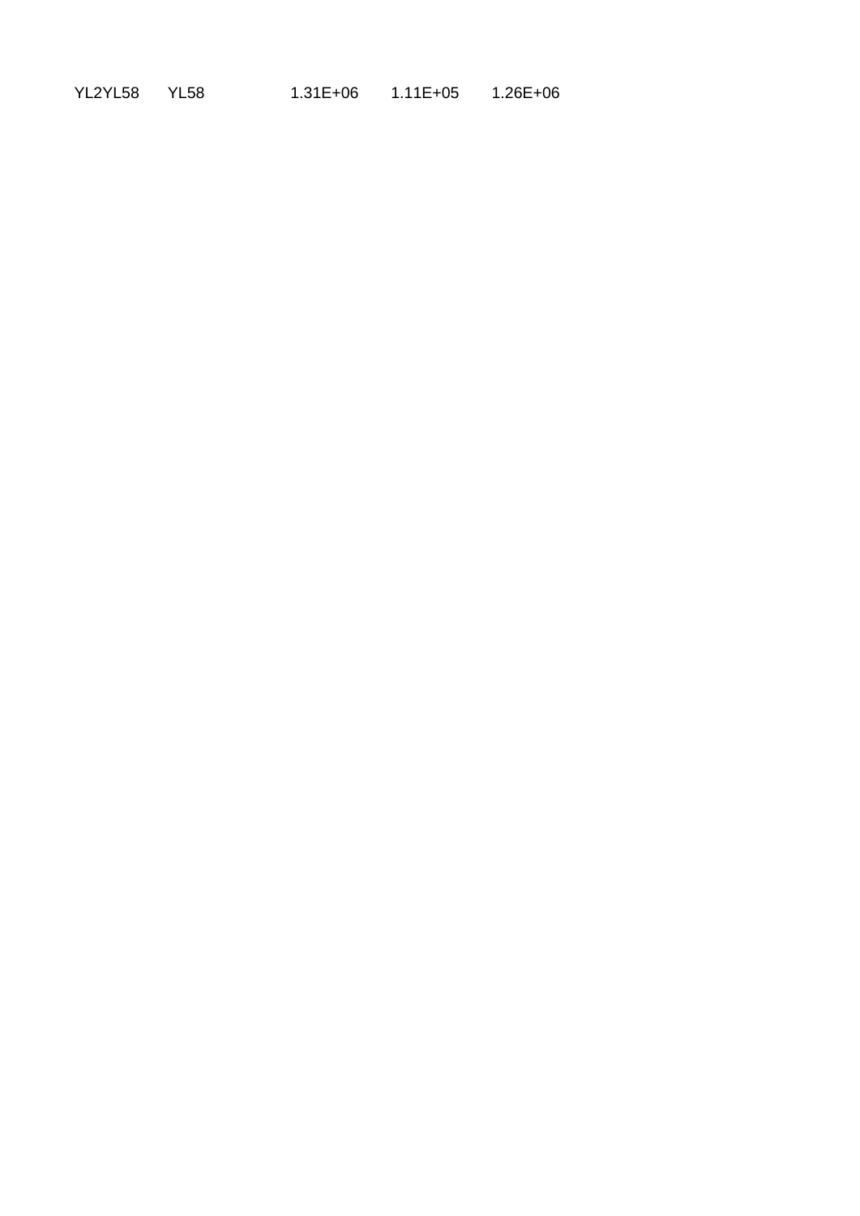| | | | | | |
|---|---|---|---|---|---|
| YL2YL58 | YL58 | | 1.31E+06 | 1.11E+05 | 1.26E+06 |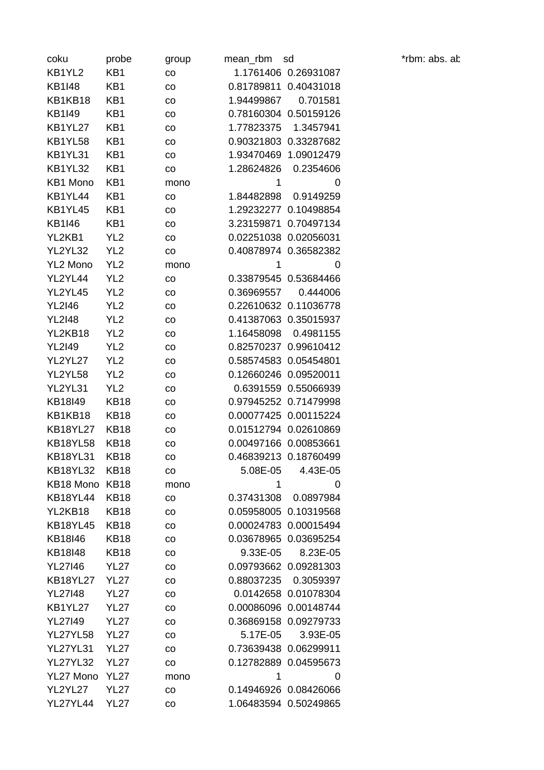| coku | probe | group | mean_rbm | sd |  | *rbm: abs. ab |
|---|---|---|---|---|---|---|
| KB1YL2 | KB1 | co | 1.1761406 | 0.26931087 |  |  |
| KB1I48 | KB1 | co | 0.81789811 | 0.40431018 |  |  |
| KB1KB18 | KB1 | co | 1.94499867 | 0.701581 |  |  |
| KB1I49 | KB1 | co | 0.78160304 | 0.50159126 |  |  |
| KB1YL27 | KB1 | co | 1.77823375 | 1.3457941 |  |  |
| KB1YL58 | KB1 | co | 0.90321803 | 0.33287682 |  |  |
| KB1YL31 | KB1 | co | 1.93470469 | 1.09012479 |  |  |
| KB1YL32 | KB1 | co | 1.28624826 | 0.2354606 |  |  |
| KB1 Mono | KB1 | mono | 1 | 0 |  |  |
| KB1YL44 | KB1 | co | 1.84482898 | 0.9149259 |  |  |
| KB1YL45 | KB1 | co | 1.29232277 | 0.10498854 |  |  |
| KB1I46 | KB1 | co | 3.23159871 | 0.70497134 |  |  |
| YL2KB1 | YL2 | co | 0.02251038 | 0.02056031 |  |  |
| YL2YL32 | YL2 | co | 0.40878974 | 0.36582382 |  |  |
| YL2 Mono | YL2 | mono | 1 | 0 |  |  |
| YL2YL44 | YL2 | co | 0.33879545 | 0.53684466 |  |  |
| YL2YL45 | YL2 | co | 0.36969557 | 0.444006 |  |  |
| YL2I46 | YL2 | co | 0.22610632 | 0.11036778 |  |  |
| YL2I48 | YL2 | co | 0.41387063 | 0.35015937 |  |  |
| YL2KB18 | YL2 | co | 1.16458098 | 0.4981155 |  |  |
| YL2I49 | YL2 | co | 0.82570237 | 0.99610412 |  |  |
| YL2YL27 | YL2 | co | 0.58574583 | 0.05454801 |  |  |
| YL2YL58 | YL2 | co | 0.12660246 | 0.09520011 |  |  |
| YL2YL31 | YL2 | co | 0.6391559 | 0.55066939 |  |  |
| KB18I49 | KB18 | co | 0.97945252 | 0.71479998 |  |  |
| KB1KB18 | KB18 | co | 0.00077425 | 0.00115224 |  |  |
| KB18YL27 | KB18 | co | 0.01512794 | 0.02610869 |  |  |
| KB18YL58 | KB18 | co | 0.00497166 | 0.00853661 |  |  |
| KB18YL31 | KB18 | co | 0.46839213 | 0.18760499 |  |  |
| KB18YL32 | KB18 | co | 5.08E-05 | 4.43E-05 |  |  |
| KB18 Mono | KB18 | mono | 1 | 0 |  |  |
| KB18YL44 | KB18 | co | 0.37431308 | 0.0897984 |  |  |
| YL2KB18 | KB18 | co | 0.05958005 | 0.10319568 |  |  |
| KB18YL45 | KB18 | co | 0.00024783 | 0.00015494 |  |  |
| KB18I46 | KB18 | co | 0.03678965 | 0.03695254 |  |  |
| KB18I48 | KB18 | co | 9.33E-05 | 8.23E-05 |  |  |
| YL27I46 | YL27 | co | 0.09793662 | 0.09281303 |  |  |
| KB18YL27 | YL27 | co | 0.88037235 | 0.3059397 |  |  |
| YL27I48 | YL27 | co | 0.0142658 | 0.01078304 |  |  |
| KB1YL27 | YL27 | co | 0.00086096 | 0.00148744 |  |  |
| YL27I49 | YL27 | co | 0.36869158 | 0.09279733 |  |  |
| YL27YL58 | YL27 | co | 5.17E-05 | 3.93E-05 |  |  |
| YL27YL31 | YL27 | co | 0.73639438 | 0.06299911 |  |  |
| YL27YL32 | YL27 | co | 0.12782889 | 0.04595673 |  |  |
| YL27 Mono | YL27 | mono | 1 | 0 |  |  |
| YL2YL27 | YL27 | co | 0.14946926 | 0.08426066 |  |  |
| YL27YL44 | YL27 | co | 1.06483594 | 0.50249865 |  |  |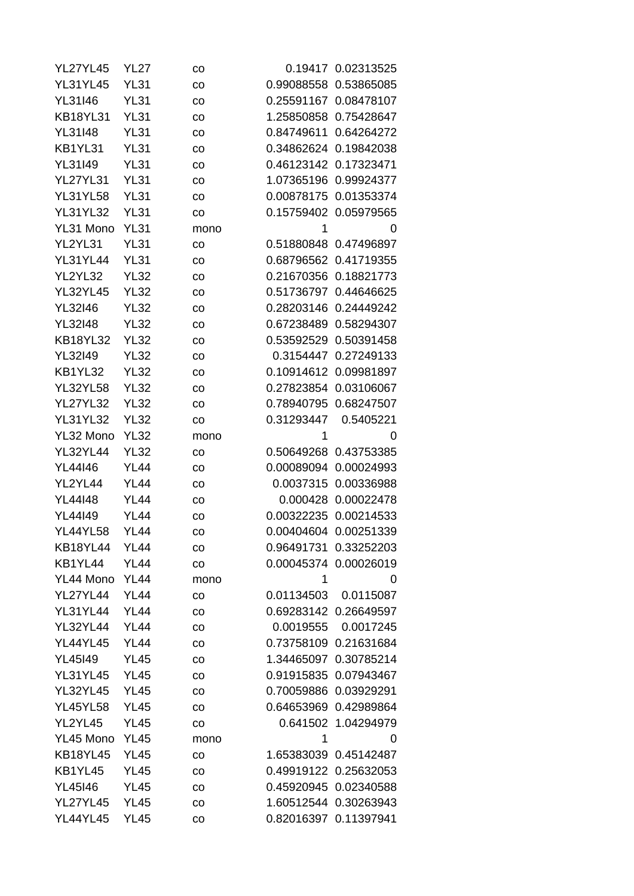| | | | | |
|---|---|---|---|---|
| YL27YL45 | YL27 | co | 0.19417 | 0.02313525 |
| YL31YL45 | YL31 | co | 0.99088558 | 0.53865085 |
| YL31I46 | YL31 | co | 0.25591167 | 0.08478107 |
| KB18YL31 | YL31 | co | 1.25850858 | 0.75428647 |
| YL31I48 | YL31 | co | 0.84749611 | 0.64264272 |
| KB1YL31 | YL31 | co | 0.34862624 | 0.19842038 |
| YL31I49 | YL31 | co | 0.46123142 | 0.17323471 |
| YL27YL31 | YL31 | co | 1.07365196 | 0.99924377 |
| YL31YL58 | YL31 | co | 0.00878175 | 0.01353374 |
| YL31YL32 | YL31 | co | 0.15759402 | 0.05979565 |
| YL31 Mono | YL31 | mono | 1 | 0 |
| YL2YL31 | YL31 | co | 0.51880848 | 0.47496897 |
| YL31YL44 | YL31 | co | 0.68796562 | 0.41719355 |
| YL2YL32 | YL32 | co | 0.21670356 | 0.18821773 |
| YL32YL45 | YL32 | co | 0.51736797 | 0.44646625 |
| YL32I46 | YL32 | co | 0.28203146 | 0.24449242 |
| YL32I48 | YL32 | co | 0.67238489 | 0.58294307 |
| KB18YL32 | YL32 | co | 0.53592529 | 0.50391458 |
| YL32I49 | YL32 | co | 0.3154447 | 0.27249133 |
| KB1YL32 | YL32 | co | 0.10914612 | 0.09981897 |
| YL32YL58 | YL32 | co | 0.27823854 | 0.03106067 |
| YL27YL32 | YL32 | co | 0.78940795 | 0.68247507 |
| YL31YL32 | YL32 | co | 0.31293447 | 0.5405221 |
| YL32 Mono | YL32 | mono | 1 | 0 |
| YL32YL44 | YL32 | co | 0.50649268 | 0.43753385 |
| YL44I46 | YL44 | co | 0.00089094 | 0.00024993 |
| YL2YL44 | YL44 | co | 0.0037315 | 0.00336988 |
| YL44I48 | YL44 | co | 0.000428 | 0.00022478 |
| YL44I49 | YL44 | co | 0.00322235 | 0.00214533 |
| YL44YL58 | YL44 | co | 0.00404604 | 0.00251339 |
| KB18YL44 | YL44 | co | 0.96491731 | 0.33252203 |
| KB1YL44 | YL44 | co | 0.00045374 | 0.00026019 |
| YL44 Mono | YL44 | mono | 1 | 0 |
| YL27YL44 | YL44 | co | 0.01134503 | 0.0115087 |
| YL31YL44 | YL44 | co | 0.69283142 | 0.26649597 |
| YL32YL44 | YL44 | co | 0.0019555 | 0.0017245 |
| YL44YL45 | YL44 | co | 0.73758109 | 0.21631684 |
| YL45I49 | YL45 | co | 1.34465097 | 0.30785214 |
| YL31YL45 | YL45 | co | 0.91915835 | 0.07943467 |
| YL32YL45 | YL45 | co | 0.70059886 | 0.03929291 |
| YL45YL58 | YL45 | co | 0.64653969 | 0.42989864 |
| YL2YL45 | YL45 | co | 0.641502 | 1.04294979 |
| YL45 Mono | YL45 | mono | 1 | 0 |
| KB18YL45 | YL45 | co | 1.65383039 | 0.45142487 |
| KB1YL45 | YL45 | co | 0.49919122 | 0.25632053 |
| YL45I46 | YL45 | co | 0.45920945 | 0.02340588 |
| YL27YL45 | YL45 | co | 1.60512544 | 0.30263943 |
| YL44YL45 | YL45 | co | 0.82016397 | 0.11397941 |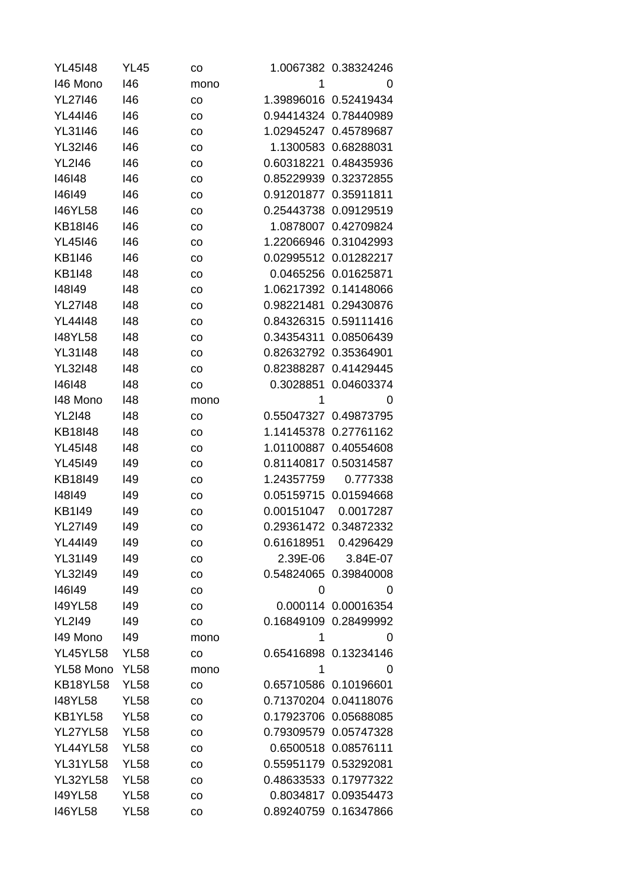| | | | | |
|---|---|---|---|---|
| YL45I48 | YL45 | co | 1.0067382 | 0.38324246 |
| I46 Mono | I46 | mono | 1 | 0 |
| YL27I46 | I46 | co | 1.39896016 | 0.52419434 |
| YL44I46 | I46 | co | 0.94414324 | 0.78440989 |
| YL31I46 | I46 | co | 1.02945247 | 0.45789687 |
| YL32I46 | I46 | co | 1.1300583 | 0.68288031 |
| YL2I46 | I46 | co | 0.60318221 | 0.48435936 |
| I46I48 | I46 | co | 0.85229939 | 0.32372855 |
| I46I49 | I46 | co | 0.91201877 | 0.35911811 |
| I46YL58 | I46 | co | 0.25443738 | 0.09129519 |
| KB18I46 | I46 | co | 1.0878007 | 0.42709824 |
| YL45I46 | I46 | co | 1.22066946 | 0.31042993 |
| KB1I46 | I46 | co | 0.02995512 | 0.01282217 |
| KB1I48 | I48 | co | 0.0465256 | 0.01625871 |
| I48I49 | I48 | co | 1.06217392 | 0.14148066 |
| YL27I48 | I48 | co | 0.98221481 | 0.29430876 |
| YL44I48 | I48 | co | 0.84326315 | 0.59111416 |
| I48YL58 | I48 | co | 0.34354311 | 0.08506439 |
| YL31I48 | I48 | co | 0.82632792 | 0.35364901 |
| YL32I48 | I48 | co | 0.82388287 | 0.41429445 |
| I46I48 | I48 | co | 0.3028851 | 0.04603374 |
| I48 Mono | I48 | mono | 1 | 0 |
| YL2I48 | I48 | co | 0.55047327 | 0.49873795 |
| KB18I48 | I48 | co | 1.14145378 | 0.27761162 |
| YL45I48 | I48 | co | 1.01100887 | 0.40554608 |
| YL45I49 | I49 | co | 0.81140817 | 0.50314587 |
| KB18I49 | I49 | co | 1.24357759 | 0.777338 |
| I48I49 | I49 | co | 0.05159715 | 0.01594668 |
| KB1I49 | I49 | co | 0.00151047 | 0.0017287 |
| YL27I49 | I49 | co | 0.29361472 | 0.34872332 |
| YL44I49 | I49 | co | 0.61618951 | 0.4296429 |
| YL31I49 | I49 | co | 2.39E-06 | 3.84E-07 |
| YL32I49 | I49 | co | 0.54824065 | 0.39840008 |
| I46I49 | I49 | co | 0 | 0 |
| I49YL58 | I49 | co | 0.000114 | 0.00016354 |
| YL2I49 | I49 | co | 0.16849109 | 0.28499992 |
| I49 Mono | I49 | mono | 1 | 0 |
| YL45YL58 | YL58 | co | 0.65416898 | 0.13234146 |
| YL58 Mono | YL58 | mono | 1 | 0 |
| KB18YL58 | YL58 | co | 0.65710586 | 0.10196601 |
| I48YL58 | YL58 | co | 0.71370204 | 0.04118076 |
| KB1YL58 | YL58 | co | 0.17923706 | 0.05688085 |
| YL27YL58 | YL58 | co | 0.79309579 | 0.05747328 |
| YL44YL58 | YL58 | co | 0.6500518 | 0.08576111 |
| YL31YL58 | YL58 | co | 0.55951179 | 0.53292081 |
| YL32YL58 | YL58 | co | 0.48633533 | 0.17977322 |
| I49YL58 | YL58 | co | 0.8034817 | 0.09354473 |
| I46YL58 | YL58 | co | 0.89240759 | 0.16347866 |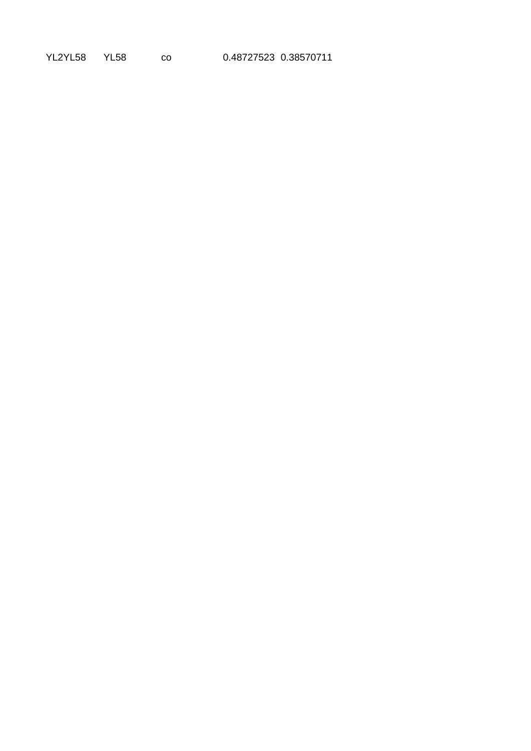| YL2YL58 | YL58 | co | 0.48727523 | 0.38570711 |
|---|---|---|---|---|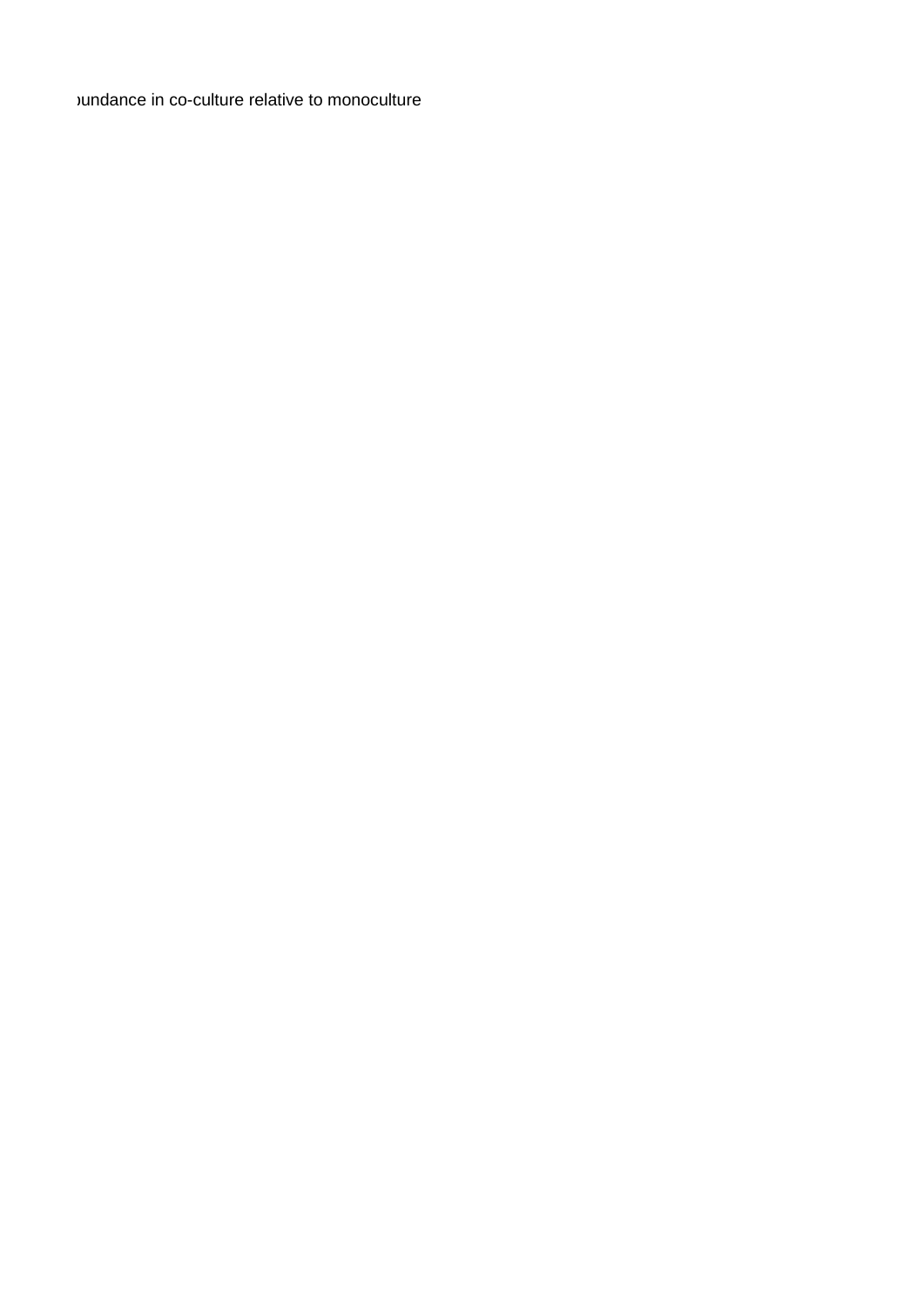oundance in co-culture relative to monoculture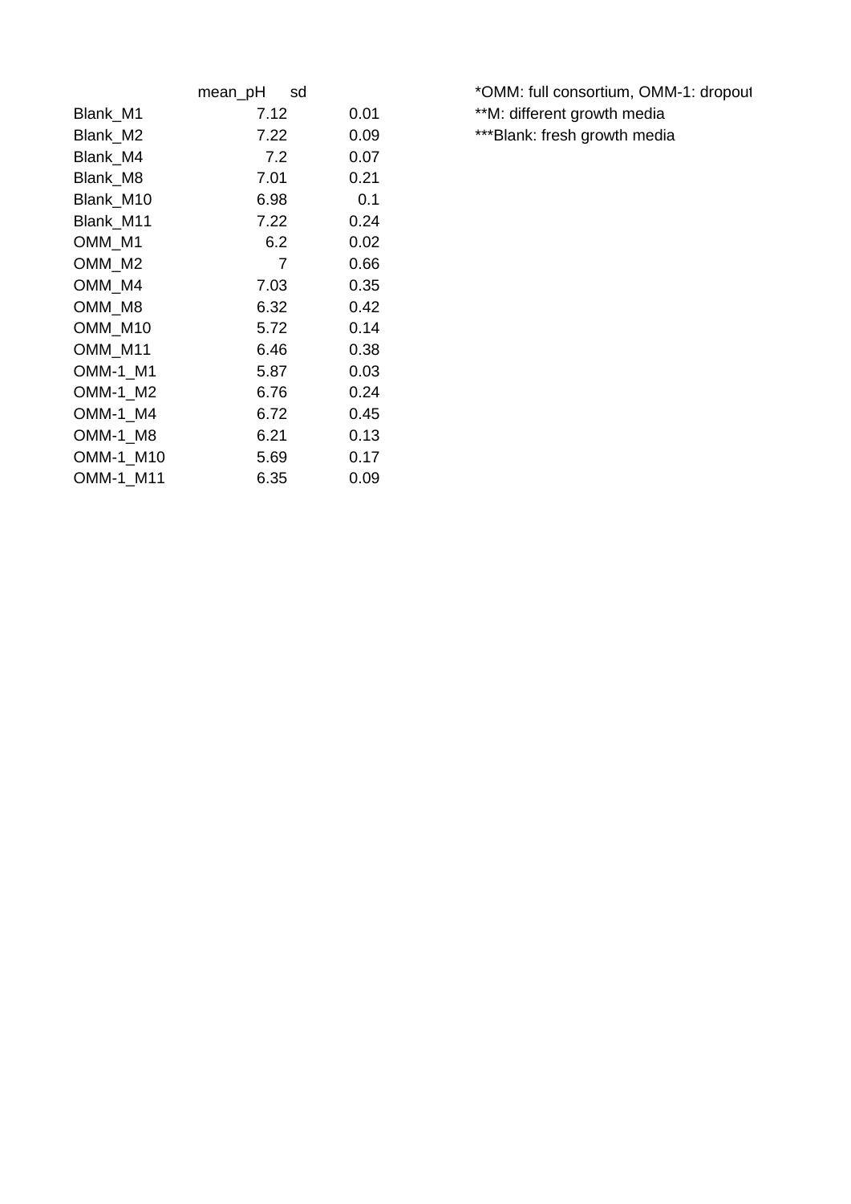| | mean_pH | sd |
|---|---|---|
| Blank_M1 | 7.12 | 0.01 |
| Blank_M2 | 7.22 | 0.09 |
| Blank_M4 | 7.2 | 0.07 |
| Blank_M8 | 7.01 | 0.21 |
| Blank_M10 | 6.98 | 0.1 |
| Blank_M11 | 7.22 | 0.24 |
| OMM_M1 | 6.2 | 0.02 |
| OMM_M2 | 7 | 0.66 |
| OMM_M4 | 7.03 | 0.35 |
| OMM_M8 | 6.32 | 0.42 |
| OMM_M10 | 5.72 | 0.14 |
| OMM_M11 | 6.46 | 0.38 |
| OMM-1_M1 | 5.87 | 0.03 |
| OMM-1_M2 | 6.76 | 0.24 |
| OMM-1_M4 | 6.72 | 0.45 |
| OMM-1_M8 | 6.21 | 0.13 |
| OMM-1_M10 | 5.69 | 0.17 |
| OMM-1_M11 | 6.35 | 0.09 |

*OMM: full consortium, OMM-1: dropout

**M: different growth media

***Blank: fresh growth media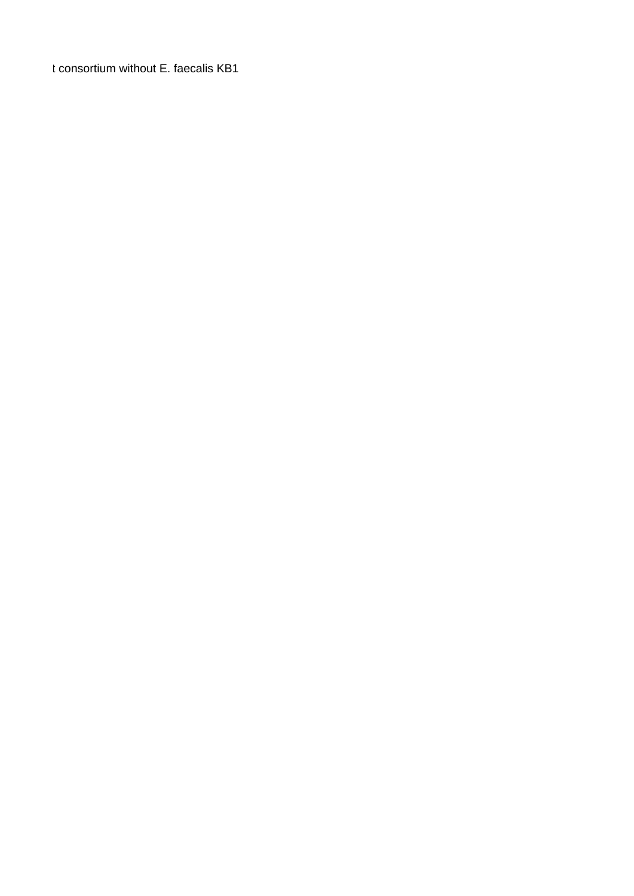t consortium without E. faecalis KB1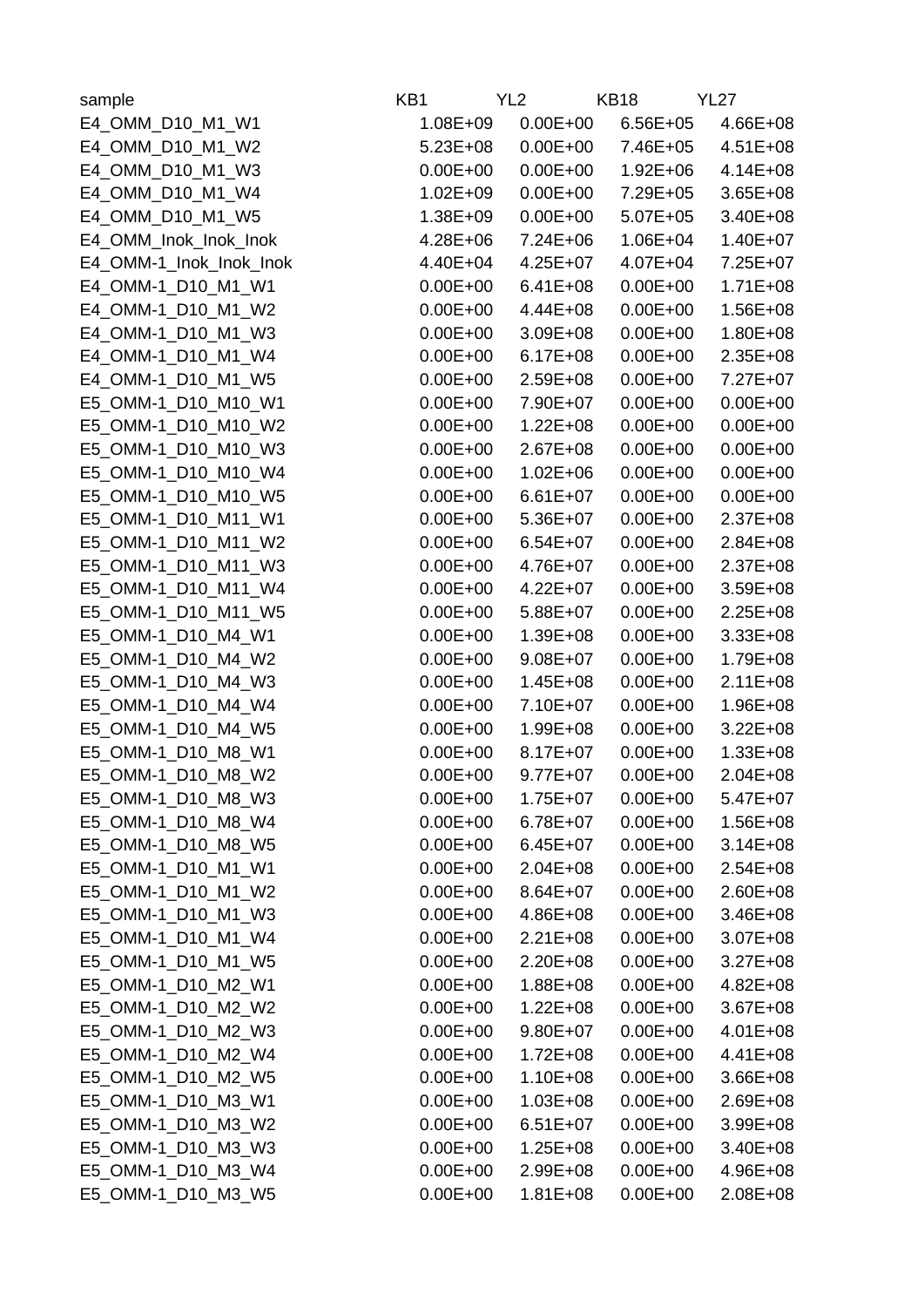| sample | KB1 | YL2 | KB18 | YL27 |
|---|---|---|---|---|
| E4_OMM_D10_M1_W1 | 1.08E+09 | 0.00E+00 | 6.56E+05 | 4.66E+08 |
| E4_OMM_D10_M1_W2 | 5.23E+08 | 0.00E+00 | 7.46E+05 | 4.51E+08 |
| E4_OMM_D10_M1_W3 | 0.00E+00 | 0.00E+00 | 1.92E+06 | 4.14E+08 |
| E4_OMM_D10_M1_W4 | 1.02E+09 | 0.00E+00 | 7.29E+05 | 3.65E+08 |
| E4_OMM_D10_M1_W5 | 1.38E+09 | 0.00E+00 | 5.07E+05 | 3.40E+08 |
| E4_OMM_Inok_Inok_Inok | 4.28E+06 | 7.24E+06 | 1.06E+04 | 1.40E+07 |
| E4_OMM-1_Inok_Inok_Inok | 4.40E+04 | 4.25E+07 | 4.07E+04 | 7.25E+07 |
| E4_OMM-1_D10_M1_W1 | 0.00E+00 | 6.41E+08 | 0.00E+00 | 1.71E+08 |
| E4_OMM-1_D10_M1_W2 | 0.00E+00 | 4.44E+08 | 0.00E+00 | 1.56E+08 |
| E4_OMM-1_D10_M1_W3 | 0.00E+00 | 3.09E+08 | 0.00E+00 | 1.80E+08 |
| E4_OMM-1_D10_M1_W4 | 0.00E+00 | 6.17E+08 | 0.00E+00 | 2.35E+08 |
| E4_OMM-1_D10_M1_W5 | 0.00E+00 | 2.59E+08 | 0.00E+00 | 7.27E+07 |
| E5_OMM-1_D10_M10_W1 | 0.00E+00 | 7.90E+07 | 0.00E+00 | 0.00E+00 |
| E5_OMM-1_D10_M10_W2 | 0.00E+00 | 1.22E+08 | 0.00E+00 | 0.00E+00 |
| E5_OMM-1_D10_M10_W3 | 0.00E+00 | 2.67E+08 | 0.00E+00 | 0.00E+00 |
| E5_OMM-1_D10_M10_W4 | 0.00E+00 | 1.02E+06 | 0.00E+00 | 0.00E+00 |
| E5_OMM-1_D10_M10_W5 | 0.00E+00 | 6.61E+07 | 0.00E+00 | 0.00E+00 |
| E5_OMM-1_D10_M11_W1 | 0.00E+00 | 5.36E+07 | 0.00E+00 | 2.37E+08 |
| E5_OMM-1_D10_M11_W2 | 0.00E+00 | 6.54E+07 | 0.00E+00 | 2.84E+08 |
| E5_OMM-1_D10_M11_W3 | 0.00E+00 | 4.76E+07 | 0.00E+00 | 2.37E+08 |
| E5_OMM-1_D10_M11_W4 | 0.00E+00 | 4.22E+07 | 0.00E+00 | 3.59E+08 |
| E5_OMM-1_D10_M11_W5 | 0.00E+00 | 5.88E+07 | 0.00E+00 | 2.25E+08 |
| E5_OMM-1_D10_M4_W1 | 0.00E+00 | 1.39E+08 | 0.00E+00 | 3.33E+08 |
| E5_OMM-1_D10_M4_W2 | 0.00E+00 | 9.08E+07 | 0.00E+00 | 1.79E+08 |
| E5_OMM-1_D10_M4_W3 | 0.00E+00 | 1.45E+08 | 0.00E+00 | 2.11E+08 |
| E5_OMM-1_D10_M4_W4 | 0.00E+00 | 7.10E+07 | 0.00E+00 | 1.96E+08 |
| E5_OMM-1_D10_M4_W5 | 0.00E+00 | 1.99E+08 | 0.00E+00 | 3.22E+08 |
| E5_OMM-1_D10_M8_W1 | 0.00E+00 | 8.17E+07 | 0.00E+00 | 1.33E+08 |
| E5_OMM-1_D10_M8_W2 | 0.00E+00 | 9.77E+07 | 0.00E+00 | 2.04E+08 |
| E5_OMM-1_D10_M8_W3 | 0.00E+00 | 1.75E+07 | 0.00E+00 | 5.47E+07 |
| E5_OMM-1_D10_M8_W4 | 0.00E+00 | 6.78E+07 | 0.00E+00 | 1.56E+08 |
| E5_OMM-1_D10_M8_W5 | 0.00E+00 | 6.45E+07 | 0.00E+00 | 3.14E+08 |
| E5_OMM-1_D10_M1_W1 | 0.00E+00 | 2.04E+08 | 0.00E+00 | 2.54E+08 |
| E5_OMM-1_D10_M1_W2 | 0.00E+00 | 8.64E+07 | 0.00E+00 | 2.60E+08 |
| E5_OMM-1_D10_M1_W3 | 0.00E+00 | 4.86E+08 | 0.00E+00 | 3.46E+08 |
| E5_OMM-1_D10_M1_W4 | 0.00E+00 | 2.21E+08 | 0.00E+00 | 3.07E+08 |
| E5_OMM-1_D10_M1_W5 | 0.00E+00 | 2.20E+08 | 0.00E+00 | 3.27E+08 |
| E5_OMM-1_D10_M2_W1 | 0.00E+00 | 1.88E+08 | 0.00E+00 | 4.82E+08 |
| E5_OMM-1_D10_M2_W2 | 0.00E+00 | 1.22E+08 | 0.00E+00 | 3.67E+08 |
| E5_OMM-1_D10_M2_W3 | 0.00E+00 | 9.80E+07 | 0.00E+00 | 4.01E+08 |
| E5_OMM-1_D10_M2_W4 | 0.00E+00 | 1.72E+08 | 0.00E+00 | 4.41E+08 |
| E5_OMM-1_D10_M2_W5 | 0.00E+00 | 1.10E+08 | 0.00E+00 | 3.66E+08 |
| E5_OMM-1_D10_M3_W1 | 0.00E+00 | 1.03E+08 | 0.00E+00 | 2.69E+08 |
| E5_OMM-1_D10_M3_W2 | 0.00E+00 | 6.51E+07 | 0.00E+00 | 3.99E+08 |
| E5_OMM-1_D10_M3_W3 | 0.00E+00 | 1.25E+08 | 0.00E+00 | 3.40E+08 |
| E5_OMM-1_D10_M3_W4 | 0.00E+00 | 2.99E+08 | 0.00E+00 | 4.96E+08 |
| E5_OMM-1_D10_M3_W5 | 0.00E+00 | 1.81E+08 | 0.00E+00 | 2.08E+08 |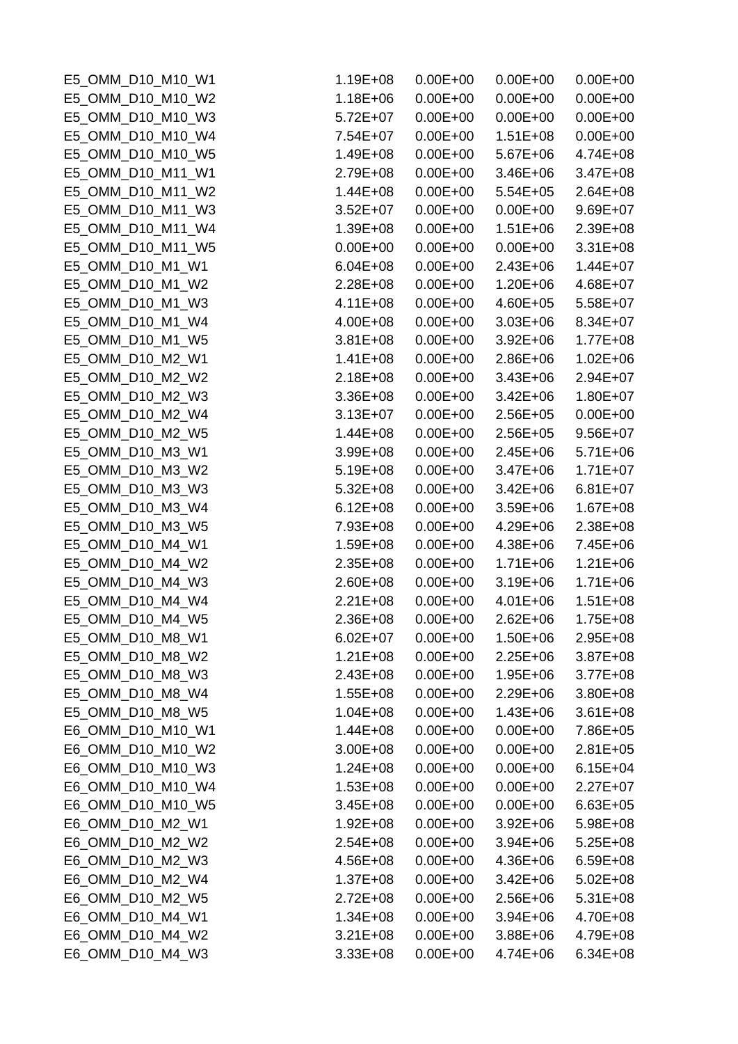| | | | | |
|---|---|---|---|---|
| E5_OMM_D10_M10_W1 | 1.19E+08 | 0.00E+00 | 0.00E+00 | 0.00E+00 |
| E5_OMM_D10_M10_W2 | 1.18E+06 | 0.00E+00 | 0.00E+00 | 0.00E+00 |
| E5_OMM_D10_M10_W3 | 5.72E+07 | 0.00E+00 | 0.00E+00 | 0.00E+00 |
| E5_OMM_D10_M10_W4 | 7.54E+07 | 0.00E+00 | 1.51E+08 | 0.00E+00 |
| E5_OMM_D10_M10_W5 | 1.49E+08 | 0.00E+00 | 5.67E+06 | 4.74E+08 |
| E5_OMM_D10_M11_W1 | 2.79E+08 | 0.00E+00 | 3.46E+06 | 3.47E+08 |
| E5_OMM_D10_M11_W2 | 1.44E+08 | 0.00E+00 | 5.54E+05 | 2.64E+08 |
| E5_OMM_D10_M11_W3 | 3.52E+07 | 0.00E+00 | 0.00E+00 | 9.69E+07 |
| E5_OMM_D10_M11_W4 | 1.39E+08 | 0.00E+00 | 1.51E+06 | 2.39E+08 |
| E5_OMM_D10_M11_W5 | 0.00E+00 | 0.00E+00 | 0.00E+00 | 3.31E+08 |
| E5_OMM_D10_M1_W1 | 6.04E+08 | 0.00E+00 | 2.43E+06 | 1.44E+07 |
| E5_OMM_D10_M1_W2 | 2.28E+08 | 0.00E+00 | 1.20E+06 | 4.68E+07 |
| E5_OMM_D10_M1_W3 | 4.11E+08 | 0.00E+00 | 4.60E+05 | 5.58E+07 |
| E5_OMM_D10_M1_W4 | 4.00E+08 | 0.00E+00 | 3.03E+06 | 8.34E+07 |
| E5_OMM_D10_M1_W5 | 3.81E+08 | 0.00E+00 | 3.92E+06 | 1.77E+08 |
| E5_OMM_D10_M2_W1 | 1.41E+08 | 0.00E+00 | 2.86E+06 | 1.02E+06 |
| E5_OMM_D10_M2_W2 | 2.18E+08 | 0.00E+00 | 3.43E+06 | 2.94E+07 |
| E5_OMM_D10_M2_W3 | 3.36E+08 | 0.00E+00 | 3.42E+06 | 1.80E+07 |
| E5_OMM_D10_M2_W4 | 3.13E+07 | 0.00E+00 | 2.56E+05 | 0.00E+00 |
| E5_OMM_D10_M2_W5 | 1.44E+08 | 0.00E+00 | 2.56E+05 | 9.56E+07 |
| E5_OMM_D10_M3_W1 | 3.99E+08 | 0.00E+00 | 2.45E+06 | 5.71E+06 |
| E5_OMM_D10_M3_W2 | 5.19E+08 | 0.00E+00 | 3.47E+06 | 1.71E+07 |
| E5_OMM_D10_M3_W3 | 5.32E+08 | 0.00E+00 | 3.42E+06 | 6.81E+07 |
| E5_OMM_D10_M3_W4 | 6.12E+08 | 0.00E+00 | 3.59E+06 | 1.67E+08 |
| E5_OMM_D10_M3_W5 | 7.93E+08 | 0.00E+00 | 4.29E+06 | 2.38E+08 |
| E5_OMM_D10_M4_W1 | 1.59E+08 | 0.00E+00 | 4.38E+06 | 7.45E+06 |
| E5_OMM_D10_M4_W2 | 2.35E+08 | 0.00E+00 | 1.71E+06 | 1.21E+06 |
| E5_OMM_D10_M4_W3 | 2.60E+08 | 0.00E+00 | 3.19E+06 | 1.71E+06 |
| E5_OMM_D10_M4_W4 | 2.21E+08 | 0.00E+00 | 4.01E+06 | 1.51E+08 |
| E5_OMM_D10_M4_W5 | 2.36E+08 | 0.00E+00 | 2.62E+06 | 1.75E+08 |
| E5_OMM_D10_M8_W1 | 6.02E+07 | 0.00E+00 | 1.50E+06 | 2.95E+08 |
| E5_OMM_D10_M8_W2 | 1.21E+08 | 0.00E+00 | 2.25E+06 | 3.87E+08 |
| E5_OMM_D10_M8_W3 | 2.43E+08 | 0.00E+00 | 1.95E+06 | 3.77E+08 |
| E5_OMM_D10_M8_W4 | 1.55E+08 | 0.00E+00 | 2.29E+06 | 3.80E+08 |
| E5_OMM_D10_M8_W5 | 1.04E+08 | 0.00E+00 | 1.43E+06 | 3.61E+08 |
| E6_OMM_D10_M10_W1 | 1.44E+08 | 0.00E+00 | 0.00E+00 | 7.86E+05 |
| E6_OMM_D10_M10_W2 | 3.00E+08 | 0.00E+00 | 0.00E+00 | 2.81E+05 |
| E6_OMM_D10_M10_W3 | 1.24E+08 | 0.00E+00 | 0.00E+00 | 6.15E+04 |
| E6_OMM_D10_M10_W4 | 1.53E+08 | 0.00E+00 | 0.00E+00 | 2.27E+07 |
| E6_OMM_D10_M10_W5 | 3.45E+08 | 0.00E+00 | 0.00E+00 | 6.63E+05 |
| E6_OMM_D10_M2_W1 | 1.92E+08 | 0.00E+00 | 3.92E+06 | 5.98E+08 |
| E6_OMM_D10_M2_W2 | 2.54E+08 | 0.00E+00 | 3.94E+06 | 5.25E+08 |
| E6_OMM_D10_M2_W3 | 4.56E+08 | 0.00E+00 | 4.36E+06 | 6.59E+08 |
| E6_OMM_D10_M2_W4 | 1.37E+08 | 0.00E+00 | 3.42E+06 | 5.02E+08 |
| E6_OMM_D10_M2_W5 | 2.72E+08 | 0.00E+00 | 2.56E+06 | 5.31E+08 |
| E6_OMM_D10_M4_W1 | 1.34E+08 | 0.00E+00 | 3.94E+06 | 4.70E+08 |
| E6_OMM_D10_M4_W2 | 3.21E+08 | 0.00E+00 | 3.88E+06 | 4.79E+08 |
| E6_OMM_D10_M4_W3 | 3.33E+08 | 0.00E+00 | 4.74E+06 | 6.34E+08 |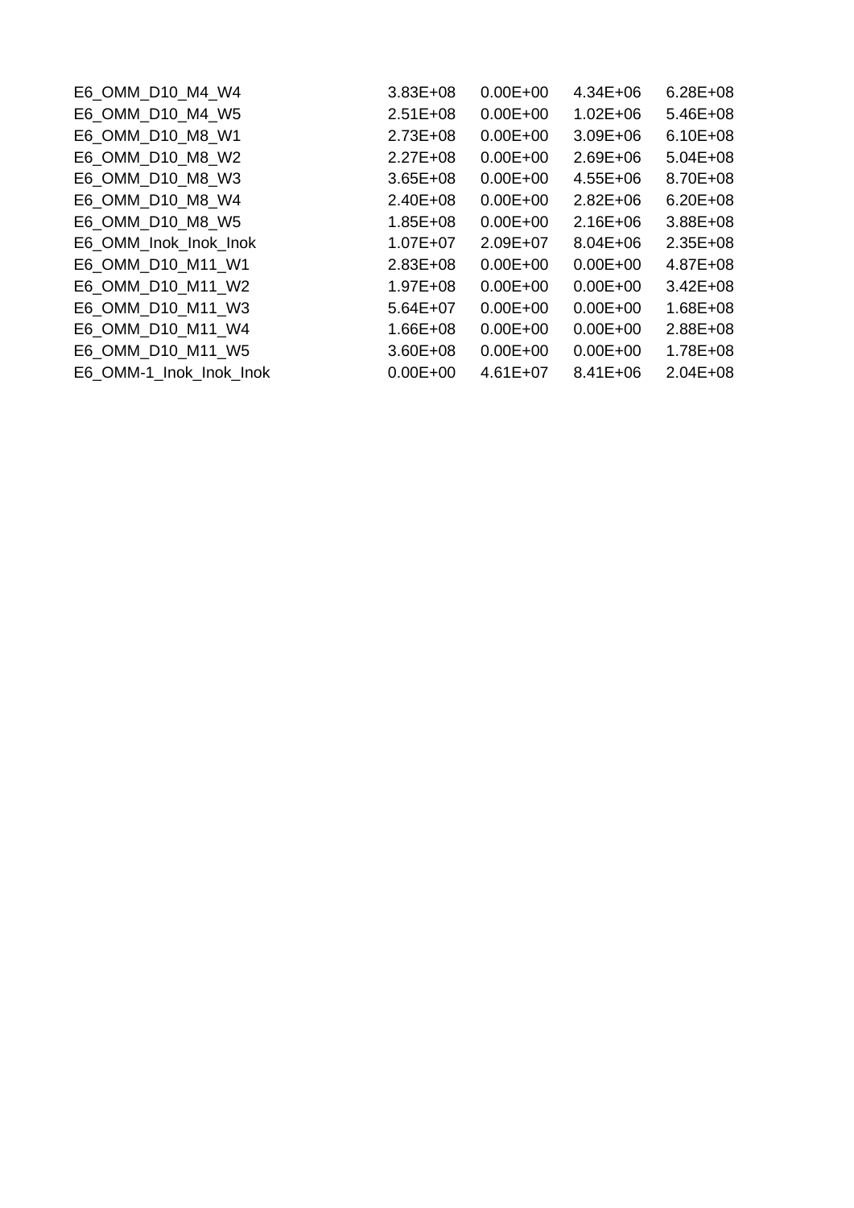| | | | | |
|---|---|---|---|---|
| E6_OMM_D10_M4_W4 | 3.83E+08 | 0.00E+00 | 4.34E+06 | 6.28E+08 |
| E6_OMM_D10_M4_W5 | 2.51E+08 | 0.00E+00 | 1.02E+06 | 5.46E+08 |
| E6_OMM_D10_M8_W1 | 2.73E+08 | 0.00E+00 | 3.09E+06 | 6.10E+08 |
| E6_OMM_D10_M8_W2 | 2.27E+08 | 0.00E+00 | 2.69E+06 | 5.04E+08 |
| E6_OMM_D10_M8_W3 | 3.65E+08 | 0.00E+00 | 4.55E+06 | 8.70E+08 |
| E6_OMM_D10_M8_W4 | 2.40E+08 | 0.00E+00 | 2.82E+06 | 6.20E+08 |
| E6_OMM_D10_M8_W5 | 1.85E+08 | 0.00E+00 | 2.16E+06 | 3.88E+08 |
| E6_OMM_Inok_Inok_Inok | 1.07E+07 | 2.09E+07 | 8.04E+06 | 2.35E+08 |
| E6_OMM_D10_M11_W1 | 2.83E+08 | 0.00E+00 | 0.00E+00 | 4.87E+08 |
| E6_OMM_D10_M11_W2 | 1.97E+08 | 0.00E+00 | 0.00E+00 | 3.42E+08 |
| E6_OMM_D10_M11_W3 | 5.64E+07 | 0.00E+00 | 0.00E+00 | 1.68E+08 |
| E6_OMM_D10_M11_W4 | 1.66E+08 | 0.00E+00 | 0.00E+00 | 2.88E+08 |
| E6_OMM_D10_M11_W5 | 3.60E+08 | 0.00E+00 | 0.00E+00 | 1.78E+08 |
| E6_OMM-1_Inok_Inok_Inok | 0.00E+00 | 4.61E+07 | 8.41E+06 | 2.04E+08 |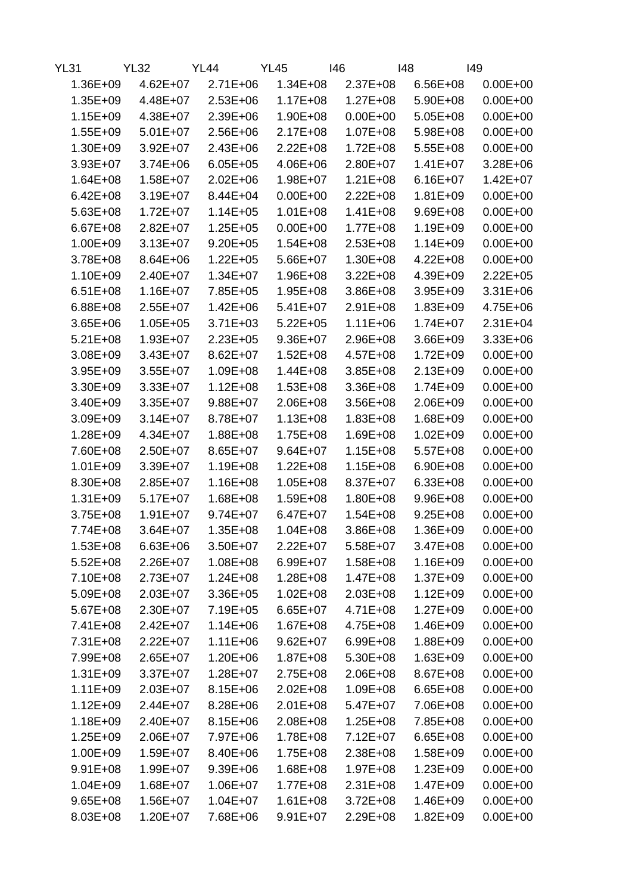| YL31 | YL32 | YL44 | YL45 | I46 | I48 | I49 |
|---|---|---|---|---|---|---|
| 1.36E+09 | 4.62E+07 | 2.71E+06 | 1.34E+08 | 2.37E+08 | 6.56E+08 | 0.00E+00 |
| 1.35E+09 | 4.48E+07 | 2.53E+06 | 1.17E+08 | 1.27E+08 | 5.90E+08 | 0.00E+00 |
| 1.15E+09 | 4.38E+07 | 2.39E+06 | 1.90E+08 | 0.00E+00 | 5.05E+08 | 0.00E+00 |
| 1.55E+09 | 5.01E+07 | 2.56E+06 | 2.17E+08 | 1.07E+08 | 5.98E+08 | 0.00E+00 |
| 1.30E+09 | 3.92E+07 | 2.43E+06 | 2.22E+08 | 1.72E+08 | 5.55E+08 | 0.00E+00 |
| 3.93E+07 | 3.74E+06 | 6.05E+05 | 4.06E+06 | 2.80E+07 | 1.41E+07 | 3.28E+06 |
| 1.64E+08 | 1.58E+07 | 2.02E+06 | 1.98E+07 | 1.21E+08 | 6.16E+07 | 1.42E+07 |
| 6.42E+08 | 3.19E+07 | 8.44E+04 | 0.00E+00 | 2.22E+08 | 1.81E+09 | 0.00E+00 |
| 5.63E+08 | 1.72E+07 | 1.14E+05 | 1.01E+08 | 1.41E+08 | 9.69E+08 | 0.00E+00 |
| 6.67E+08 | 2.82E+07 | 1.25E+05 | 0.00E+00 | 1.77E+08 | 1.19E+09 | 0.00E+00 |
| 1.00E+09 | 3.13E+07 | 9.20E+05 | 1.54E+08 | 2.53E+08 | 1.14E+09 | 0.00E+00 |
| 3.78E+08 | 8.64E+06 | 1.22E+05 | 5.66E+07 | 1.30E+08 | 4.22E+08 | 0.00E+00 |
| 1.10E+09 | 2.40E+07 | 1.34E+07 | 1.96E+08 | 3.22E+08 | 4.39E+09 | 2.22E+05 |
| 6.51E+08 | 1.16E+07 | 7.85E+05 | 1.95E+08 | 3.86E+08 | 3.95E+09 | 3.31E+06 |
| 6.88E+08 | 2.55E+07 | 1.42E+06 | 5.41E+07 | 2.91E+08 | 1.83E+09 | 4.75E+06 |
| 3.65E+06 | 1.05E+05 | 3.71E+03 | 5.22E+05 | 1.11E+06 | 1.74E+07 | 2.31E+04 |
| 5.21E+08 | 1.93E+07 | 2.23E+05 | 9.36E+07 | 2.96E+08 | 3.66E+09 | 3.33E+06 |
| 3.08E+09 | 3.43E+07 | 8.62E+07 | 1.52E+08 | 4.57E+08 | 1.72E+09 | 0.00E+00 |
| 3.95E+09 | 3.55E+07 | 1.09E+08 | 1.44E+08 | 3.85E+08 | 2.13E+09 | 0.00E+00 |
| 3.30E+09 | 3.33E+07 | 1.12E+08 | 1.53E+08 | 3.36E+08 | 1.74E+09 | 0.00E+00 |
| 3.40E+09 | 3.35E+07 | 9.88E+07 | 2.06E+08 | 3.56E+08 | 2.06E+09 | 0.00E+00 |
| 3.09E+09 | 3.14E+07 | 8.78E+07 | 1.13E+08 | 1.83E+08 | 1.68E+09 | 0.00E+00 |
| 1.28E+09 | 4.34E+07 | 1.88E+08 | 1.75E+08 | 1.69E+08 | 1.02E+09 | 0.00E+00 |
| 7.60E+08 | 2.50E+07 | 8.65E+07 | 9.64E+07 | 1.15E+08 | 5.57E+08 | 0.00E+00 |
| 1.01E+09 | 3.39E+07 | 1.19E+08 | 1.22E+08 | 1.15E+08 | 6.90E+08 | 0.00E+00 |
| 8.30E+08 | 2.85E+07 | 1.16E+08 | 1.05E+08 | 8.37E+07 | 6.33E+08 | 0.00E+00 |
| 1.31E+09 | 5.17E+07 | 1.68E+08 | 1.59E+08 | 1.80E+08 | 9.96E+08 | 0.00E+00 |
| 3.75E+08 | 1.91E+07 | 9.74E+07 | 6.47E+07 | 1.54E+08 | 9.25E+08 | 0.00E+00 |
| 7.74E+08 | 3.64E+07 | 1.35E+08 | 1.04E+08 | 3.86E+08 | 1.36E+09 | 0.00E+00 |
| 1.53E+08 | 6.63E+06 | 3.50E+07 | 2.22E+07 | 5.58E+07 | 3.47E+08 | 0.00E+00 |
| 5.52E+08 | 2.26E+07 | 1.08E+08 | 6.99E+07 | 1.58E+08 | 1.16E+09 | 0.00E+00 |
| 7.10E+08 | 2.73E+07 | 1.24E+08 | 1.28E+08 | 1.47E+08 | 1.37E+09 | 0.00E+00 |
| 5.09E+08 | 2.03E+07 | 3.36E+05 | 1.02E+08 | 2.03E+08 | 1.12E+09 | 0.00E+00 |
| 5.67E+08 | 2.30E+07 | 7.19E+05 | 6.65E+07 | 4.71E+08 | 1.27E+09 | 0.00E+00 |
| 7.41E+08 | 2.42E+07 | 1.14E+06 | 1.67E+08 | 4.75E+08 | 1.46E+09 | 0.00E+00 |
| 7.31E+08 | 2.22E+07 | 1.11E+06 | 9.62E+07 | 6.99E+08 | 1.88E+09 | 0.00E+00 |
| 7.99E+08 | 2.65E+07 | 1.20E+06 | 1.87E+08 | 5.30E+08 | 1.63E+09 | 0.00E+00 |
| 1.31E+09 | 3.37E+07 | 1.28E+07 | 2.75E+08 | 2.06E+08 | 8.67E+08 | 0.00E+00 |
| 1.11E+09 | 2.03E+07 | 8.15E+06 | 2.02E+08 | 1.09E+08 | 6.65E+08 | 0.00E+00 |
| 1.12E+09 | 2.44E+07 | 8.28E+06 | 2.01E+08 | 5.47E+07 | 7.06E+08 | 0.00E+00 |
| 1.18E+09 | 2.40E+07 | 8.15E+06 | 2.08E+08 | 1.25E+08 | 7.85E+08 | 0.00E+00 |
| 1.25E+09 | 2.06E+07 | 7.97E+06 | 1.78E+08 | 7.12E+07 | 6.65E+08 | 0.00E+00 |
| 1.00E+09 | 1.59E+07 | 8.40E+06 | 1.75E+08 | 2.38E+08 | 1.58E+09 | 0.00E+00 |
| 9.91E+08 | 1.99E+07 | 9.39E+06 | 1.68E+08 | 1.97E+08 | 1.23E+09 | 0.00E+00 |
| 1.04E+09 | 1.68E+07 | 1.06E+07 | 1.77E+08 | 2.31E+08 | 1.47E+09 | 0.00E+00 |
| 9.65E+08 | 1.56E+07 | 1.04E+07 | 1.61E+08 | 3.72E+08 | 1.46E+09 | 0.00E+00 |
| 8.03E+08 | 1.20E+07 | 7.68E+06 | 9.91E+07 | 2.29E+08 | 1.82E+09 | 0.00E+00 |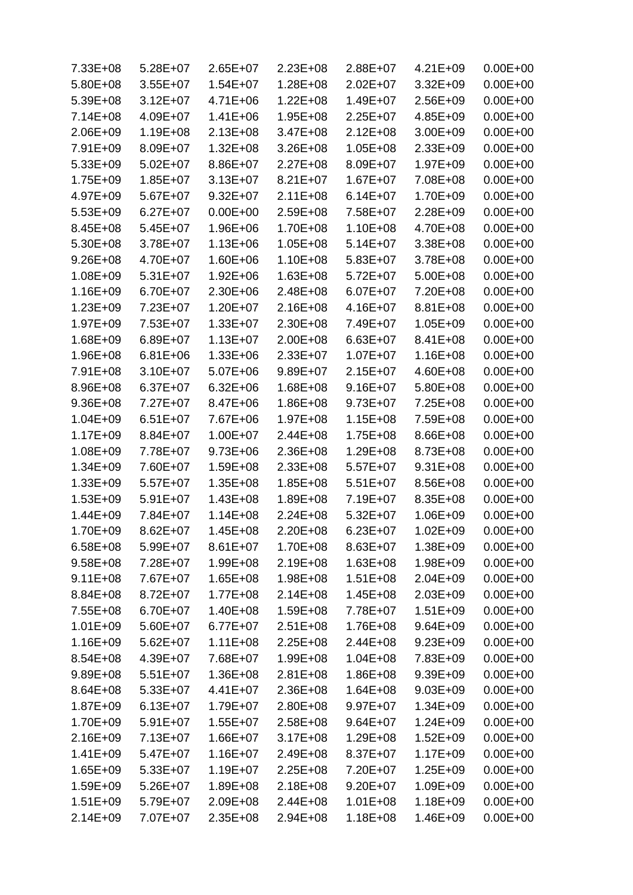| | | | | | | |
|---|---|---|---|---|---|---|
| 7.33E+08 | 5.28E+07 | 2.65E+07 | 2.23E+08 | 2.88E+07 | 4.21E+09 | 0.00E+00 |
| 5.80E+08 | 3.55E+07 | 1.54E+07 | 1.28E+08 | 2.02E+07 | 3.32E+09 | 0.00E+00 |
| 5.39E+08 | 3.12E+07 | 4.71E+06 | 1.22E+08 | 1.49E+07 | 2.56E+09 | 0.00E+00 |
| 7.14E+08 | 4.09E+07 | 1.41E+06 | 1.95E+08 | 2.25E+07 | 4.85E+09 | 0.00E+00 |
| 2.06E+09 | 1.19E+08 | 2.13E+08 | 3.47E+08 | 2.12E+08 | 3.00E+09 | 0.00E+00 |
| 7.91E+09 | 8.09E+07 | 1.32E+08 | 3.26E+08 | 1.05E+08 | 2.33E+09 | 0.00E+00 |
| 5.33E+09 | 5.02E+07 | 8.86E+07 | 2.27E+08 | 8.09E+07 | 1.97E+09 | 0.00E+00 |
| 1.75E+09 | 1.85E+07 | 3.13E+07 | 8.21E+07 | 1.67E+07 | 7.08E+08 | 0.00E+00 |
| 4.97E+09 | 5.67E+07 | 9.32E+07 | 2.11E+08 | 6.14E+07 | 1.70E+09 | 0.00E+00 |
| 5.53E+09 | 6.27E+07 | 0.00E+00 | 2.59E+08 | 7.58E+07 | 2.28E+09 | 0.00E+00 |
| 8.45E+08 | 5.45E+07 | 1.96E+06 | 1.70E+08 | 1.10E+08 | 4.70E+08 | 0.00E+00 |
| 5.30E+08 | 3.78E+07 | 1.13E+06 | 1.05E+08 | 5.14E+07 | 3.38E+08 | 0.00E+00 |
| 9.26E+08 | 4.70E+07 | 1.60E+06 | 1.10E+08 | 5.83E+07 | 3.78E+08 | 0.00E+00 |
| 1.08E+09 | 5.31E+07 | 1.92E+06 | 1.63E+08 | 5.72E+07 | 5.00E+08 | 0.00E+00 |
| 1.16E+09 | 6.70E+07 | 2.30E+06 | 2.48E+08 | 6.07E+07 | 7.20E+08 | 0.00E+00 |
| 1.23E+09 | 7.23E+07 | 1.20E+07 | 2.16E+08 | 4.16E+07 | 8.81E+08 | 0.00E+00 |
| 1.97E+09 | 7.53E+07 | 1.33E+07 | 2.30E+08 | 7.49E+07 | 1.05E+09 | 0.00E+00 |
| 1.68E+09 | 6.89E+07 | 1.13E+07 | 2.00E+08 | 6.63E+07 | 8.41E+08 | 0.00E+00 |
| 1.96E+08 | 6.81E+06 | 1.33E+06 | 2.33E+07 | 1.07E+07 | 1.16E+08 | 0.00E+00 |
| 7.91E+08 | 3.10E+07 | 5.07E+06 | 9.89E+07 | 2.15E+07 | 4.60E+08 | 0.00E+00 |
| 8.96E+08 | 6.37E+07 | 6.32E+06 | 1.68E+08 | 9.16E+07 | 5.80E+08 | 0.00E+00 |
| 9.36E+08 | 7.27E+07 | 8.47E+06 | 1.86E+08 | 9.73E+07 | 7.25E+08 | 0.00E+00 |
| 1.04E+09 | 6.51E+07 | 7.67E+06 | 1.97E+08 | 1.15E+08 | 7.59E+08 | 0.00E+00 |
| 1.17E+09 | 8.84E+07 | 1.00E+07 | 2.44E+08 | 1.75E+08 | 8.66E+08 | 0.00E+00 |
| 1.08E+09 | 7.78E+07 | 9.73E+06 | 2.36E+08 | 1.29E+08 | 8.73E+08 | 0.00E+00 |
| 1.34E+09 | 7.60E+07 | 1.59E+08 | 2.33E+08 | 5.57E+07 | 9.31E+08 | 0.00E+00 |
| 1.33E+09 | 5.57E+07 | 1.35E+08 | 1.85E+08 | 5.51E+07 | 8.56E+08 | 0.00E+00 |
| 1.53E+09 | 5.91E+07 | 1.43E+08 | 1.89E+08 | 7.19E+07 | 8.35E+08 | 0.00E+00 |
| 1.44E+09 | 7.84E+07 | 1.14E+08 | 2.24E+08 | 5.32E+07 | 1.06E+09 | 0.00E+00 |
| 1.70E+09 | 8.62E+07 | 1.45E+08 | 2.20E+08 | 6.23E+07 | 1.02E+09 | 0.00E+00 |
| 6.58E+08 | 5.99E+07 | 8.61E+07 | 1.70E+08 | 8.63E+07 | 1.38E+09 | 0.00E+00 |
| 9.58E+08 | 7.28E+07 | 1.99E+08 | 2.19E+08 | 1.63E+08 | 1.98E+09 | 0.00E+00 |
| 9.11E+08 | 7.67E+07 | 1.65E+08 | 1.98E+08 | 1.51E+08 | 2.04E+09 | 0.00E+00 |
| 8.84E+08 | 8.72E+07 | 1.77E+08 | 2.14E+08 | 1.45E+08 | 2.03E+09 | 0.00E+00 |
| 7.55E+08 | 6.70E+07 | 1.40E+08 | 1.59E+08 | 7.78E+07 | 1.51E+09 | 0.00E+00 |
| 1.01E+09 | 5.60E+07 | 6.77E+07 | 2.51E+08 | 1.76E+08 | 9.64E+09 | 0.00E+00 |
| 1.16E+09 | 5.62E+07 | 1.11E+08 | 2.25E+08 | 2.44E+08 | 9.23E+09 | 0.00E+00 |
| 8.54E+08 | 4.39E+07 | 7.68E+07 | 1.99E+08 | 1.04E+08 | 7.83E+09 | 0.00E+00 |
| 9.89E+08 | 5.51E+07 | 1.36E+08 | 2.81E+08 | 1.86E+08 | 9.39E+09 | 0.00E+00 |
| 8.64E+08 | 5.33E+07 | 4.41E+07 | 2.36E+08 | 1.64E+08 | 9.03E+09 | 0.00E+00 |
| 1.87E+09 | 6.13E+07 | 1.79E+07 | 2.80E+08 | 9.97E+07 | 1.34E+09 | 0.00E+00 |
| 1.70E+09 | 5.91E+07 | 1.55E+07 | 2.58E+08 | 9.64E+07 | 1.24E+09 | 0.00E+00 |
| 2.16E+09 | 7.13E+07 | 1.66E+07 | 3.17E+08 | 1.29E+08 | 1.52E+09 | 0.00E+00 |
| 1.41E+09 | 5.47E+07 | 1.16E+07 | 2.49E+08 | 8.37E+07 | 1.17E+09 | 0.00E+00 |
| 1.65E+09 | 5.33E+07 | 1.19E+07 | 2.25E+08 | 7.20E+07 | 1.25E+09 | 0.00E+00 |
| 1.59E+09 | 5.26E+07 | 1.89E+08 | 2.18E+08 | 9.20E+07 | 1.09E+09 | 0.00E+00 |
| 1.51E+09 | 5.79E+07 | 2.09E+08 | 2.44E+08 | 1.01E+08 | 1.18E+09 | 0.00E+00 |
| 2.14E+09 | 7.07E+07 | 2.35E+08 | 2.94E+08 | 1.18E+08 | 1.46E+09 | 0.00E+00 |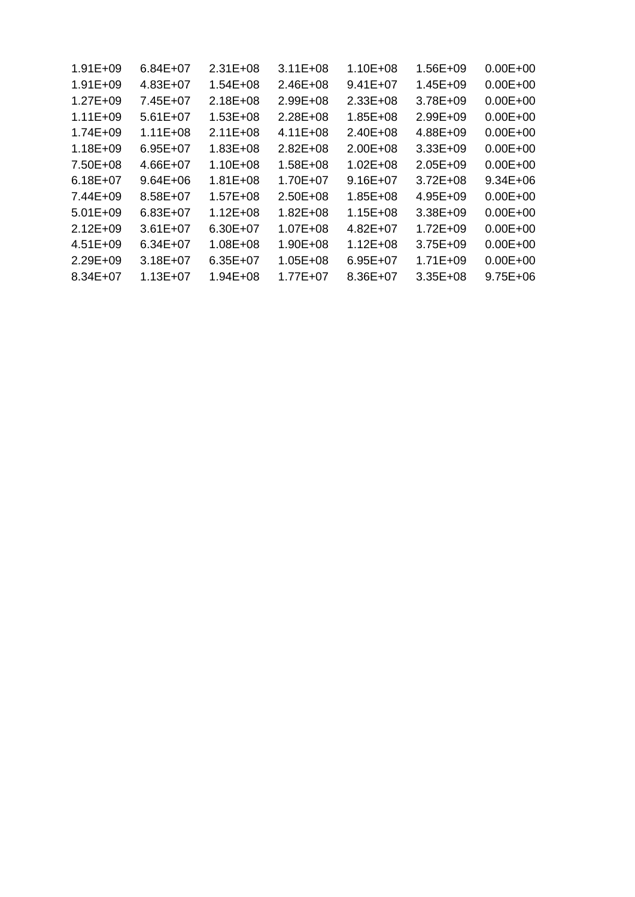| | | | | | | |
|---|---|---|---|---|---|---|
| 1.91E+09 | 6.84E+07 | 2.31E+08 | 3.11E+08 | 1.10E+08 | 1.56E+09 | 0.00E+00 |
| 1.91E+09 | 4.83E+07 | 1.54E+08 | 2.46E+08 | 9.41E+07 | 1.45E+09 | 0.00E+00 |
| 1.27E+09 | 7.45E+07 | 2.18E+08 | 2.99E+08 | 2.33E+08 | 3.78E+09 | 0.00E+00 |
| 1.11E+09 | 5.61E+07 | 1.53E+08 | 2.28E+08 | 1.85E+08 | 2.99E+09 | 0.00E+00 |
| 1.74E+09 | 1.11E+08 | 2.11E+08 | 4.11E+08 | 2.40E+08 | 4.88E+09 | 0.00E+00 |
| 1.18E+09 | 6.95E+07 | 1.83E+08 | 2.82E+08 | 2.00E+08 | 3.33E+09 | 0.00E+00 |
| 7.50E+08 | 4.66E+07 | 1.10E+08 | 1.58E+08 | 1.02E+08 | 2.05E+09 | 0.00E+00 |
| 6.18E+07 | 9.64E+06 | 1.81E+08 | 1.70E+07 | 9.16E+07 | 3.72E+08 | 9.34E+06 |
| 7.44E+09 | 8.58E+07 | 1.57E+08 | 2.50E+08 | 1.85E+08 | 4.95E+09 | 0.00E+00 |
| 5.01E+09 | 6.83E+07 | 1.12E+08 | 1.82E+08 | 1.15E+08 | 3.38E+09 | 0.00E+00 |
| 2.12E+09 | 3.61E+07 | 6.30E+07 | 1.07E+08 | 4.82E+07 | 1.72E+09 | 0.00E+00 |
| 4.51E+09 | 6.34E+07 | 1.08E+08 | 1.90E+08 | 1.12E+08 | 3.75E+09 | 0.00E+00 |
| 2.29E+09 | 3.18E+07 | 6.35E+07 | 1.05E+08 | 6.95E+07 | 1.71E+09 | 0.00E+00 |
| 8.34E+07 | 1.13E+07 | 1.94E+08 | 1.77E+07 | 8.36E+07 | 3.35E+08 | 9.75E+06 |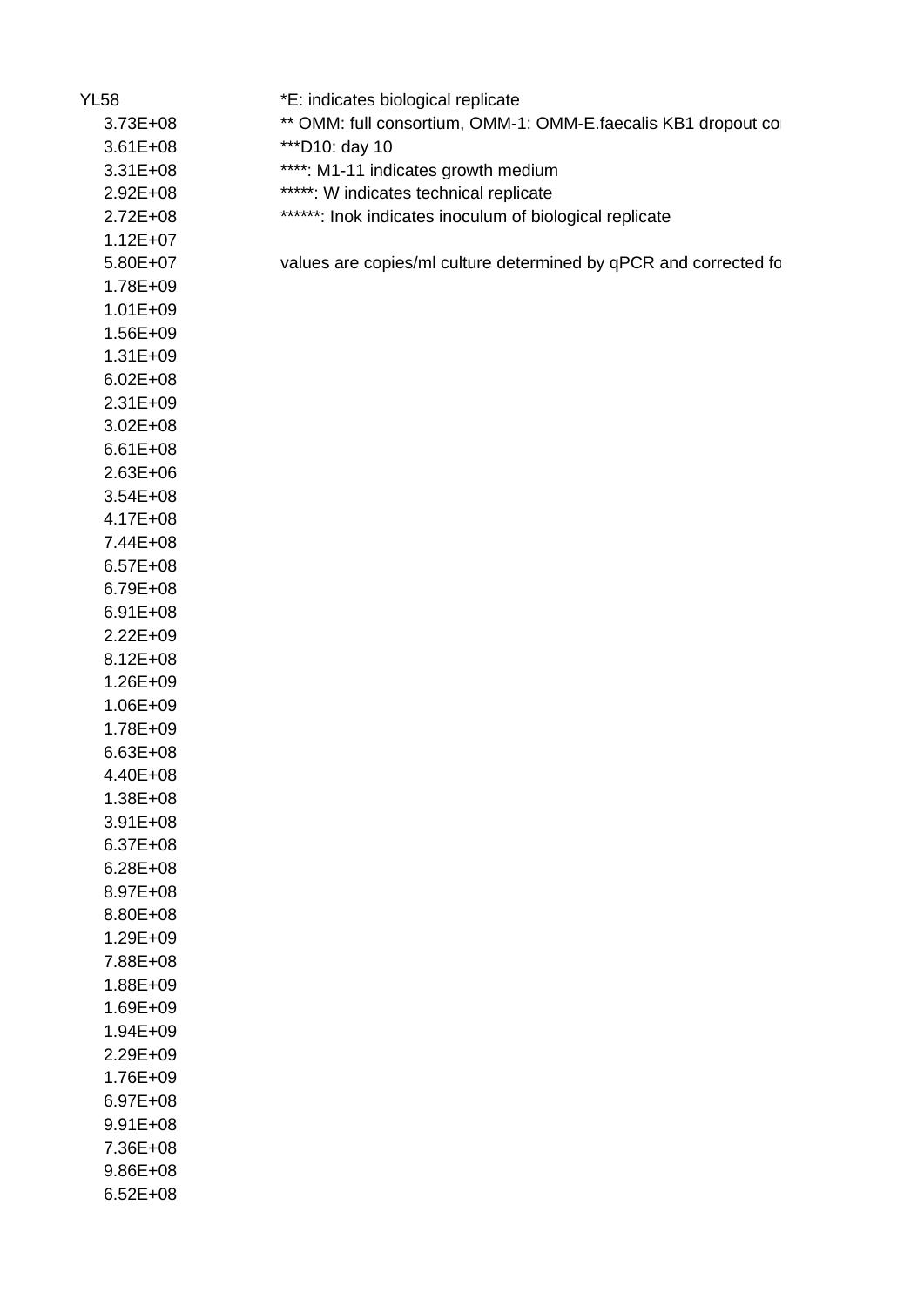| YL58 |
| --- |
| 3.73E+08 |
| 3.61E+08 |
| 3.31E+08 |
| 2.92E+08 |
| 2.72E+08 |
| 1.12E+07 |
| 5.80E+07 |
| 1.78E+09 |
| 1.01E+09 |
| 1.56E+09 |
| 1.31E+09 |
| 6.02E+08 |
| 2.31E+09 |
| 3.02E+08 |
| 6.61E+08 |
| 2.63E+06 |
| 3.54E+08 |
| 4.17E+08 |
| 7.44E+08 |
| 6.57E+08 |
| 6.79E+08 |
| 6.91E+08 |
| 2.22E+09 |
| 8.12E+08 |
| 1.26E+09 |
| 1.06E+09 |
| 1.78E+09 |
| 6.63E+08 |
| 4.40E+08 |
| 1.38E+08 |
| 3.91E+08 |
| 6.37E+08 |
| 6.28E+08 |
| 8.97E+08 |
| 8.80E+08 |
| 1.29E+09 |
| 7.88E+08 |
| 1.88E+09 |
| 1.69E+09 |
| 1.94E+09 |
| 2.29E+09 |
| 1.76E+09 |
| 6.97E+08 |
| 9.91E+08 |
| 7.36E+08 |
| 9.86E+08 |
| 6.52E+08 |

*E: indicates biological replicate
** OMM: full consortium, OMM-1: OMM-E.faecalis KB1 dropout co
***D10: day 10
****: M1-11 indicates growth medium
*****: W indicates technical replicate
******: Inok indicates inoculum of biological replicate

values are copies/ml culture determined by qPCR and corrected fo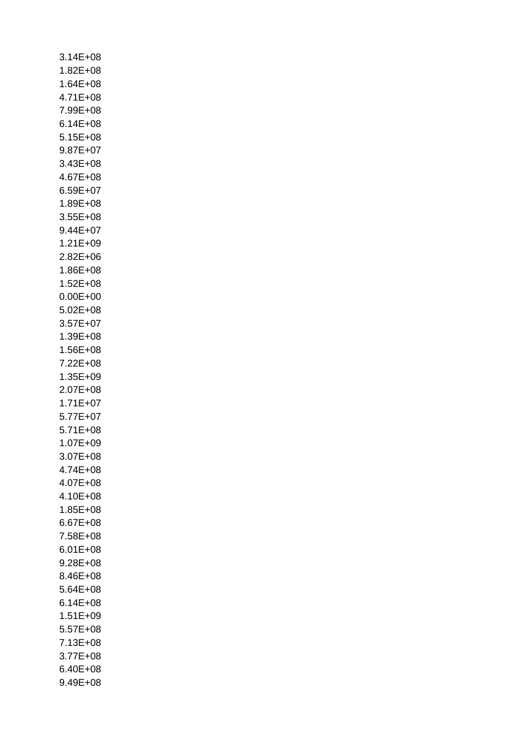3.14E+08
1.82E+08
1.64E+08
4.71E+08
7.99E+08
6.14E+08
5.15E+08
9.87E+07
3.43E+08
4.67E+08
6.59E+07
1.89E+08
3.55E+08
9.44E+07
1.21E+09
2.82E+06
1.86E+08
1.52E+08
0.00E+00
5.02E+08
3.57E+07
1.39E+08
1.56E+08
7.22E+08
1.35E+09
2.07E+08
1.71E+07
5.77E+07
5.71E+08
1.07E+09
3.07E+08
4.74E+08
4.07E+08
4.10E+08
1.85E+08
6.67E+08
7.58E+08
6.01E+08
9.28E+08
8.46E+08
5.64E+08
6.14E+08
1.51E+09
5.57E+08
7.13E+08
3.77E+08
6.40E+08
9.49E+08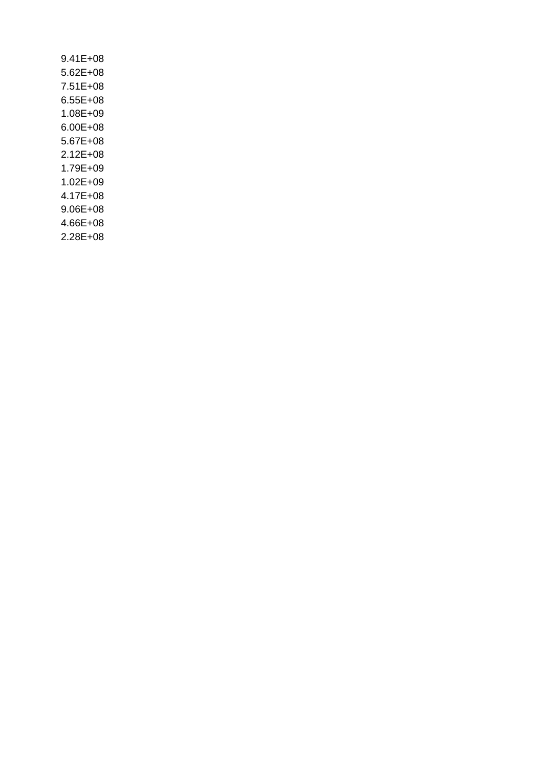9.41E+08
5.62E+08
7.51E+08
6.55E+08
1.08E+09
6.00E+08
5.67E+08
2.12E+08
1.79E+09
1.02E+09
4.17E+08
9.06E+08
4.66E+08
2.28E+08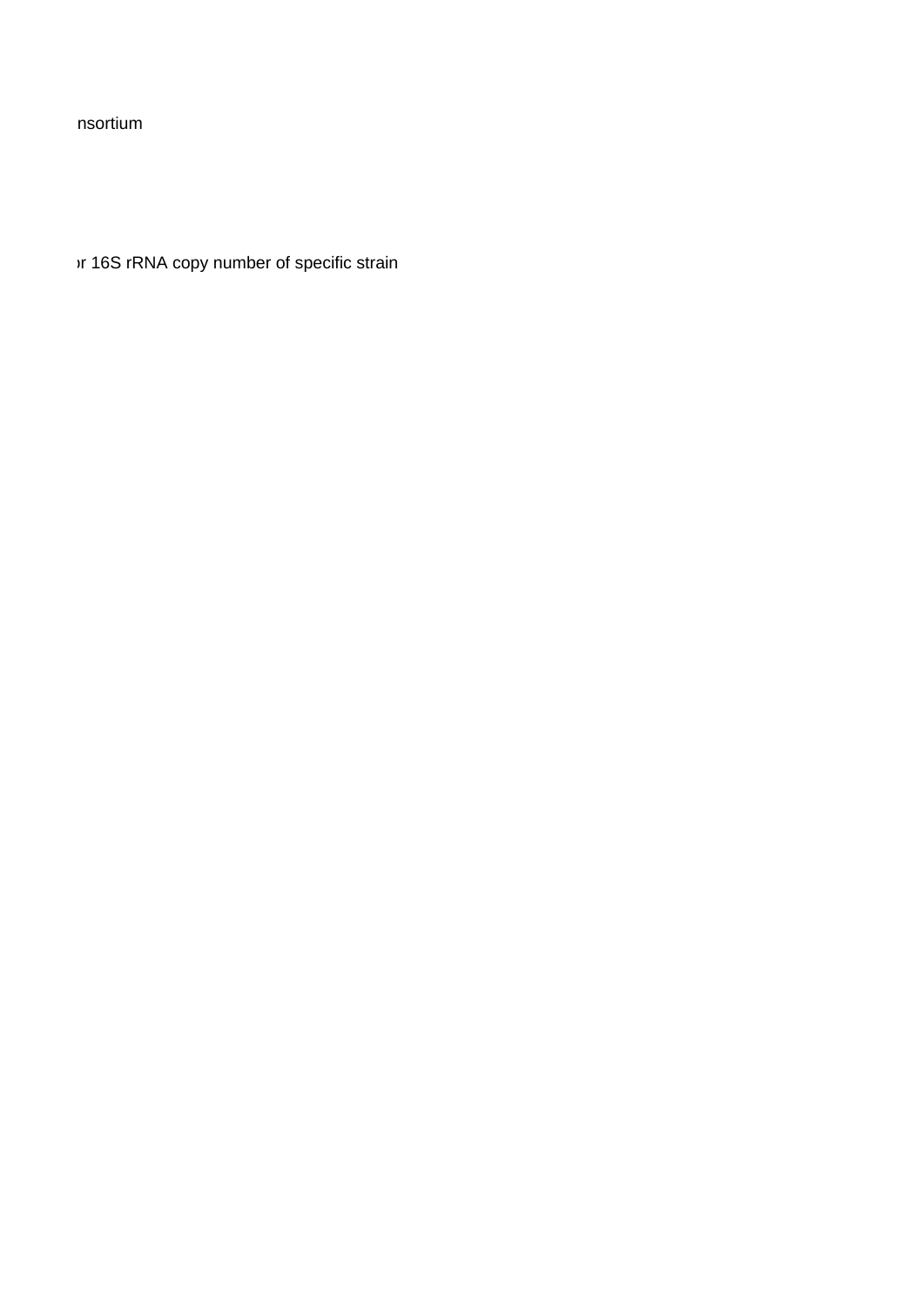nsortium

or 16S rRNA copy number of specific strain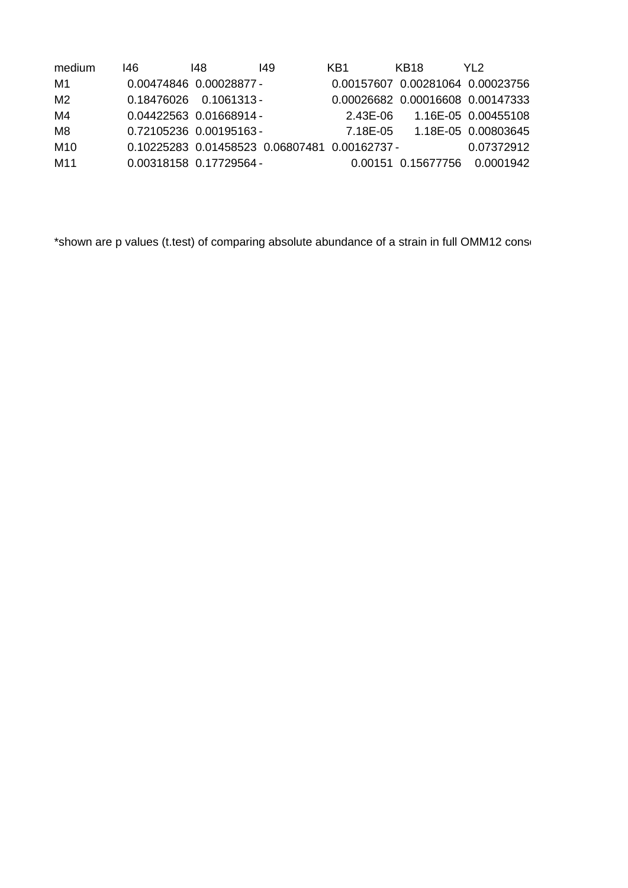| medium | I46 | I48 | I49 | KB1 | KB18 | YL2 |
|---|---|---|---|---|---|---|
| M1 | 0.00474846 | 0.00028877 | - | 0.00157607 | 0.00281064 | 0.00023756 |
| M2 | 0.18476026 | 0.1061313 | - | 0.00026682 | 0.00016608 | 0.00147333 |
| M4 | 0.04422563 | 0.01668914 | - | 2.43E-06 | 1.16E-05 | 0.00455108 |
| M8 | 0.72105236 | 0.00195163 | - | 7.18E-05 | 1.18E-05 | 0.00803645 |
| M10 | 0.10225283 | 0.01458523 | 0.06807481 | 0.00162737 | - | 0.07372912 |
| M11 | 0.00318158 | 0.17729564 | - | 0.00151 | 0.15677756 | 0.0001942 |

*shown are p values (t.test) of comparing absolute abundance of a strain in full OMM12 cons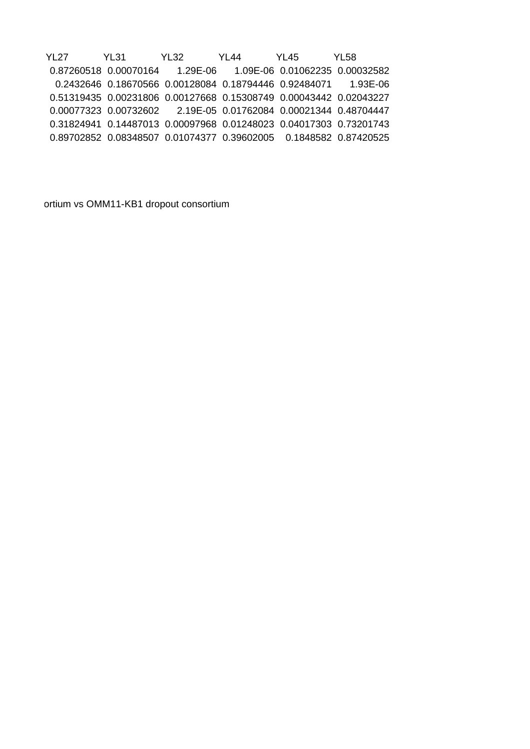| YL27 | YL31 | YL32 | YL44 | YL45 | YL58 |
|---|---|---|---|---|---|
| 0.87260518 | 0.00070164 | 1.29E-06 | 1.09E-06 | 0.01062235 | 0.00032582 |
| 0.2432646 | 0.18670566 | 0.00128084 | 0.18794446 | 0.92484071 | 1.93E-06 |
| 0.51319435 | 0.00231806 | 0.00127668 | 0.15308749 | 0.00043442 | 0.02043227 |
| 0.00077323 | 0.00732602 | 2.19E-05 | 0.01762084 | 0.00021344 | 0.48704447 |
| 0.31824941 | 0.14487013 | 0.00097968 | 0.01248023 | 0.04017303 | 0.73201743 |
| 0.89702852 | 0.08348507 | 0.01074377 | 0.39602005 | 0.1848582 | 0.87420525 |

ortium vs OMM11-KB1 dropout consortium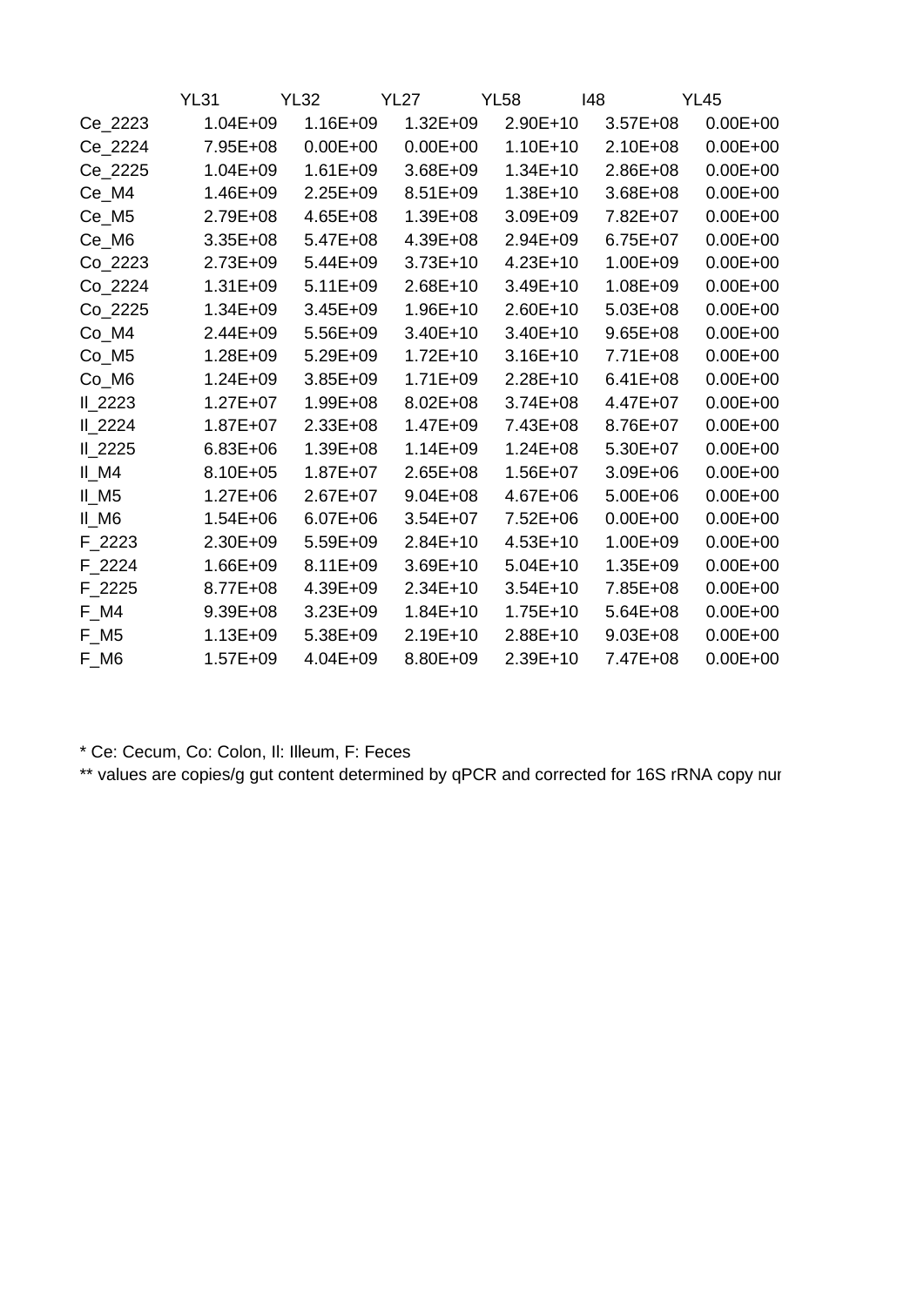| | YL31 | YL32 | YL27 | YL58 | I48 | YL45 |
|---|---|---|---|---|---|---|
| Ce_2223 | 1.04E+09 | 1.16E+09 | 1.32E+09 | 2.90E+10 | 3.57E+08 | 0.00E+00 |
| Ce_2224 | 7.95E+08 | 0.00E+00 | 0.00E+00 | 1.10E+10 | 2.10E+08 | 0.00E+00 |
| Ce_2225 | 1.04E+09 | 1.61E+09 | 3.68E+09 | 1.34E+10 | 2.86E+08 | 0.00E+00 |
| Ce_M4 | 1.46E+09 | 2.25E+09 | 8.51E+09 | 1.38E+10 | 3.68E+08 | 0.00E+00 |
| Ce_M5 | 2.79E+08 | 4.65E+08 | 1.39E+08 | 3.09E+09 | 7.82E+07 | 0.00E+00 |
| Ce_M6 | 3.35E+08 | 5.47E+08 | 4.39E+08 | 2.94E+09 | 6.75E+07 | 0.00E+00 |
| Co_2223 | 2.73E+09 | 5.44E+09 | 3.73E+10 | 4.23E+10 | 1.00E+09 | 0.00E+00 |
| Co_2224 | 1.31E+09 | 5.11E+09 | 2.68E+10 | 3.49E+10 | 1.08E+09 | 0.00E+00 |
| Co_2225 | 1.34E+09 | 3.45E+09 | 1.96E+10 | 2.60E+10 | 5.03E+08 | 0.00E+00 |
| Co_M4 | 2.44E+09 | 5.56E+09 | 3.40E+10 | 3.40E+10 | 9.65E+08 | 0.00E+00 |
| Co_M5 | 1.28E+09 | 5.29E+09 | 1.72E+10 | 3.16E+10 | 7.71E+08 | 0.00E+00 |
| Co_M6 | 1.24E+09 | 3.85E+09 | 1.71E+09 | 2.28E+10 | 6.41E+08 | 0.00E+00 |
| Il_2223 | 1.27E+07 | 1.99E+08 | 8.02E+08 | 3.74E+08 | 4.47E+07 | 0.00E+00 |
| Il_2224 | 1.87E+07 | 2.33E+08 | 1.47E+09 | 7.43E+08 | 8.76E+07 | 0.00E+00 |
| Il_2225 | 6.83E+06 | 1.39E+08 | 1.14E+09 | 1.24E+08 | 5.30E+07 | 0.00E+00 |
| Il_M4 | 8.10E+05 | 1.87E+07 | 2.65E+08 | 1.56E+07 | 3.09E+06 | 0.00E+00 |
| Il_M5 | 1.27E+06 | 2.67E+07 | 9.04E+08 | 4.67E+06 | 5.00E+06 | 0.00E+00 |
| Il_M6 | 1.54E+06 | 6.07E+06 | 3.54E+07 | 7.52E+06 | 0.00E+00 | 0.00E+00 |
| F_2223 | 2.30E+09 | 5.59E+09 | 2.84E+10 | 4.53E+10 | 1.00E+09 | 0.00E+00 |
| F_2224 | 1.66E+09 | 8.11E+09 | 3.69E+10 | 5.04E+10 | 1.35E+09 | 0.00E+00 |
| F_2225 | 8.77E+08 | 4.39E+09 | 2.34E+10 | 3.54E+10 | 7.85E+08 | 0.00E+00 |
| F_M4 | 9.39E+08 | 3.23E+09 | 1.84E+10 | 1.75E+10 | 5.64E+08 | 0.00E+00 |
| F_M5 | 1.13E+09 | 5.38E+09 | 2.19E+10 | 2.88E+10 | 9.03E+08 | 0.00E+00 |
| F_M6 | 1.57E+09 | 4.04E+09 | 8.80E+09 | 2.39E+10 | 7.47E+08 | 0.00E+00 |

* Ce: Cecum, Co: Colon, Il: Illeum, F: Feces

** values are copies/g gut content determined by qPCR and corrected for 16S rRNA copy nur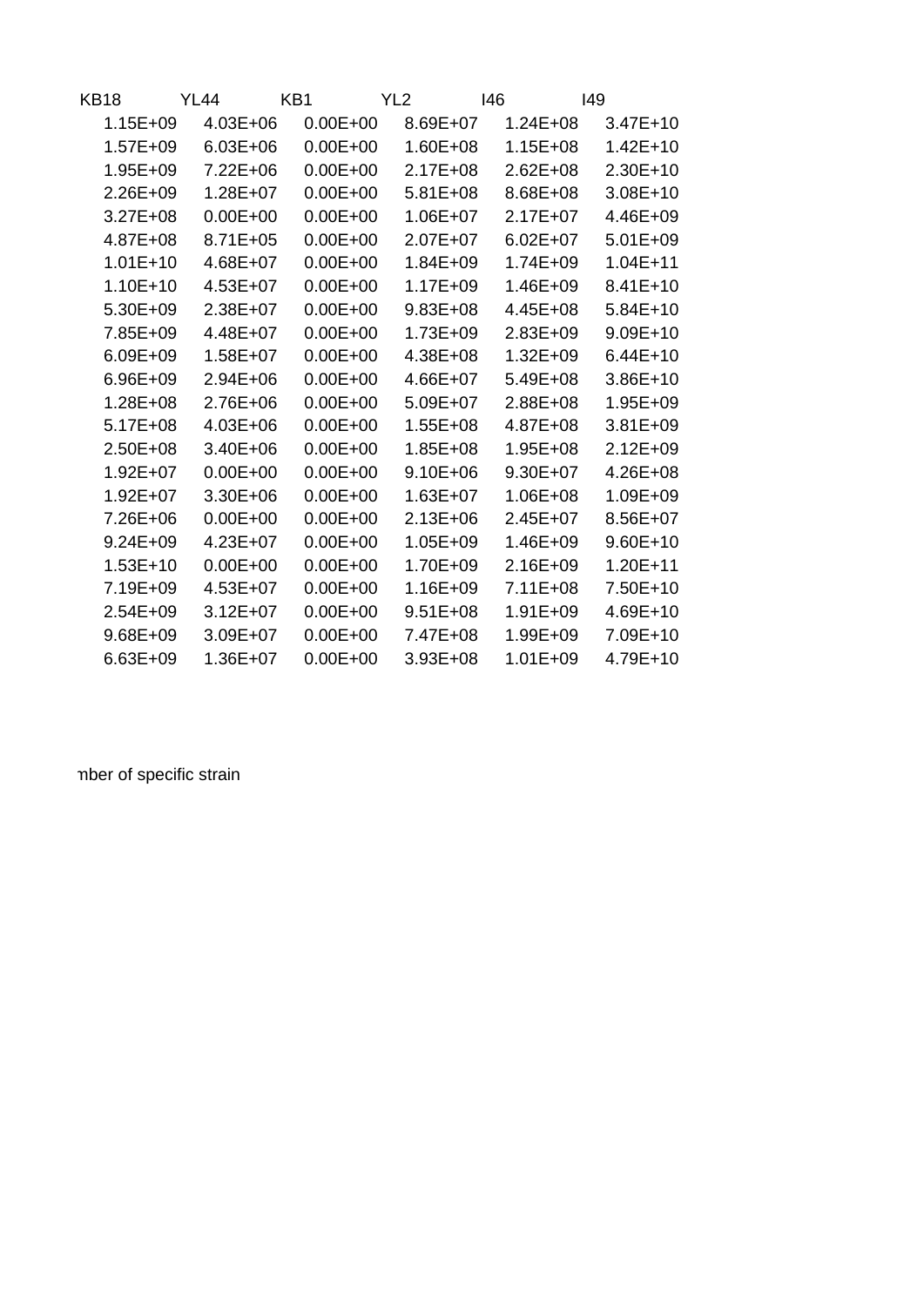| KB18 | YL44 | KB1 | YL2 | I46 | I49 |
|---|---|---|---|---|---|
| 1.15E+09 | 4.03E+06 | 0.00E+00 | 8.69E+07 | 1.24E+08 | 3.47E+10 |
| 1.57E+09 | 6.03E+06 | 0.00E+00 | 1.60E+08 | 1.15E+08 | 1.42E+10 |
| 1.95E+09 | 7.22E+06 | 0.00E+00 | 2.17E+08 | 2.62E+08 | 2.30E+10 |
| 2.26E+09 | 1.28E+07 | 0.00E+00 | 5.81E+08 | 8.68E+08 | 3.08E+10 |
| 3.27E+08 | 0.00E+00 | 0.00E+00 | 1.06E+07 | 2.17E+07 | 4.46E+09 |
| 4.87E+08 | 8.71E+05 | 0.00E+00 | 2.07E+07 | 6.02E+07 | 5.01E+09 |
| 1.01E+10 | 4.68E+07 | 0.00E+00 | 1.84E+09 | 1.74E+09 | 1.04E+11 |
| 1.10E+10 | 4.53E+07 | 0.00E+00 | 1.17E+09 | 1.46E+09 | 8.41E+10 |
| 5.30E+09 | 2.38E+07 | 0.00E+00 | 9.83E+08 | 4.45E+08 | 5.84E+10 |
| 7.85E+09 | 4.48E+07 | 0.00E+00 | 1.73E+09 | 2.83E+09 | 9.09E+10 |
| 6.09E+09 | 1.58E+07 | 0.00E+00 | 4.38E+08 | 1.32E+09 | 6.44E+10 |
| 6.96E+09 | 2.94E+06 | 0.00E+00 | 4.66E+07 | 5.49E+08 | 3.86E+10 |
| 1.28E+08 | 2.76E+06 | 0.00E+00 | 5.09E+07 | 2.88E+08 | 1.95E+09 |
| 5.17E+08 | 4.03E+06 | 0.00E+00 | 1.55E+08 | 4.87E+08 | 3.81E+09 |
| 2.50E+08 | 3.40E+06 | 0.00E+00 | 1.85E+08 | 1.95E+08 | 2.12E+09 |
| 1.92E+07 | 0.00E+00 | 0.00E+00 | 9.10E+06 | 9.30E+07 | 4.26E+08 |
| 1.92E+07 | 3.30E+06 | 0.00E+00 | 1.63E+07 | 1.06E+08 | 1.09E+09 |
| 7.26E+06 | 0.00E+00 | 0.00E+00 | 2.13E+06 | 2.45E+07 | 8.56E+07 |
| 9.24E+09 | 4.23E+07 | 0.00E+00 | 1.05E+09 | 1.46E+09 | 9.60E+10 |
| 1.53E+10 | 0.00E+00 | 0.00E+00 | 1.70E+09 | 2.16E+09 | 1.20E+11 |
| 7.19E+09 | 4.53E+07 | 0.00E+00 | 1.16E+09 | 7.11E+08 | 7.50E+10 |
| 2.54E+09 | 3.12E+07 | 0.00E+00 | 9.51E+08 | 1.91E+09 | 4.69E+10 |
| 9.68E+09 | 3.09E+07 | 0.00E+00 | 7.47E+08 | 1.99E+09 | 7.09E+10 |
| 6.63E+09 | 1.36E+07 | 0.00E+00 | 3.93E+08 | 1.01E+09 | 4.79E+10 |

mber of specific strain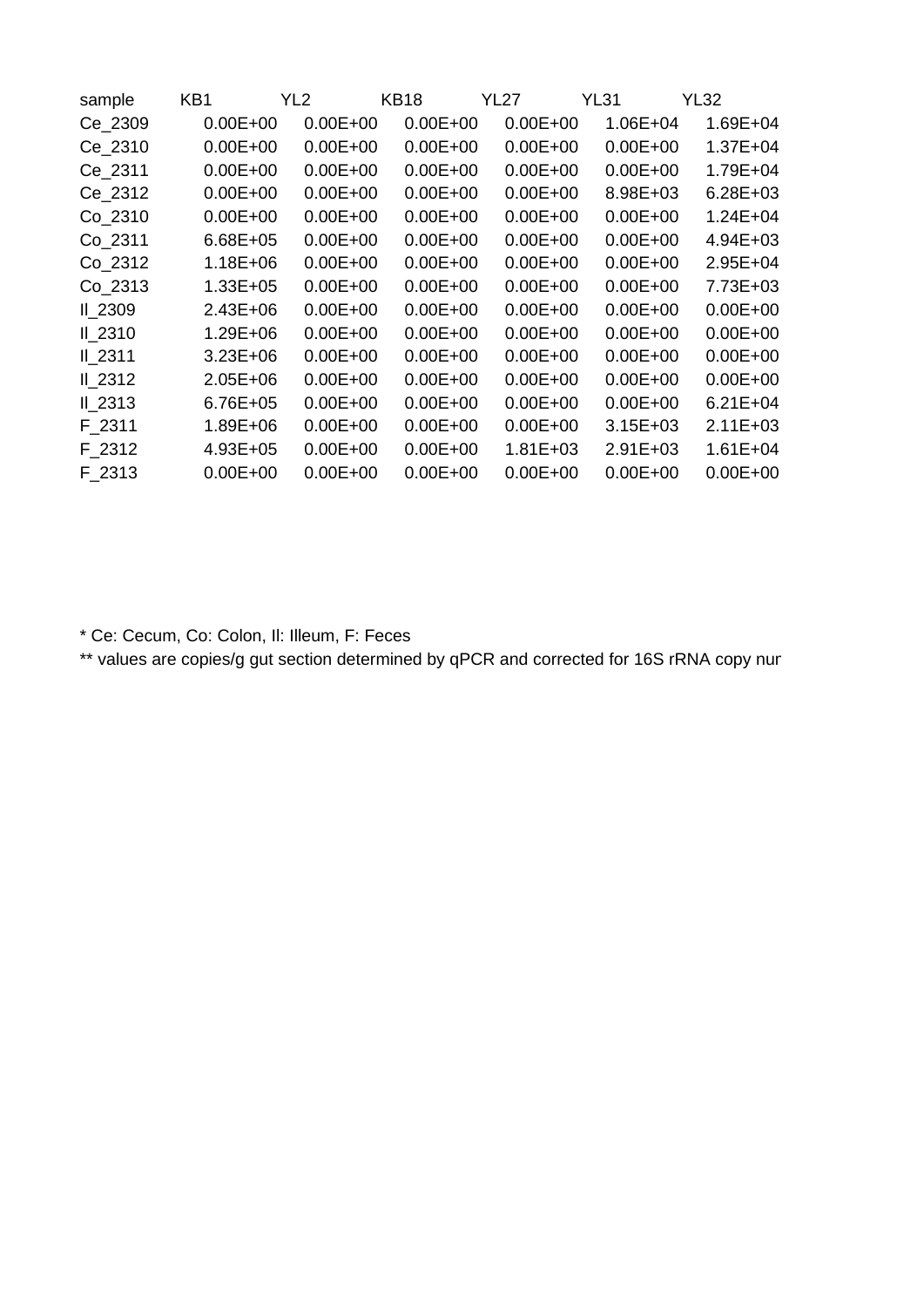| sample | KB1 | YL2 | KB18 | YL27 | YL31 | YL32 |
|---|---|---|---|---|---|---|
| Ce_2309 | 0.00E+00 | 0.00E+00 | 0.00E+00 | 0.00E+00 | 1.06E+04 | 1.69E+04 |
| Ce_2310 | 0.00E+00 | 0.00E+00 | 0.00E+00 | 0.00E+00 | 0.00E+00 | 1.37E+04 |
| Ce_2311 | 0.00E+00 | 0.00E+00 | 0.00E+00 | 0.00E+00 | 0.00E+00 | 1.79E+04 |
| Ce_2312 | 0.00E+00 | 0.00E+00 | 0.00E+00 | 0.00E+00 | 8.98E+03 | 6.28E+03 |
| Co_2310 | 0.00E+00 | 0.00E+00 | 0.00E+00 | 0.00E+00 | 0.00E+00 | 1.24E+04 |
| Co_2311 | 6.68E+05 | 0.00E+00 | 0.00E+00 | 0.00E+00 | 0.00E+00 | 4.94E+03 |
| Co_2312 | 1.18E+06 | 0.00E+00 | 0.00E+00 | 0.00E+00 | 0.00E+00 | 2.95E+04 |
| Co_2313 | 1.33E+05 | 0.00E+00 | 0.00E+00 | 0.00E+00 | 0.00E+00 | 7.73E+03 |
| Il_2309 | 2.43E+06 | 0.00E+00 | 0.00E+00 | 0.00E+00 | 0.00E+00 | 0.00E+00 |
| Il_2310 | 1.29E+06 | 0.00E+00 | 0.00E+00 | 0.00E+00 | 0.00E+00 | 0.00E+00 |
| Il_2311 | 3.23E+06 | 0.00E+00 | 0.00E+00 | 0.00E+00 | 0.00E+00 | 0.00E+00 |
| Il_2312 | 2.05E+06 | 0.00E+00 | 0.00E+00 | 0.00E+00 | 0.00E+00 | 0.00E+00 |
| Il_2313 | 6.76E+05 | 0.00E+00 | 0.00E+00 | 0.00E+00 | 0.00E+00 | 6.21E+04 |
| F_2311 | 1.89E+06 | 0.00E+00 | 0.00E+00 | 0.00E+00 | 3.15E+03 | 2.11E+03 |
| F_2312 | 4.93E+05 | 0.00E+00 | 0.00E+00 | 1.81E+03 | 2.91E+03 | 1.61E+04 |
| F_2313 | 0.00E+00 | 0.00E+00 | 0.00E+00 | 0.00E+00 | 0.00E+00 | 0.00E+00 |

* Ce: Cecum, Co: Colon, Il: Illeum, F: Feces

** values are copies/g gut section determined by qPCR and corrected for 16S rRNA copy nur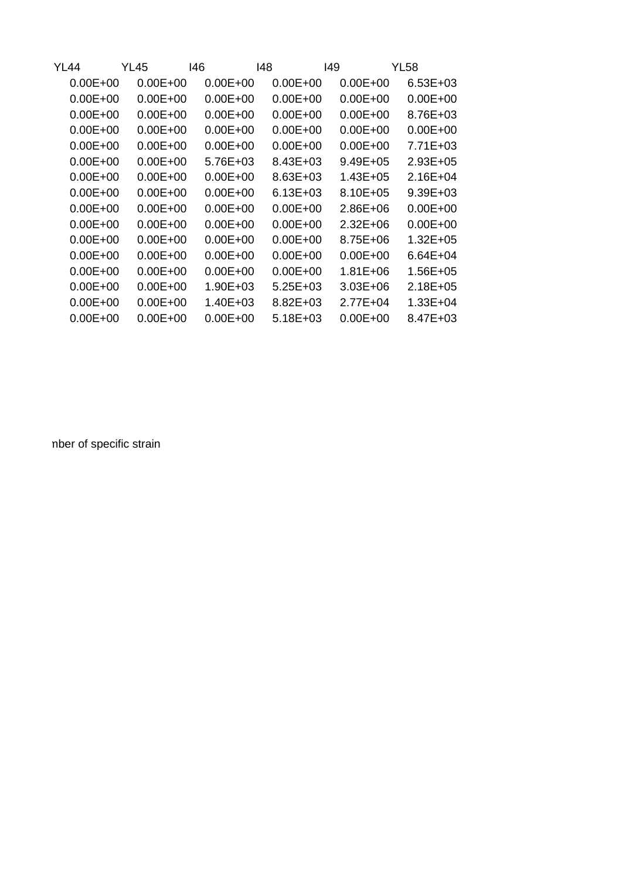| YL44 | YL45 | I46 | I48 | I49 | YL58 |
|---|---|---|---|---|---|
| 0.00E+00 | 0.00E+00 | 0.00E+00 | 0.00E+00 | 0.00E+00 | 6.53E+03 |
| 0.00E+00 | 0.00E+00 | 0.00E+00 | 0.00E+00 | 0.00E+00 | 0.00E+00 |
| 0.00E+00 | 0.00E+00 | 0.00E+00 | 0.00E+00 | 0.00E+00 | 8.76E+03 |
| 0.00E+00 | 0.00E+00 | 0.00E+00 | 0.00E+00 | 0.00E+00 | 0.00E+00 |
| 0.00E+00 | 0.00E+00 | 0.00E+00 | 0.00E+00 | 0.00E+00 | 7.71E+03 |
| 0.00E+00 | 0.00E+00 | 5.76E+03 | 8.43E+03 | 9.49E+05 | 2.93E+05 |
| 0.00E+00 | 0.00E+00 | 0.00E+00 | 8.63E+03 | 1.43E+05 | 2.16E+04 |
| 0.00E+00 | 0.00E+00 | 0.00E+00 | 6.13E+03 | 8.10E+05 | 9.39E+03 |
| 0.00E+00 | 0.00E+00 | 0.00E+00 | 0.00E+00 | 2.86E+06 | 0.00E+00 |
| 0.00E+00 | 0.00E+00 | 0.00E+00 | 0.00E+00 | 2.32E+06 | 0.00E+00 |
| 0.00E+00 | 0.00E+00 | 0.00E+00 | 0.00E+00 | 8.75E+06 | 1.32E+05 |
| 0.00E+00 | 0.00E+00 | 0.00E+00 | 0.00E+00 | 0.00E+00 | 6.64E+04 |
| 0.00E+00 | 0.00E+00 | 0.00E+00 | 0.00E+00 | 1.81E+06 | 1.56E+05 |
| 0.00E+00 | 0.00E+00 | 1.90E+03 | 5.25E+03 | 3.03E+06 | 2.18E+05 |
| 0.00E+00 | 0.00E+00 | 1.40E+03 | 8.82E+03 | 2.77E+04 | 1.33E+04 |
| 0.00E+00 | 0.00E+00 | 0.00E+00 | 5.18E+03 | 0.00E+00 | 8.47E+03 |

nber of specific strain